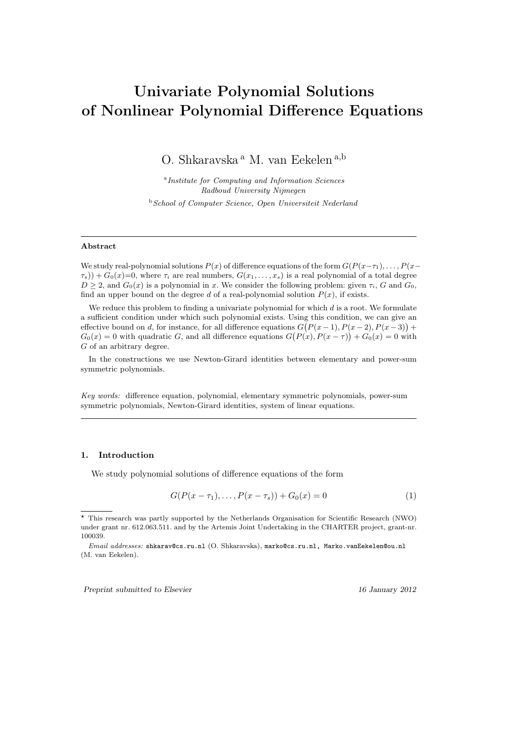# Univariate Polynomial Solutions of Nonlinear Polynomial Difference Equations

O. Shkaravska [a] M. van Eekelen [a,b]

[a] *Institute for Computing and Information Sciences*
*Radboud University Nijmegen*

[b] *School of Computer Science, Open Universiteit Nederland*

---

**Abstract**

We study real-polynomial solutions $P(x)$ of difference equations of the form $G(P(x-\tau_1), \ldots, P(x-\tau_s)) + G_0(x)=0$, where $\tau_i$ are real numbers, $G(x_1, \ldots, x_s)$ is a real polynomial of a total degree $D \geq 2$, and $G_0(x)$ is a polynomial in $x$. We consider the following problem: given $\tau_i$, $G$ and $G_0$, find an upper bound on the degree $d$ of a real-polynomial solution $P(x)$, if exists.

We reduce this problem to finding a univariate polynomial for which $d$ is a root. We formulate a sufficient condition under which such polynomial exists. Using this condition, we can give an effective bound on $d$, for instance, for all difference equations $G\big(P(x-1), P(x-2), P(x-3)\big) + G_0(x) = 0$ with quadratic $G$, and all difference equations $G\big(P(x), P(x-\tau)\big) + G_0(x) = 0$ with $G$ of an arbitrary degree.

In the constructions we use Newton-Girard identities between elementary and power-sum symmetric polynomials.

*Key words:* difference equation, polynomial, elementary symmetric polynomials, power-sum symmetric polynomials, Newton-Girard identities, system of linear equations.

---

## 1. Introduction

We study polynomial solutions of difference equations of the form

$$G(P(x - \tau_1), \ldots, P(x - \tau_s)) + G_0(x) = 0 \tag{1}$$

---

⋆ This research was partly supported by the Netherlands Organisation for Scientific Research (NWO) under grant nr. 612.063.511. and by the Artemis Joint Undertaking in the CHARTER project, grant-nr. 100039.

*Email addresses:* shkarav@cs.ru.nl (O. Shkaravska), marko@cs.ru.nl, Marko.vanEekelen@ou.nl (M. van Eekelen).

*Preprint submitted to Elsevier* *16 January 2012*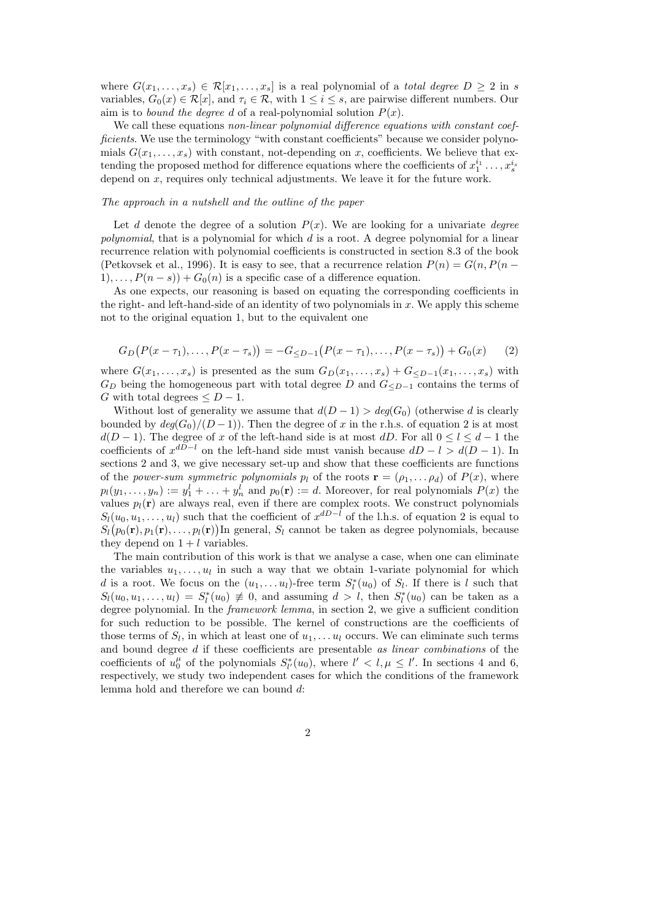where $G(x_1, \ldots, x_s) \in \mathcal{R}[x_1, \ldots, x_s]$ is a real polynomial of a *total degree* $D \geq 2$ in $s$ variables, $G_0(x) \in \mathcal{R}[x]$, and $\tau_i \in \mathcal{R}$, with $1 \leq i \leq s$, are pairwise different numbers. Our aim is to *bound the degree* $d$ of a real-polynomial solution $P(x)$.

We call these equations *non-linear polynomial difference equations with constant coefficients*. We use the terminology "with constant coefficients" because we consider polynomials $G(x_1, \ldots, x_s)$ with constant, not-depending on $x$, coefficients. We believe that extending the proposed method for difference equations where the coefficients of $x_1^{i_1} \ldots, x_s^{i_s}$ depend on $x$, requires only technical adjustments. We leave it for the future work.

*The approach in a nutshell and the outline of the paper*

Let $d$ denote the degree of a solution $P(x)$. We are looking for a univariate *degree polynomial*, that is a polynomial for which $d$ is a root. A degree polynomial for a linear recurrence relation with polynomial coefficients is constructed in section 8.3 of the book (Petkovsek et al., 1996). It is easy to see, that a recurrence relation $P(n) = G(n, P(n-1), \ldots, P(n-s)) + G_0(n)$ is a specific case of a difference equation.

As one expects, our reasoning is based on equating the corresponding coefficients in the right- and left-hand-side of an identity of two polynomials in $x$. We apply this scheme not to the original equation 1, but to the equivalent one

$$G_D\big(P(x-\tau_1), \ldots, P(x-\tau_s)\big) = -G_{\leq D-1}\big(P(x-\tau_1), \ldots, P(x-\tau_s)\big) + G_0(x) \qquad (2)$$

where $G(x_1, \ldots, x_s)$ is presented as the sum $G_D(x_1, \ldots, x_s) + G_{\leq D-1}(x_1, \ldots, x_s)$ with $G_D$ being the homogeneous part with total degree $D$ and $G_{\leq D-1}$ contains the terms of $G$ with total degrees $\leq D-1$.

Without lost of generality we assume that $d(D-1) > deg(G_0)$ (otherwise $d$ is clearly bounded by $deg(G_0)/(D-1)$). Then the degree of $x$ in the r.h.s. of equation 2 is at most $d(D-1)$. The degree of $x$ of the left-hand side is at most $dD$. For all $0 \leq l \leq d-1$ the coefficients of $x^{dD-l}$ on the left-hand side must vanish because $dD - l > d(D-1)$. In sections 2 and 3, we give necessary set-up and show that these coefficients are functions of the *power-sum symmetric polynomials* $p_l$ of the roots $\mathbf{r} = (\rho_1, \ldots \rho_d)$ of $P(x)$, where $p_l(y_1, \ldots, y_n) := y_1^l + \ldots + y_n^l$ and $p_0(\mathbf{r}) := d$. Moreover, for real polynomials $P(x)$ the values $p_l(\mathbf{r})$ are always real, even if there are complex roots. We construct polynomials $S_l(u_0, u_1, \ldots, u_l)$ such that the coefficient of $x^{dD-l}$ of the l.h.s. of equation 2 is equal to $S_l\big(p_0(\mathbf{r}), p_1(\mathbf{r}), \ldots, p_l(\mathbf{r})\big)$In general, $S_l$ cannot be taken as degree polynomials, because they depend on $1 + l$ variables.

The main contribution of this work is that we analyse a case, when one can eliminate the variables $u_1, \ldots, u_l$ in such a way that we obtain 1-variate polynomial for which $d$ is a root. We focus on the $(u_1, \ldots u_l)$-free term $S_l^*(u_0)$ of $S_l$. If there is $l$ such that $S_l(u_0, u_1, \ldots, u_l) = S_l^*(u_0) \not\equiv 0$, and assuming $d > l$, then $S_l^*(u_0)$ can be taken as a degree polynomial. In the *framework lemma*, in section 2, we give a sufficient condition for such reduction to be possible. The kernel of constructions are the coefficients of those terms of $S_l$, in which at least one of $u_1, \ldots u_l$ occurs. We can eliminate such terms and bound degree $d$ if these coefficients are presentable *as linear combinations* of the coefficients of $u_0^\mu$ of the polynomials $S_{l'}^*(u_0)$, where $l' < l, \mu \leq l'$. In sections 4 and 6, respectively, we study two independent cases for which the conditions of the framework lemma hold and therefore we can bound $d$: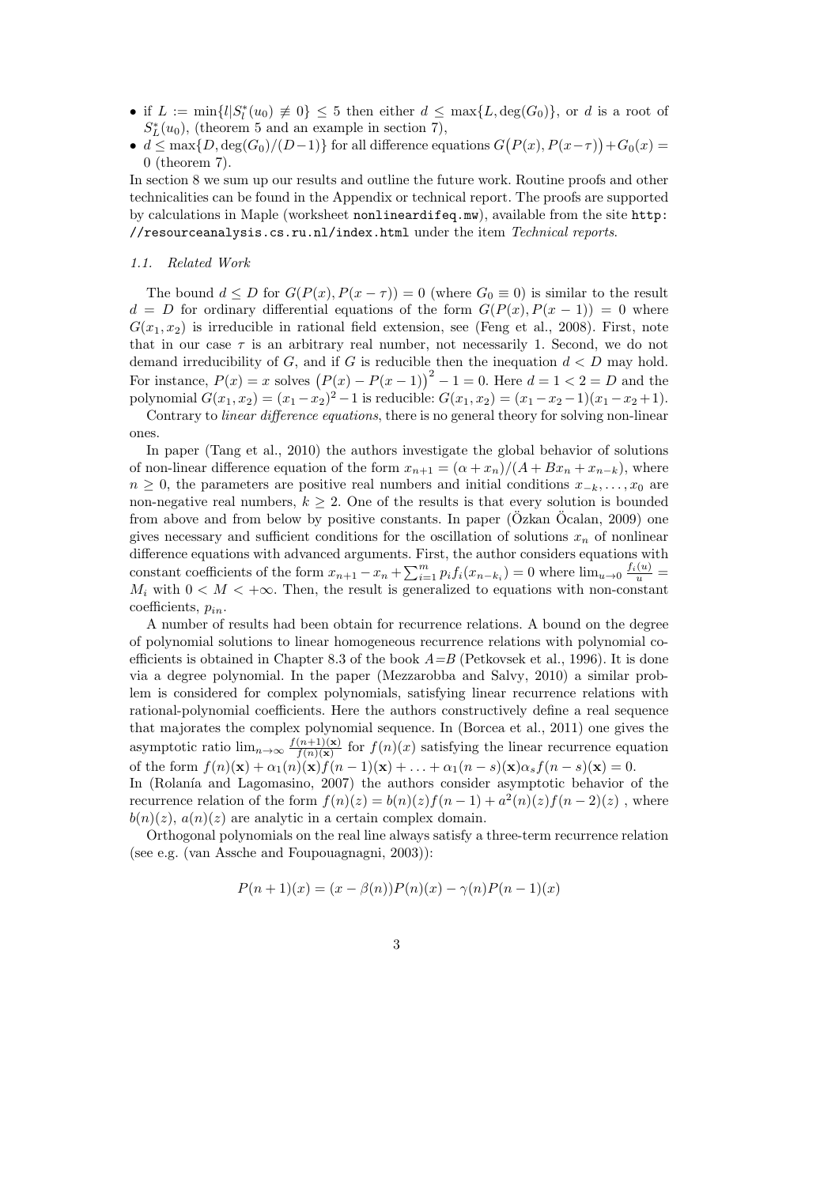- if $L := \min\{l | S_l^*(u_0) \not\equiv 0\} \leq 5$ then either $d \leq \max\{L, \deg(G_0)\}$, or $d$ is a root of $S_L^*(u_0)$, (theorem 5 and an example in section 7),
- $d \leq \max\{D, \deg(G_0)/(D-1)\}$ for all difference equations $G\big(P(x), P(x-\tau)\big) + G_0(x) = 0$ (theorem 7).

In section 8 we sum up our results and outline the future work. Routine proofs and other technicalities can be found in the Appendix or technical report. The proofs are supported by calculations in Maple (worksheet `nonlineardifeq.mw`), available from the site `http://resourceanalysis.cs.ru.nl/index.html` under the item *Technical reports*.

### 1.1. Related Work

The bound $d \leq D$ for $G(P(x), P(x-\tau)) = 0$ (where $G_0 \equiv 0$) is similar to the result $d = D$ for ordinary differential equations of the form $G(P(x), P(x-1)) = 0$ where $G(x_1, x_2)$ is irreducible in rational field extension, see (Feng et al., 2008). First, note that in our case $\tau$ is an arbitrary real number, not necessarily 1. Second, we do not demand irreducibility of $G$, and if $G$ is reducible then the inequation $d < D$ may hold. For instance, $P(x) = x$ solves $\big(P(x) - P(x-1)\big)^2 - 1 = 0$. Here $d = 1 < 2 = D$ and the polynomial $G(x_1, x_2) = (x_1 - x_2)^2 - 1$ is reducible: $G(x_1, x_2) = (x_1 - x_2 - 1)(x_1 - x_2 + 1)$.

Contrary to *linear difference equations*, there is no general theory for solving non-linear ones.

In paper (Tang et al., 2010) the authors investigate the global behavior of solutions of non-linear difference equation of the form $x_{n+1} = (\alpha + x_n)/(A + Bx_n + x_{n-k})$, where $n \geq 0$, the parameters are positive real numbers and initial conditions $x_{-k}, \ldots, x_0$ are non-negative real numbers, $k \geq 2$. One of the results is that every solution is bounded from above and from below by positive constants. In paper (Özkan Öcalan, 2009) one gives necessary and sufficient conditions for the oscillation of solutions $x_n$ of nonlinear difference equations with advanced arguments. First, the author considers equations with constant coefficients of the form $x_{n+1} - x_n + \sum_{i=1}^{m} p_i f_i(x_{n-k_i}) = 0$ where $\lim_{u \to 0} \frac{f_i(u)}{u} = M_i$ with $0 < M < +\infty$. Then, the result is generalized to equations with non-constant coefficients, $p_{in}$.

A number of results had been obtain for recurrence relations. A bound on the degree of polynomial solutions to linear homogeneous recurrence relations with polynomial coefficients is obtained in Chapter 8.3 of the book *A=B* (Petkovsek et al., 1996). It is done via a degree polynomial. In the paper (Mezzarobba and Salvy, 2010) a similar problem is considered for complex polynomials, satisfying linear recurrence relations with rational-polynomial coefficients. Here the authors constructively define a real sequence that majorates the complex polynomial sequence. In (Borcea et al., 2011) one gives the asymptotic ratio $\lim_{n\to\infty} \frac{f(n+1)(\mathbf{x})}{f(n)(\mathbf{x})}$ for $f(n)(x)$ satisfying the linear recurrence equation of the form $f(n)(\mathbf{x}) + \alpha_1(n)(\mathbf{x}) f(n-1)(\mathbf{x}) + \ldots + \alpha_1(n-s)(\mathbf{x})\alpha_s f(n-s)(\mathbf{x}) = 0$.
In (Rolanía and Lagomasino, 2007) the authors consider asymptotic behavior of the recurrence relation of the form $f(n)(z) = b(n)(z)f(n-1) + a^2(n)(z)f(n-2)(z)$ , where $b(n)(z)$, $a(n)(z)$ are analytic in a certain complex domain.

Orthogonal polynomials on the real line always satisfy a three-term recurrence relation (see e.g. (van Assche and Foupouagnagni, 2003)):

$$P(n+1)(x) = (x - \beta(n))P(n)(x) - \gamma(n)P(n-1)(x)$$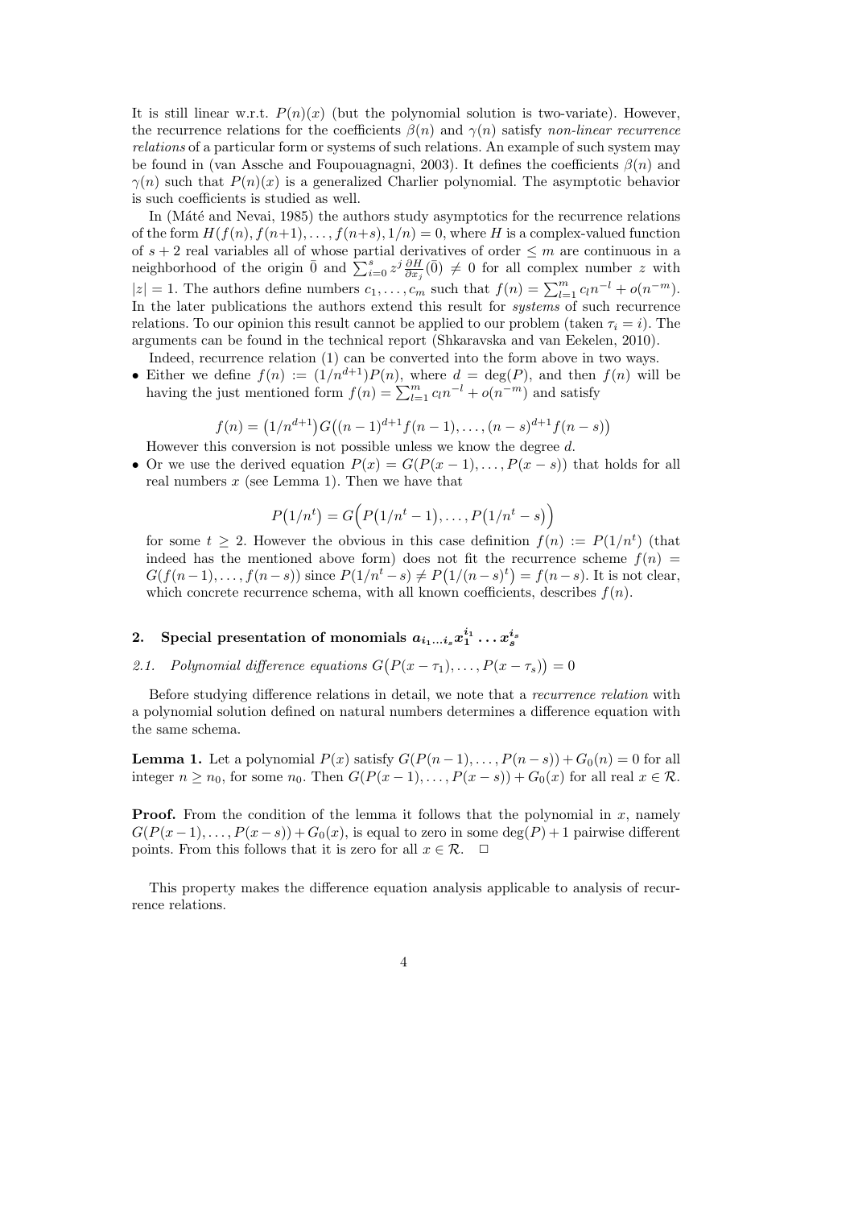It is still linear w.r.t. $P(n)(x)$ (but the polynomial solution is two-variate). However, the recurrence relations for the coefficients $\beta(n)$ and $\gamma(n)$ satisfy *non-linear recurrence relations* of a particular form or systems of such relations. An example of such system may be found in (van Assche and Foupouagnagni, 2003). It defines the coefficients $\beta(n)$ and $\gamma(n)$ such that $P(n)(x)$ is a generalized Charlier polynomial. The asymptotic behavior is such coefficients is studied as well.

In (Máté and Nevai, 1985) the authors study asymptotics for the recurrence relations of the form $H(f(n), f(n+1), \ldots, f(n+s), 1/n) = 0$, where $H$ is a complex-valued function of $s+2$ real variables all of whose partial derivatives of order $\leq m$ are continuous in a neighborhood of the origin $\bar{0}$ and $\sum_{i=0}^{s} z^j \frac{\partial H}{\partial x_j}(\bar{0}) \neq 0$ for all complex number $z$ with $|z| = 1$. The authors define numbers $c_1, \ldots, c_m$ such that $f(n) = \sum_{l=1}^{m} c_l n^{-l} + o(n^{-m})$. In the later publications the authors extend this result for *systems* of such recurrence relations. To our opinion this result cannot be applied to our problem (taken $\tau_i = i$). The arguments can be found in the technical report (Shkaravska and van Eekelen, 2010).

Indeed, recurrence relation (1) can be converted into the form above in two ways.

- Either we define $f(n) := (1/n^{d+1})P(n)$, where $d = \deg(P)$, and then $f(n)$ will be having the just mentioned form $f(n) = \sum_{l=1}^{m} c_l n^{-l} + o(n^{-m})$ and satisfy

$$f(n) = \big(1/n^{d+1}\big) G\big((n-1)^{d+1} f(n-1), \ldots, (n-s)^{d+1} f(n-s)\big)$$

  However this conversion is not possible unless we know the degree $d$.

- Or we use the derived equation $P(x) = G(P(x-1), \ldots, P(x-s))$ that holds for all real numbers $x$ (see Lemma 1). Then we have that

$$P\big(1/n^t\big) = G\Big(P\big(1/n^t - 1\big), \ldots, P\big(1/n^t - s\big)\Big)$$

  for some $t \geq 2$. However the obvious in this case definition $f(n) := P(1/n^t)$ (that indeed has the mentioned above form) does not fit the recurrence scheme $f(n) = G(f(n-1), \ldots, f(n-s))$ since $P(1/n^t - s) \neq P\big(1/(n-s)^t\big) = f(n-s)$. It is not clear, which concrete recurrence schema, with all known coefficients, describes $f(n)$.

## 2. Special presentation of monomials $a_{i_1 \ldots i_s} x_1^{i_1} \ldots x_s^{i_s}$

### *2.1. Polynomial difference equations $G\big(P(x - \tau_1), \ldots, P(x - \tau_s)\big) = 0$*

Before studying difference relations in detail, we note that a *recurrence relation* with a polynomial solution defined on natural numbers determines a difference equation with the same schema.

**Lemma 1.** Let a polynomial $P(x)$ satisfy $G(P(n-1), \ldots, P(n-s)) + G_0(n) = 0$ for all integer $n \geq n_0$, for some $n_0$. Then $G(P(x-1), \ldots, P(x-s)) + G_0(x)$ for all real $x \in \mathcal{R}$.

**Proof.** From the condition of the lemma it follows that the polynomial in $x$, namely $G(P(x-1), \ldots, P(x-s)) + G_0(x)$, is equal to zero in some $\deg(P) + 1$ pairwise different points. From this follows that it is zero for all $x \in \mathcal{R}$. $\Box$

This property makes the difference equation analysis applicable to analysis of recurrence relations.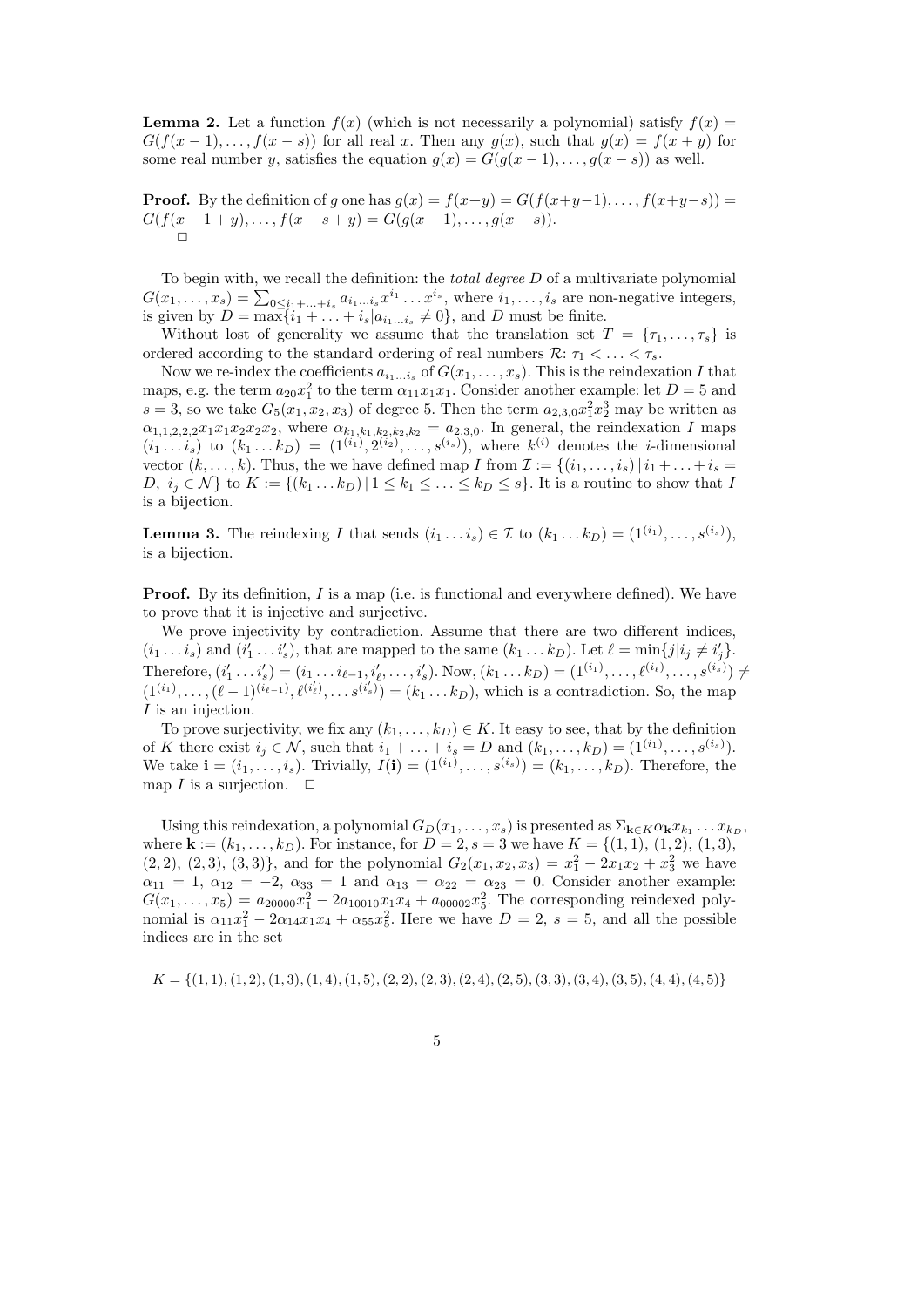**Lemma 2.** Let a function $f(x)$ (which is not necessarily a polynomial) satisfy $f(x) = G(f(x-1), \ldots, f(x-s))$ for all real $x$. Then any $g(x)$, such that $g(x) = f(x+y)$ for some real number $y$, satisfies the equation $g(x) = G(g(x-1), \ldots, g(x-s))$ as well.

**Proof.** By the definition of $g$ one has $g(x) = f(x+y) = G(f(x+y-1), \ldots, f(x+y-s)) = G(f(x-1+y), \ldots, f(x-s+y) = G(g(x-1), \ldots, g(x-s))$.
□

To begin with, we recall the definition: the *total degree* $D$ of a multivariate polynomial $G(x_1, \ldots, x_s) = \sum_{0 \leq i_1 + \ldots + i_s} a_{i_1 \ldots i_s} x^{i_1} \ldots x^{i_s}$, where $i_1, \ldots, i_s$ are non-negative integers, is given by $D = \max\{i_1 + \ldots + i_s | a_{i_1 \ldots i_s} \neq 0\}$, and $D$ must be finite.

Without lost of generality we assume that the translation set $T = \{\tau_1, \ldots, \tau_s\}$ is ordered according to the standard ordering of real numbers $\mathcal{R}$: $\tau_1 < \ldots < \tau_s$.

Now we re-index the coefficients $a_{i_1 \ldots i_s}$ of $G(x_1, \ldots, x_s)$. This is the reindexation $I$ that maps, e.g. the term $a_{20}x_1^2$ to the term $\alpha_{11}x_1x_1$. Consider another example: let $D = 5$ and $s = 3$, so we take $G_5(x_1, x_2, x_3)$ of degree 5. Then the term $a_{2,3,0}x_1^2x_2^3$ may be written as $\alpha_{1,1,2,2,2}x_1x_1x_2x_2x_2$, where $\alpha_{k_1,k_1,k_2,k_2,k_2} = a_{2,3,0}$. In general, the reindexation $I$ maps $(i_1 \ldots i_s)$ to $(k_1 \ldots k_D) = (1^{(i_1)}, 2^{(i_2)}, \ldots, s^{(i_s)})$, where $k^{(i)}$ denotes the $i$-dimensional vector $(k, \ldots, k)$. Thus, the we have defined map $I$ from $\mathcal{I} := \{(i_1, \ldots, i_s) \,|\, i_1 + \ldots + i_s = D,\ i_j \in \mathcal{N}\}$ to $K := \{(k_1 \ldots k_D) \,|\, 1 \leq k_1 \leq \ldots \leq k_D \leq s\}$. It is a routine to show that $I$ is a bijection.

**Lemma 3.** The reindexing $I$ that sends $(i_1 \ldots i_s) \in \mathcal{I}$ to $(k_1 \ldots k_D) = (1^{(i_1)}, \ldots, s^{(i_s)})$, is a bijection.

**Proof.** By its definition, $I$ is a map (i.e. is functional and everywhere defined). We have to prove that it is injective and surjective.

We prove injectivity by contradiction. Assume that there are two different indices, $(i_1 \ldots i_s)$ and $(i'_1 \ldots i'_s)$, that are mapped to the same $(k_1 \ldots k_D)$. Let $\ell = \min\{j | i_j \neq i'_j\}$. Therefore, $(i'_1 \ldots i'_s) = (i_1 \ldots i_{\ell-1}, i'_\ell, \ldots, i'_s)$. Now, $(k_1 \ldots k_D) = (1^{(i_1)}, \ldots, \ell^{(i_\ell)}, \ldots, s^{(i_s)}) \neq (1^{(i_1)}, \ldots, (\ell-1)^{(i_{\ell-1})}, \ell^{(i'_\ell)}, \ldots s^{(i'_s)}) = (k_1 \ldots k_D)$, which is a contradiction. So, the map $I$ is an injection.

To prove surjectivity, we fix any $(k_1, \ldots, k_D) \in K$. It easy to see, that by the definition of $K$ there exist $i_j \in \mathcal{N}$, such that $i_1 + \ldots + i_s = D$ and $(k_1, \ldots, k_D) = (1^{(i_1)}, \ldots, s^{(i_s)})$. We take $\mathbf{i} = (i_1, \ldots, i_s)$. Trivially, $I(\mathbf{i}) = (1^{(i_1)}, \ldots, s^{(i_s)}) = (k_1, \ldots, k_D)$. Therefore, the map $I$ is a surjection. □

Using this reindexation, a polynomial $G_D(x_1, \ldots, x_s)$ is presented as $\Sigma_{\mathbf{k} \in K} \alpha_{\mathbf{k}} x_{k_1} \ldots x_{k_D}$, where $\mathbf{k} := (k_1, \ldots, k_D)$. For instance, for $D = 2, s = 3$ we have $K = \{(1,1), (1,2), (1,3), (2,2), (2,3), (3,3)\}$, and for the polynomial $G_2(x_1, x_2, x_3) = x_1^2 - 2x_1x_2 + x_3^2$ we have $\alpha_{11} = 1$, $\alpha_{12} = -2$, $\alpha_{33} = 1$ and $\alpha_{13} = \alpha_{22} = \alpha_{23} = 0$. Consider another example: $G(x_1, \ldots, x_5) = a_{20000}x_1^2 - 2a_{10010}x_1x_4 + a_{00002}x_5^2$. The corresponding reindexed polynomial is $\alpha_{11}x_1^2 - 2\alpha_{14}x_1x_4 + \alpha_{55}x_5^2$. Here we have $D = 2$, $s = 5$, and all the possible indices are in the set

$$K = \{(1,1), (1,2), (1,3), (1,4), (1,5), (2,2), (2,3), (2,4), (2,5), (3,3), (3,4), (3,5), (4,4), (4,5)\}$$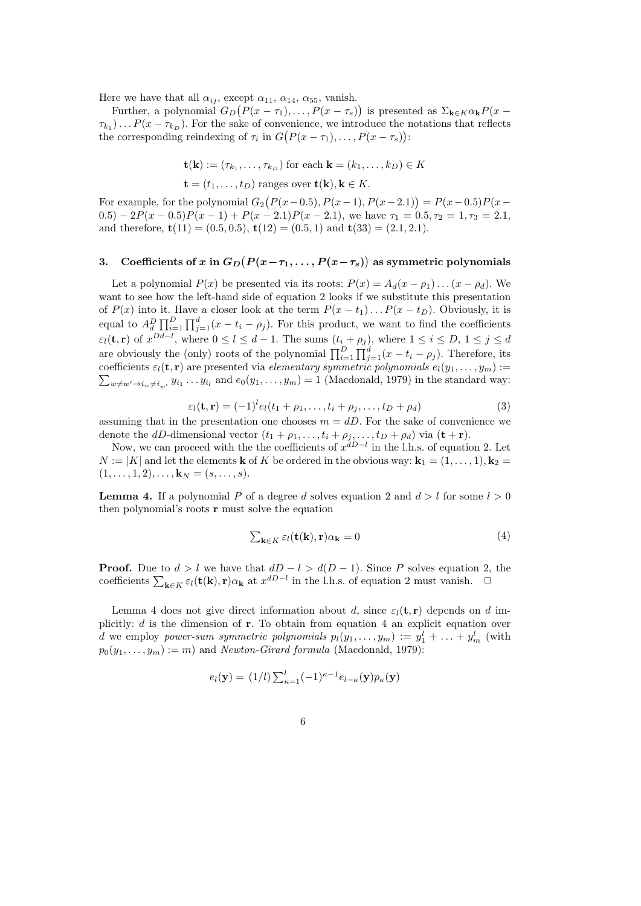Here we have that all $\alpha_{ij}$, except $\alpha_{11}$, $\alpha_{14}$, $\alpha_{55}$, vanish.

Further, a polynomial $G_D\big(P(x-\tau_1),\ldots,P(x-\tau_s)\big)$ is presented as $\Sigma_{\mathbf{k}\in K}\alpha_{\mathbf{k}}P(x-\tau_{k_1})\ldots P(x-\tau_{k_D})$. For the sake of convenience, we introduce the notations that reflects the corresponding reindexing of $\tau_i$ in $G\big(P(x-\tau_1),\ldots,P(x-\tau_s)\big)$:

$$\mathbf{t}(\mathbf{k}) := (\tau_{k_1},\ldots,\tau_{k_D}) \text{ for each } \mathbf{k} = (k_1,\ldots,k_D) \in K$$

$$\mathbf{t} = (t_1,\ldots,t_D) \text{ ranges over } \mathbf{t}(\mathbf{k}), \mathbf{k} \in K.$$

For example, for the polynomial $G_2\big(P(x-0.5), P(x-1), P(x-2.1)\big) = P(x-0.5)P(x-0.5) - 2P(x-0.5)P(x-1) + P(x-2.1)P(x-2.1)$, we have $\tau_1 = 0.5, \tau_2 = 1, \tau_3 = 2.1$, and therefore, $\mathbf{t}(11) = (0.5, 0.5)$, $\mathbf{t}(12) = (0.5, 1)$ and $\mathbf{t}(33) = (2.1, 2.1)$.

## 3. Coefficients of $x$ in $G_D\big(P(x-\tau_1,\ldots,P(x-\tau_s)\big)$ as symmetric polynomials

Let a polynomial $P(x)$ be presented via its roots: $P(x) = A_d(x-\rho_1)\ldots(x-\rho_d)$. We want to see how the left-hand side of equation 2 looks if we substitute this presentation of $P(x)$ into it. Have a closer look at the term $P(x-t_1)\ldots P(x-t_D)$. Obviously, it is equal to $A_d^D \prod_{i=1}^{D}\prod_{j=1}^{d}(x-t_i-\rho_j)$. For this product, we want to find the coefficients $\varepsilon_l(\mathbf{t},\mathbf{r})$ of $x^{Dd-l}$, where $0 \le l \le d-1$. The sums $(t_i+\rho_j)$, where $1 \le i \le D$, $1 \le j \le d$ are obviously the (only) roots of the polynomial $\prod_{i=1}^{D}\prod_{j=1}^{d}(x-t_i-\rho_j)$. Therefore, its coefficients $\varepsilon_l(\mathbf{t},\mathbf{r})$ are presented via *elementary symmetric polynomials* $e_l(y_1,\ldots,y_m) := \sum_{w\neq w' \to i_w \neq i_{w'}} y_{i_1}\ldots y_{i_l}$ and $e_0(y_1,\ldots,y_m) = 1$ (Macdonald, 1979) in the standard way:

$$\varepsilon_l(\mathbf{t},\mathbf{r}) = (-1)^l e_l(t_1+\rho_1,\ldots,t_i+\rho_j,\ldots,t_D+\rho_d) \tag{3}$$

assuming that in the presentation one chooses $m = dD$. For the sake of convenience we denote the $dD$-dimensional vector $(t_1+\rho_1,\ldots,t_i+\rho_j,\ldots,t_D+\rho_d)$ via $(\mathbf{t}+\mathbf{r})$.

Now, we can proceed with the the coefficients of $x^{dD-l}$ in the l.h.s. of equation 2. Let $N := |K|$ and let the elements $\mathbf{k}$ of $K$ be ordered in the obvious way: $\mathbf{k}_1 = (1,\ldots,1), \mathbf{k}_2 = (1,\ldots,1,2),\ldots,\mathbf{k}_N = (s,\ldots,s)$.

**Lemma 4.** If a polynomial $P$ of a degree $d$ solves equation 2 and $d > l$ for some $l > 0$ then polynomial's roots $\mathbf{r}$ must solve the equation

$$\textstyle\sum_{\mathbf{k}\in K}\varepsilon_l(\mathbf{t}(\mathbf{k}),\mathbf{r})\alpha_{\mathbf{k}} = 0 \tag{4}$$

**Proof.** Due to $d > l$ we have that $dD - l > d(D-1)$. Since $P$ solves equation 2, the coefficients $\sum_{\mathbf{k}\in K}\varepsilon_l(\mathbf{t}(\mathbf{k}),\mathbf{r})\alpha_{\mathbf{k}}$ at $x^{dD-l}$ in the l.h.s. of equation 2 must vanish. $\square$

Lemma 4 does not give direct information about $d$, since $\varepsilon_l(\mathbf{t},\mathbf{r})$ depends on $d$ implicitly: $d$ is the dimension of $\mathbf{r}$. To obtain from equation 4 an explicit equation over $d$ we employ *power-sum symmetric polynomials* $p_l(y_1,\ldots,y_m) := y_1^l + \ldots + y_m^l$ (with $p_0(y_1,\ldots,y_m) := m$) and *Newton-Girard formula* (Macdonald, 1979):

$$e_l(\mathbf{y}) = (1/l)\textstyle\sum_{\kappa=1}^{l}(-1)^{\kappa-1}e_{l-\kappa}(\mathbf{y})p_\kappa(\mathbf{y})$$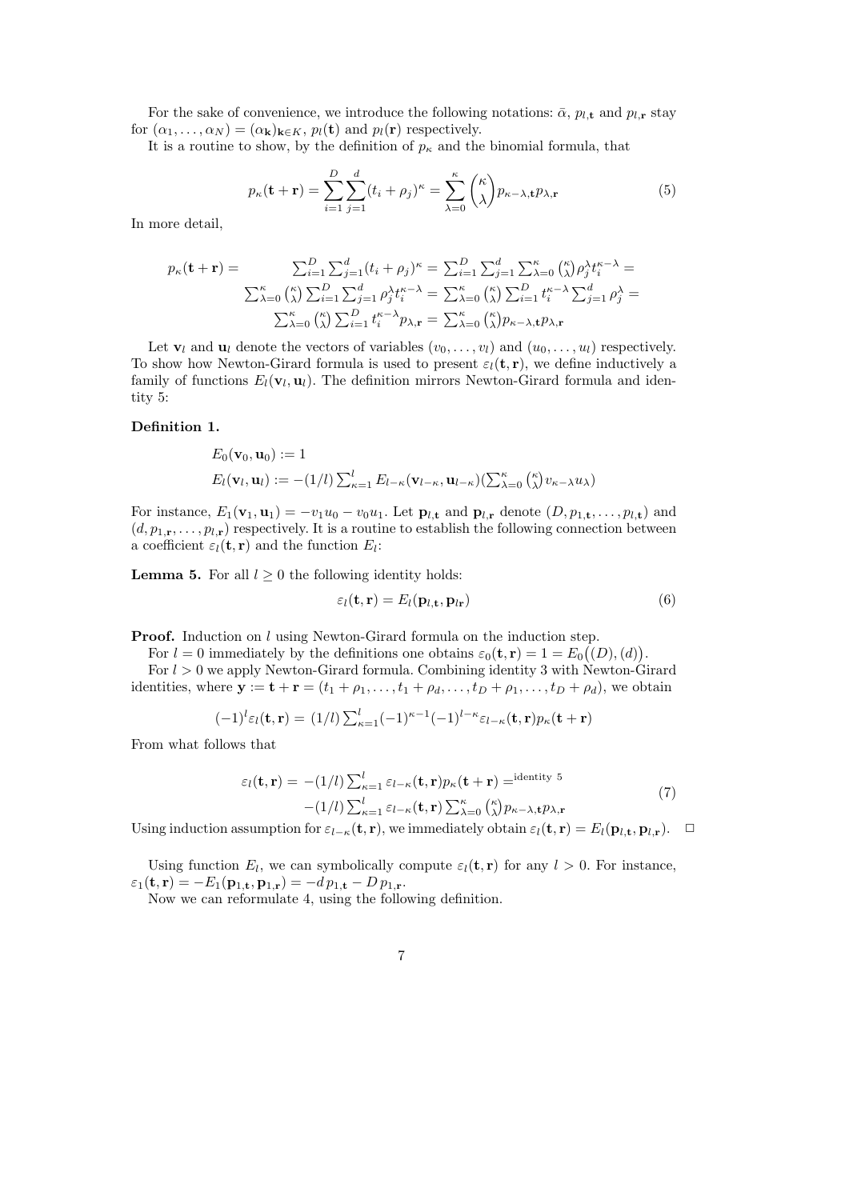For the sake of convenience, we introduce the following notations: $\bar{\alpha}$, $p_{l,\mathbf{t}}$ and $p_{l,\mathbf{r}}$ stay for $(\alpha_1, \ldots, \alpha_N) = (\alpha_{\mathbf{k}})_{\mathbf{k} \in K}$, $p_l(\mathbf{t})$ and $p_l(\mathbf{r})$ respectively.

It is a routine to show, by the definition of $p_\kappa$ and the binomial formula, that

$$p_\kappa(\mathbf{t} + \mathbf{r}) = \sum_{i=1}^{D} \sum_{j=1}^{d} (t_i + \rho_j)^\kappa = \sum_{\lambda=0}^{\kappa} \binom{\kappa}{\lambda} p_{\kappa-\lambda,\mathbf{t}} p_{\lambda,\mathbf{r}} \tag{5}$$

In more detail,

$$\begin{aligned} p_\kappa(\mathbf{t} + \mathbf{r}) = \quad & \textstyle\sum_{i=1}^{D} \sum_{j=1}^{d} (t_i + \rho_j)^\kappa = \sum_{i=1}^{D} \sum_{j=1}^{d} \sum_{\lambda=0}^{\kappa} \binom{\kappa}{\lambda} \rho_j^\lambda t_i^{\kappa-\lambda} = \\ & \textstyle\sum_{\lambda=0}^{\kappa} \binom{\kappa}{\lambda} \sum_{i=1}^{D} \sum_{j=1}^{d} \rho_j^\lambda t_i^{\kappa-\lambda} = \sum_{\lambda=0}^{\kappa} \binom{\kappa}{\lambda} \sum_{i=1}^{D} t_i^{\kappa-\lambda} \sum_{j=1}^{d} \rho_j^\lambda = \\ & \textstyle\sum_{\lambda=0}^{\kappa} \binom{\kappa}{\lambda} \sum_{i=1}^{D} t_i^{\kappa-\lambda} p_{\lambda,\mathbf{r}} = \sum_{\lambda=0}^{\kappa} \binom{\kappa}{\lambda} p_{\kappa-\lambda,\mathbf{t}} p_{\lambda,\mathbf{r}} \end{aligned}$$

Let $\mathbf{v}_l$ and $\mathbf{u}_l$ denote the vectors of variables $(v_0, \ldots, v_l)$ and $(u_0, \ldots, u_l)$ respectively. To show how Newton-Girard formula is used to present $\varepsilon_l(\mathbf{t}, \mathbf{r})$, we define inductively a family of functions $E_l(\mathbf{v}_l, \mathbf{u}_l)$. The definition mirrors Newton-Girard formula and identity 5:

**Definition 1.**

$$\begin{aligned} & E_0(\mathbf{v}_0, \mathbf{u}_0) := 1 \\ & E_l(\mathbf{v}_l, \mathbf{u}_l) := -(1/l) \textstyle\sum_{\kappa=1}^{l} E_{l-\kappa}(\mathbf{v}_{l-\kappa}, \mathbf{u}_{l-\kappa}) (\sum_{\lambda=0}^{\kappa} \binom{\kappa}{\lambda} v_{\kappa-\lambda} u_\lambda) \end{aligned}$$

For instance, $E_1(\mathbf{v}_1, \mathbf{u}_1) = -v_1 u_0 - v_0 u_1$. Let $\mathbf{p}_{l,\mathbf{t}}$ and $\mathbf{p}_{l,\mathbf{r}}$ denote $(D, p_{1,\mathbf{t}}, \ldots, p_{l,\mathbf{t}})$ and $(d, p_{1,\mathbf{r}}, \ldots, p_{l,\mathbf{r}})$ respectively. It is a routine to establish the following connection between a coefficient $\varepsilon_l(\mathbf{t}, \mathbf{r})$ and the function $E_l$:

**Lemma 5.** For all $l \geq 0$ the following identity holds:

$$\varepsilon_l(\mathbf{t}, \mathbf{r}) = E_l(\mathbf{p}_{l,\mathbf{t}}, \mathbf{p}_{l\mathbf{r}}) \tag{6}$$

**Proof.** Induction on $l$ using Newton-Girard formula on the induction step.

For $l = 0$ immediately by the definitions one obtains $\varepsilon_0(\mathbf{t}, \mathbf{r}) = 1 = E_0\big((D), (d)\big)$.

For $l > 0$ we apply Newton-Girard formula. Combining identity 3 with Newton-Girard identities, where $\mathbf{y} := \mathbf{t} + \mathbf{r} = (t_1 + \rho_1, \ldots, t_1 + \rho_d, \ldots, t_D + \rho_1, \ldots, t_D + \rho_d)$, we obtain

$$(-1)^l \varepsilon_l(\mathbf{t}, \mathbf{r}) = (1/l) \textstyle\sum_{\kappa=1}^{l} (-1)^{\kappa-1} (-1)^{l-\kappa} \varepsilon_{l-\kappa}(\mathbf{t}, \mathbf{r}) p_\kappa(\mathbf{t} + \mathbf{r})$$

From what follows that

$$\begin{aligned} \varepsilon_l(\mathbf{t}, \mathbf{r}) = \; & -(1/l) \textstyle\sum_{\kappa=1}^{l} \varepsilon_{l-\kappa}(\mathbf{t}, \mathbf{r}) p_\kappa(\mathbf{t} + \mathbf{r}) =^{\text{identity 5}} \\ & -(1/l) \textstyle\sum_{\kappa=1}^{l} \varepsilon_{l-\kappa}(\mathbf{t}, \mathbf{r}) \sum_{\lambda=0}^{\kappa} \binom{\kappa}{\lambda} p_{\kappa-\lambda,\mathbf{t}} p_{\lambda,\mathbf{r}} \end{aligned} \tag{7}$$

Using induction assumption for $\varepsilon_{l-\kappa}(\mathbf{t}, \mathbf{r})$, we immediately obtain $\varepsilon_l(\mathbf{t}, \mathbf{r}) = E_l(\mathbf{p}_{l,\mathbf{t}}, \mathbf{p}_{l,\mathbf{r}})$. □

Using function $E_l$, we can symbolically compute $\varepsilon_l(\mathbf{t}, \mathbf{r})$ for any $l > 0$. For instance, $\varepsilon_1(\mathbf{t}, \mathbf{r}) = -E_1(\mathbf{p}_{1,\mathbf{t}}, \mathbf{p}_{1,\mathbf{r}}) = -d\, p_{1,\mathbf{t}} - D\, p_{1,\mathbf{r}}$.

Now we can reformulate 4, using the following definition.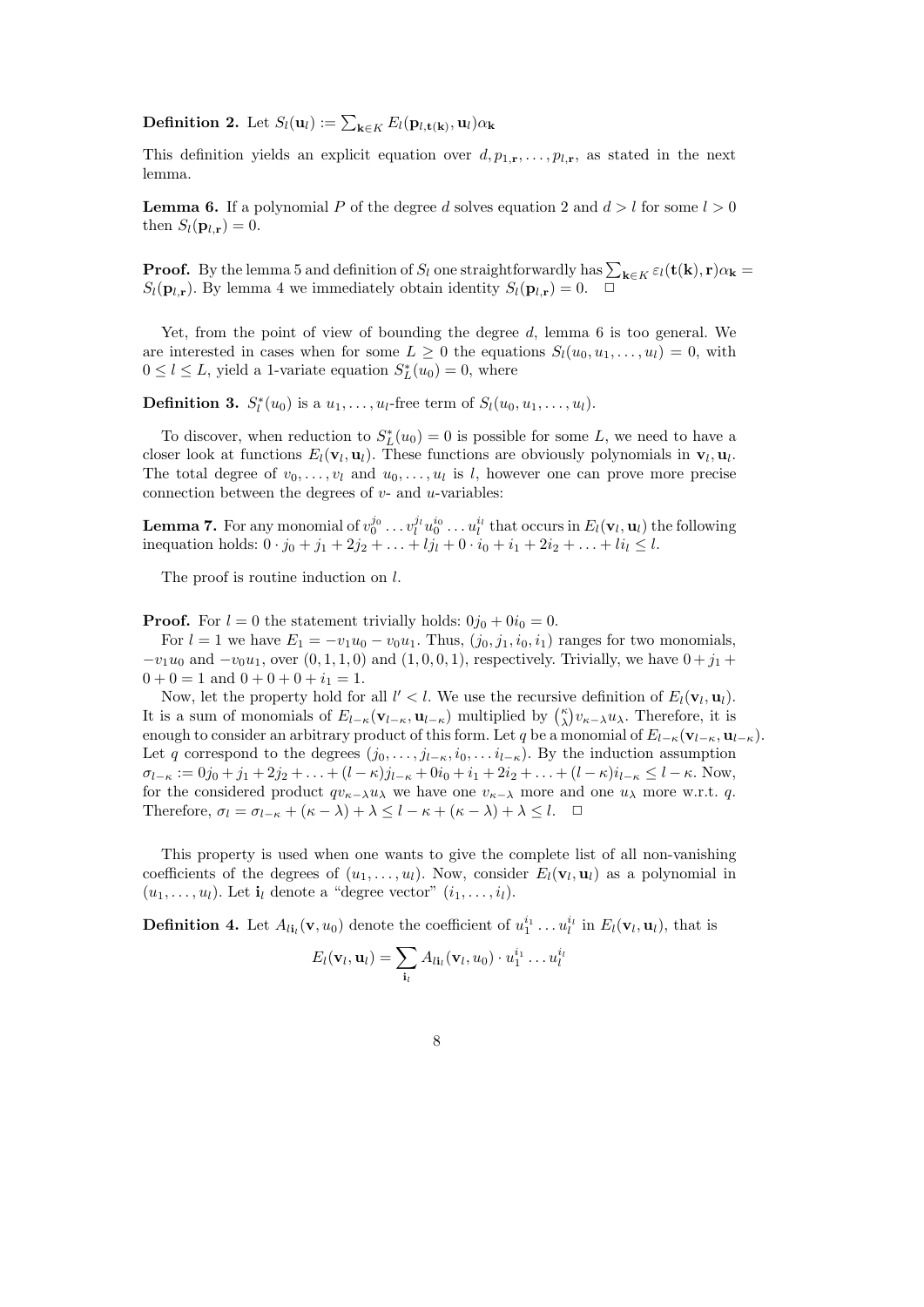**Definition 2.** Let $S_l(\mathbf{u}_l) := \sum_{\mathbf{k}\in K} E_l(\mathbf{p}_{l,\mathbf{t}(\mathbf{k})}, \mathbf{u}_l)\alpha_\mathbf{k}$

This definition yields an explicit equation over $d, p_{1,\mathbf{r}}, \ldots, p_{l,\mathbf{r}}$, as stated in the next lemma.

**Lemma 6.** If a polynomial $P$ of the degree $d$ solves equation 2 and $d > l$ for some $l > 0$ then $S_l(\mathbf{p}_{l,\mathbf{r}}) = 0$.

**Proof.** By the lemma 5 and definition of $S_l$ one straightforwardly has $\sum_{\mathbf{k}\in K} \varepsilon_l(\mathbf{t}(\mathbf{k}), \mathbf{r})\alpha_\mathbf{k} = S_l(\mathbf{p}_{l,\mathbf{r}})$. By lemma 4 we immediately obtain identity $S_l(\mathbf{p}_{l,\mathbf{r}}) = 0$. $\square$

Yet, from the point of view of bounding the degree $d$, lemma 6 is too general. We are interested in cases when for some $L \geq 0$ the equations $S_l(u_0, u_1, \ldots, u_l) = 0$, with $0 \leq l \leq L$, yield a 1-variate equation $S_L^*(u_0) = 0$, where

**Definition 3.** $S_l^*(u_0)$ is a $u_1, \ldots, u_l$-free term of $S_l(u_0, u_1, \ldots, u_l)$.

To discover, when reduction to $S_L^*(u_0) = 0$ is possible for some $L$, we need to have a closer look at functions $E_l(\mathbf{v}_l, \mathbf{u}_l)$. These functions are obviously polynomials in $\mathbf{v}_l, \mathbf{u}_l$. The total degree of $v_0, \ldots, v_l$ and $u_0, \ldots, u_l$ is $l$, however one can prove more precise connection between the degrees of $v$- and $u$-variables:

**Lemma 7.** For any monomial of $v_0^{j_0} \ldots v_l^{j_l} u_0^{i_0} \ldots u_l^{i_l}$ that occurs in $E_l(\mathbf{v}_l, \mathbf{u}_l)$ the following inequation holds: $0 \cdot j_0 + j_1 + 2j_2 + \ldots + lj_l + 0 \cdot i_0 + i_1 + 2i_2 + \ldots + li_l \leq l$.

The proof is routine induction on $l$.

**Proof.** For $l = 0$ the statement trivially holds: $0j_0 + 0i_0 = 0$.

For $l = 1$ we have $E_1 = -v_1 u_0 - v_0 u_1$. Thus, $(j_0, j_1, i_0, i_1)$ ranges for two monomials, $-v_1 u_0$ and $-v_0 u_1$, over $(0, 1, 1, 0)$ and $(1, 0, 0, 1)$, respectively. Trivially, we have $0 + j_1 + 0 + 0 = 1$ and $0 + 0 + 0 + i_1 = 1$.

Now, let the property hold for all $l' < l$. We use the recursive definition of $E_l(\mathbf{v}_l, \mathbf{u}_l)$. It is a sum of monomials of $E_{l-\kappa}(\mathbf{v}_{l-\kappa}, \mathbf{u}_{l-\kappa})$ multiplied by $\binom{\kappa}{\lambda} v_{\kappa-\lambda} u_\lambda$. Therefore, it is enough to consider an arbitrary product of this form. Let $q$ be a monomial of $E_{l-\kappa}(\mathbf{v}_{l-\kappa}, \mathbf{u}_{l-\kappa})$. Let $q$ correspond to the degrees $(j_0, \ldots, j_{l-\kappa}, i_0, \ldots i_{l-\kappa})$. By the induction assumption $\sigma_{l-\kappa} := 0j_0 + j_1 + 2j_2 + \ldots + (l-\kappa)j_{l-\kappa} + 0i_0 + i_1 + 2i_2 + \ldots + (l-\kappa)i_{l-\kappa} \leq l - \kappa$. Now, for the considered product $q v_{\kappa-\lambda} u_\lambda$ we have one $v_{\kappa-\lambda}$ more and one $u_\lambda$ more w.r.t. $q$. Therefore, $\sigma_l = \sigma_{l-\kappa} + (\kappa - \lambda) + \lambda \leq l - \kappa + (\kappa - \lambda) + \lambda \leq l$. $\square$

This property is used when one wants to give the complete list of all non-vanishing coefficients of the degrees of $(u_1, \ldots, u_l)$. Now, consider $E_l(\mathbf{v}_l, \mathbf{u}_l)$ as a polynomial in $(u_1, \ldots, u_l)$. Let $\mathbf{i}_l$ denote a "degree vector" $(i_1, \ldots, i_l)$.

**Definition 4.** Let $A_{l\mathbf{i}_l}(\mathbf{v}, u_0)$ denote the coefficient of $u_1^{i_1} \ldots u_l^{i_l}$ in $E_l(\mathbf{v}_l, \mathbf{u}_l)$, that is

$$E_l(\mathbf{v}_l, \mathbf{u}_l) = \sum_{\mathbf{i}_l} A_{l\mathbf{i}_l}(\mathbf{v}_l, u_0) \cdot u_1^{i_1} \ldots u_l^{i_l}$$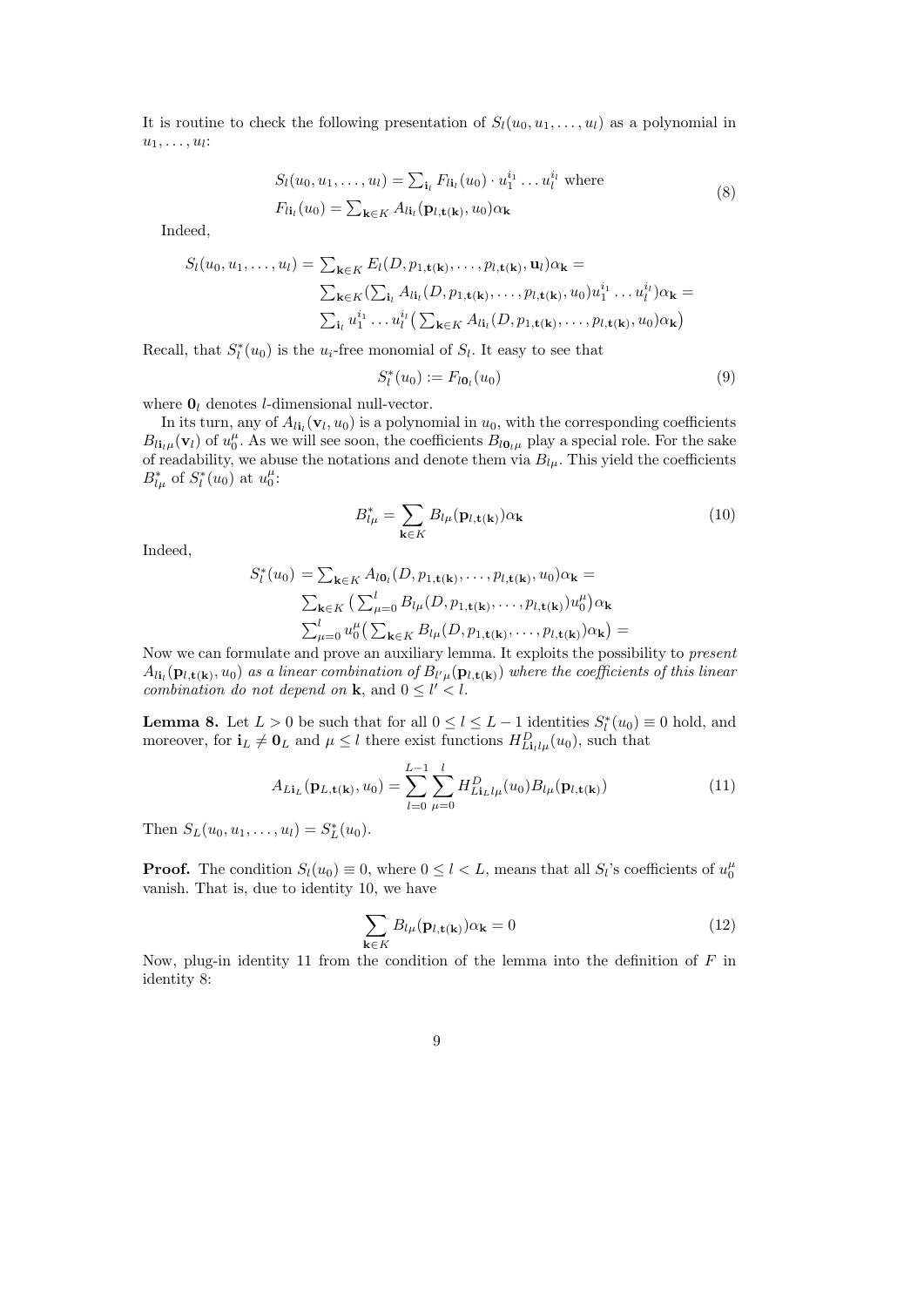It is routine to check the following presentation of $S_l(u_0, u_1, \ldots, u_l)$ as a polynomial in $u_1, \ldots, u_l$:

$$\begin{aligned} &S_l(u_0, u_1, \ldots, u_l) = \textstyle\sum_{\mathbf{i}_l} F_{l\mathbf{i}_l}(u_0) \cdot u_1^{i_1} \ldots u_l^{i_l} \text{ where} \\ &F_{l\mathbf{i}_l}(u_0) = \textstyle\sum_{\mathbf{k}\in K} A_{l\mathbf{i}_l}(\mathbf{p}_{l,\mathbf{t}(\mathbf{k})}, u_0)\alpha_{\mathbf{k}} \end{aligned} \tag{8}$$

Indeed,

$$\begin{aligned} S_l(u_0, u_1, \ldots, u_l) = &\textstyle\sum_{\mathbf{k}\in K} E_l(D, p_{1,\mathbf{t}(\mathbf{k})}, \ldots, p_{l,\mathbf{t}(\mathbf{k})}, \mathbf{u}_l)\alpha_{\mathbf{k}} = \\ &\textstyle\sum_{\mathbf{k}\in K}(\sum_{\mathbf{i}_l} A_{l\mathbf{i}_l}(D, p_{1,\mathbf{t}(\mathbf{k})}, \ldots, p_{l,\mathbf{t}(\mathbf{k})}, u_0)u_1^{i_1} \ldots u_l^{i_l})\alpha_{\mathbf{k}} = \\ &\textstyle\sum_{\mathbf{i}_l} u_1^{i_1} \ldots u_l^{i_l}\big(\sum_{\mathbf{k}\in K} A_{l\mathbf{i}_l}(D, p_{1,\mathbf{t}(\mathbf{k})}, \ldots, p_{l,\mathbf{t}(\mathbf{k})}, u_0)\alpha_{\mathbf{k}}\big) \end{aligned}$$

Recall, that $S_l^*(u_0)$ is the $u_i$-free monomial of $S_l$. It easy to see that

$$S_l^*(u_0) := F_{l\mathbf{0}_l}(u_0) \tag{9}$$

where $\mathbf{0}_l$ denotes $l$-dimensional null-vector.

In its turn, any of $A_{l\mathbf{i}_l}(\mathbf{v}_l, u_0)$ is a polynomial in $u_0$, with the corresponding coefficients $B_{l\mathbf{i}_l\mu}(\mathbf{v}_l)$ of $u_0^\mu$. As we will see soon, the coefficients $B_{l\mathbf{0}_l\mu}$ play a special role. For the sake of readability, we abuse the notations and denote them via $B_{l\mu}$. This yield the coefficients $B_{l\mu}^*$ of $S_l^*(u_0)$ at $u_0^\mu$:

$$B_{l\mu}^* = \sum_{\mathbf{k}\in K} B_{l\mu}(\mathbf{p}_{l,\mathbf{t}(\mathbf{k})})\alpha_{\mathbf{k}} \tag{10}$$

Indeed,

$$\begin{aligned} S_l^*(u_0) = &\textstyle\sum_{\mathbf{k}\in K} A_{l\mathbf{0}_l}(D, p_{1,\mathbf{t}(\mathbf{k})}, \ldots, p_{l,\mathbf{t}(\mathbf{k})}, u_0)\alpha_{\mathbf{k}} = \\ &\textstyle\sum_{\mathbf{k}\in K}\big(\sum_{\mu=0}^{l} B_{l\mu}(D, p_{1,\mathbf{t}(\mathbf{k})}, \ldots, p_{l,\mathbf{t}(\mathbf{k})})u_0^\mu\big)\alpha_{\mathbf{k}} \\ &\textstyle\sum_{\mu=0}^{l} u_0^\mu\big(\sum_{\mathbf{k}\in K} B_{l\mu}(D, p_{1,\mathbf{t}(\mathbf{k})}, \ldots, p_{l,\mathbf{t}(\mathbf{k})})\alpha_{\mathbf{k}}\big) = \end{aligned}$$

Now we can formulate and prove an auxiliary lemma. It exploits the possibility to *present* $A_{l\mathbf{i}_l}(\mathbf{p}_{l,\mathbf{t}(\mathbf{k})}, u_0)$ *as a linear combination of* $B_{l'\mu}(\mathbf{p}_{l,\mathbf{t}(\mathbf{k})})$ *where the coefficients of this linear combination do not depend on* $\mathbf{k}$, and $0 \le l' < l$.

**Lemma 8.** Let $L > 0$ be such that for all $0 \le l \le L-1$ identities $S_l^*(u_0) \equiv 0$ hold, and moreover, for $\mathbf{i}_L \ne \mathbf{0}_L$ and $\mu \le l$ there exist functions $H_{L\mathbf{i}_l l\mu}^D(u_0)$, such that

$$A_{L\mathbf{i}_L}(\mathbf{p}_{L,\mathbf{t}(\mathbf{k})}, u_0) = \sum_{l=0}^{L-1}\sum_{\mu=0}^{l} H_{L\mathbf{i}_L l\mu}^D(u_0) B_{l\mu}(\mathbf{p}_{l,\mathbf{t}(\mathbf{k})}) \tag{11}$$

Then $S_L(u_0, u_1, \ldots, u_l) = S_L^*(u_0)$.

**Proof.** The condition $S_l(u_0) \equiv 0$, where $0 \le l < L$, means that all $S_l$'s coefficients of $u_0^\mu$ vanish. That is, due to identity 10, we have

$$\sum_{\mathbf{k}\in K} B_{l\mu}(\mathbf{p}_{l,\mathbf{t}(\mathbf{k})})\alpha_{\mathbf{k}} = 0 \tag{12}$$

Now, plug-in identity 11 from the condition of the lemma into the definition of $F$ in identity 8: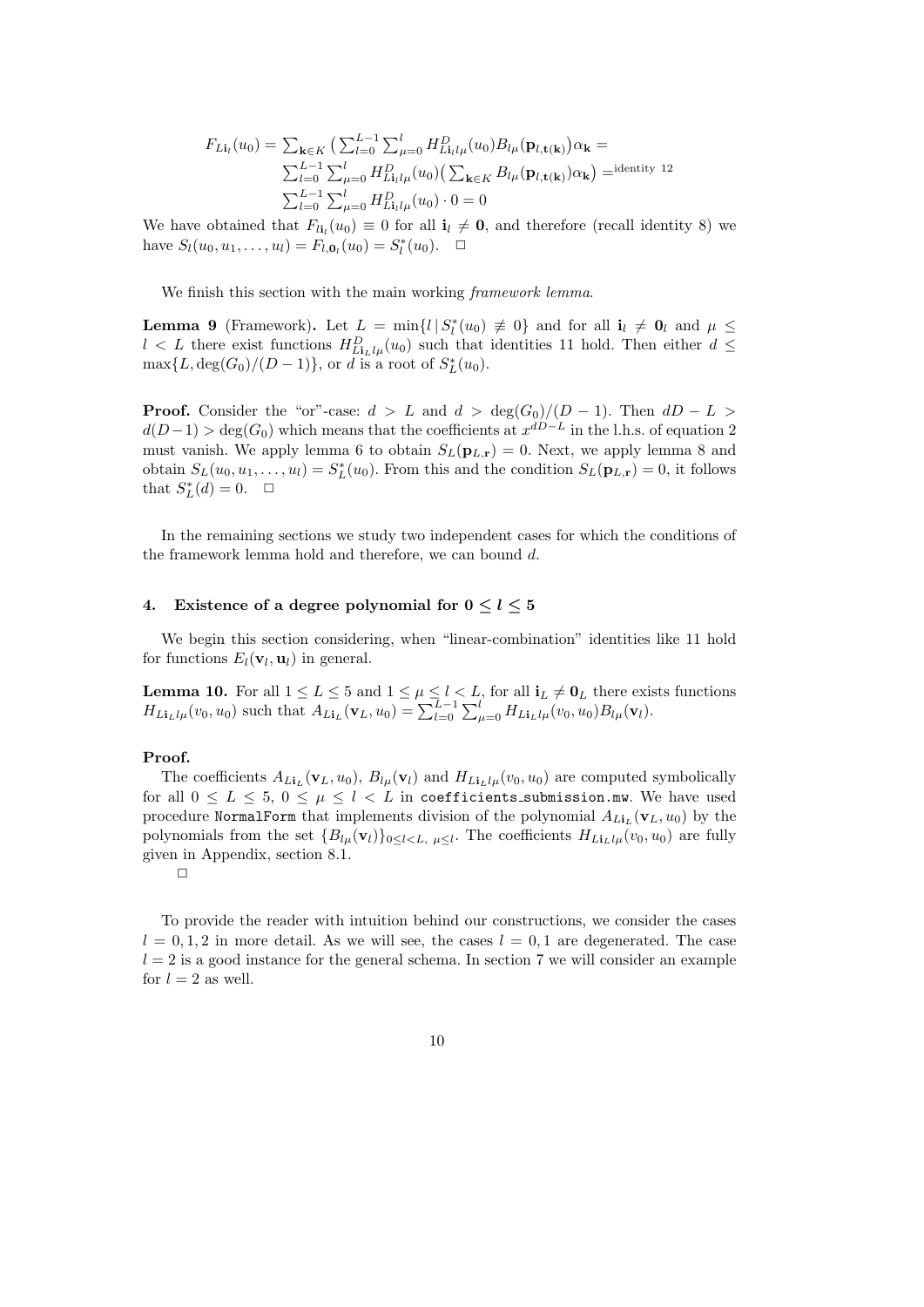$$F_{L\mathbf{i}_l}(u_0) = \sum_{\mathbf{k}\in K} \big( \sum_{l=0}^{L-1} \sum_{\mu=0}^{l} H^D_{L\mathbf{i}_l l\mu}(u_0) B_{l\mu}(\mathbf{p}_{l,\mathbf{t}(\mathbf{k})}) \big) \alpha_{\mathbf{k}} =$$
$$\sum_{l=0}^{L-1} \sum_{\mu=0}^{l} H^D_{L\mathbf{i}_l l\mu}(u_0) \big( \sum_{\mathbf{k}\in K} B_{l\mu}(\mathbf{p}_{l,\mathbf{t}(\mathbf{k})}) \alpha_{\mathbf{k}} \big) =^{\text{identity 12}}$$
$$\sum_{l=0}^{L-1} \sum_{\mu=0}^{l} H^D_{L\mathbf{i}_l l\mu}(u_0) \cdot 0 = 0$$

We have obtained that $F_{l\mathbf{i}_l}(u_0) \equiv 0$ for all $\mathbf{i}_l \neq \mathbf{0}$, and therefore (recall identity 8) we have $S_l(u_0, u_1, \ldots, u_l) = F_{l,\mathbf{0}_l}(u_0) = S^*_l(u_0)$. $\square$

We finish this section with the main working *framework lemma*.

**Lemma 9** (Framework)**.** Let $L = \min\{l \,|\, S^*_l(u_0) \not\equiv 0\}$ and for all $\mathbf{i}_l \neq \mathbf{0}_l$ and $\mu \leq l < L$ there exist functions $H^D_{L\mathbf{i}_L l\mu}(u_0)$ such that identities 11 hold. Then either $d \leq \max\{L, \deg(G_0)/(D-1)\}$, or $d$ is a root of $S^*_L(u_0)$.

**Proof.** Consider the "or"-case: $d > L$ and $d > \deg(G_0)/(D-1)$. Then $dD - L > d(D-1) > \deg(G_0)$ which means that the coefficients at $x^{dD-L}$ in the l.h.s. of equation 2 must vanish. We apply lemma 6 to obtain $S_L(\mathbf{p}_{L,\mathbf{r}}) = 0$. Next, we apply lemma 8 and obtain $S_L(u_0, u_1, \ldots, u_l) = S^*_L(u_0)$. From this and the condition $S_L(\mathbf{p}_{L,\mathbf{r}}) = 0$, it follows that $S^*_L(d) = 0$. $\square$

In the remaining sections we study two independent cases for which the conditions of the framework lemma hold and therefore, we can bound $d$.

## 4. Existence of a degree polynomial for $0 \leq l \leq 5$

We begin this section considering, when "linear-combination" identities like 11 hold for functions $E_l(\mathbf{v}_l, \mathbf{u}_l)$ in general.

**Lemma 10.** For all $1 \leq L \leq 5$ and $1 \leq \mu \leq l < L$, for all $\mathbf{i}_L \neq \mathbf{0}_L$ there exists functions $H_{L\mathbf{i}_L l\mu}(v_0, u_0)$ such that $A_{L\mathbf{i}_L}(\mathbf{v}_L, u_0) = \sum_{l=0}^{L-1} \sum_{\mu=0}^{l} H_{L\mathbf{i}_L l\mu}(v_0, u_0) B_{l\mu}(\mathbf{v}_l)$.

**Proof.**

The coefficients $A_{L\mathbf{i}_L}(\mathbf{v}_L, u_0)$, $B_{l\mu}(\mathbf{v}_l)$ and $H_{L\mathbf{i}_L l\mu}(v_0, u_0)$ are computed symbolically for all $0 \leq L \leq 5$, $0 \leq \mu \leq l < L$ in `coefficients_submission.mw`. We have used procedure `NormalForm` that implements division of the polynomial $A_{L\mathbf{i}_L}(\mathbf{v}_L, u_0)$ by the polynomials from the set $\{B_{l\mu}(\mathbf{v}_l)\}_{0 \leq l < L,\ \mu \leq l}$. The coefficients $H_{L\mathbf{i}_L l\mu}(v_0, u_0)$ are fully given in Appendix, section 8.1.

$\square$

To provide the reader with intuition behind our constructions, we consider the cases $l = 0, 1, 2$ in more detail. As we will see, the cases $l = 0, 1$ are degenerated. The case $l = 2$ is a good instance for the general schema. In section 7 we will consider an example for $l = 2$ as well.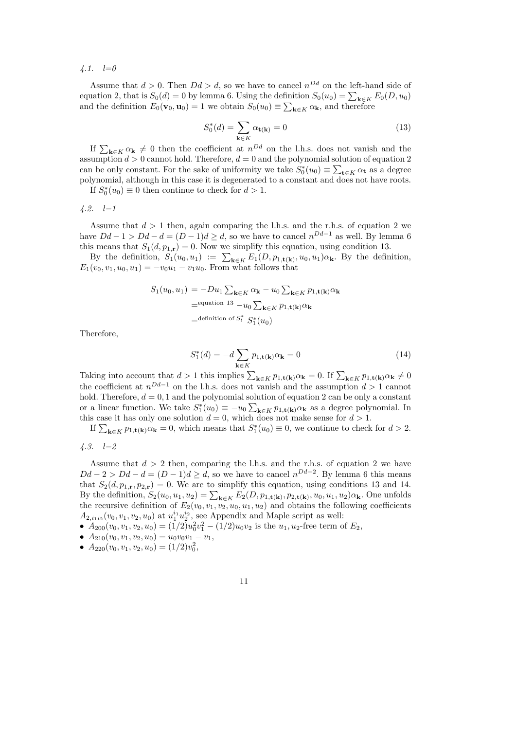### 4.1. l=0

Assume that $d > 0$. Then $Dd > d$, so we have to cancel $n^{Dd}$ on the left-hand side of equation 2, that is $S_0(d) = 0$ by lemma 6. Using the definition $S_0(u_0) = \sum_{\mathbf{k}\in K} E_0(D, u_0)$ and the definition $E_0(\mathbf{v}_0, \mathbf{u}_0) = 1$ we obtain $S_0(u_0) \equiv \sum_{\mathbf{k}\in K} \alpha_{\mathbf{k}}$, and therefore

$$S_0^*(d) = \sum_{\mathbf{k}\in K} \alpha_{\mathbf{t}(\mathbf{k})} = 0 \tag{13}$$

If $\sum_{\mathbf{k}\in K} \alpha_{\mathbf{k}} \neq 0$ then the coefficient at $n^{Dd}$ on the l.h.s. does not vanish and the assumption $d > 0$ cannot hold. Therefore, $d = 0$ and the polynomial solution of equation 2 can be only constant. For the sake of uniformity we take $S_0^*(u_0) \equiv \sum_{\mathbf{t}\in K} \alpha_{\mathbf{t}}$ as a degree polynomial, although in this case it is degenerated to a constant and does not have roots.

If $S_0^*(u_0) \equiv 0$ then continue to check for $d > 1$.

### 4.2. l=1

Assume that $d > 1$ then, again comparing the l.h.s. and the r.h.s. of equation 2 we have $Dd - 1 > Dd - d = (D-1)d \geq d$, so we have to cancel $n^{Dd-1}$ as well. By lemma 6 this means that $S_1(d, p_{1,\mathbf{r}}) = 0$. Now we simplify this equation, using condition 13.

By the definition, $S_1(u_0, u_1) := \sum_{\mathbf{k}\in K} E_1(D, p_{1,\mathbf{t}(\mathbf{k})}, u_0, u_1)\alpha_{\mathbf{k}}$. By the definition, $E_1(v_0, v_1, u_0, u_1) = -v_0 u_1 - v_1 u_0$. From what follows that

$$\begin{aligned} S_1(u_0, u_1) &= -Du_1 \textstyle\sum_{\mathbf{k}\in K} \alpha_{\mathbf{k}} - u_0 \sum_{\mathbf{k}\in K} p_{1,\mathbf{t}(\mathbf{k})}\alpha_{\mathbf{k}} \\ &=^{\text{equation 13}} -u_0 \textstyle\sum_{\mathbf{k}\in K} p_{1,\mathbf{t}(\mathbf{k})}\alpha_{\mathbf{k}} \\ &=^{\text{definition of } S_l^*} S_1^*(u_0) \end{aligned}$$

Therefore,

$$S_1^*(d) = -d \sum_{\mathbf{k}\in K} p_{1,\mathbf{t}(\mathbf{k})}\alpha_{\mathbf{k}} = 0 \tag{14}$$

Taking into account that $d > 1$ this implies $\sum_{\mathbf{k}\in K} p_{1,\mathbf{t}(\mathbf{k})}\alpha_{\mathbf{k}} = 0$. If $\sum_{\mathbf{k}\in K} p_{1,\mathbf{t}(\mathbf{k})}\alpha_{\mathbf{k}} \neq 0$ the coefficient at $n^{Dd-1}$ on the l.h.s. does not vanish and the assumption $d > 1$ cannot hold. Therefore, $d = 0, 1$ and the polynomial solution of equation 2 can be only a constant or a linear function. We take $S_1^*(u_0) \equiv -u_0 \sum_{\mathbf{k}\in K} p_{1,\mathbf{t}(\mathbf{k})}\alpha_{\mathbf{k}}$ as a degree polynomial. In this case it has only one solution $d = 0$, which does not make sense for $d > 1$.

If $\sum_{\mathbf{k}\in K} p_{1,\mathbf{t}(\mathbf{k})}\alpha_{\mathbf{k}} = 0$, which means that $S_1^*(u_0) \equiv 0$, we continue to check for $d > 2$.

### 4.3. l=2

Assume that $d > 2$ then, comparing the l.h.s. and the r.h.s. of equation 2 we have $Dd - 2 > Dd - d = (D-1)d \geq d$, so we have to cancel $n^{Dd-2}$. By lemma 6 this means that $S_2(d, p_{1,\mathbf{r}}, p_{2,\mathbf{r}}) = 0$. We are to simplify this equation, using conditions 13 and 14. By the definition, $S_2(u_0, u_1, u_2) = \sum_{\mathbf{k}\in K} E_2(D, p_{1,\mathbf{t}(\mathbf{k})}, p_{2,\mathbf{t}(\mathbf{k})}, u_0, u_1, u_2)\alpha_{\mathbf{k}}$. One unfolds the recursive definition of $E_2(v_0, v_1, v_2, u_0, u_1, u_2)$ and obtains the following coefficients $A_{2,i_1 i_2}(v_0, v_1, v_2, u_0)$ at $u_1^{i_1} u_2^{i_2}$, see Appendix and Maple script as well:

- $A_{200}(v_0, v_1, v_2, u_0) = (1/2)u_0^2 v_1^2 - (1/2)u_0 v_2$ is the $u_1, u_2$-free term of $E_2$,
- $A_{210}(v_0, v_1, v_2, u_0) = u_0 v_0 v_1 - v_1$,
- $A_{220}(v_0, v_1, v_2, u_0) = (1/2)v_0^2$,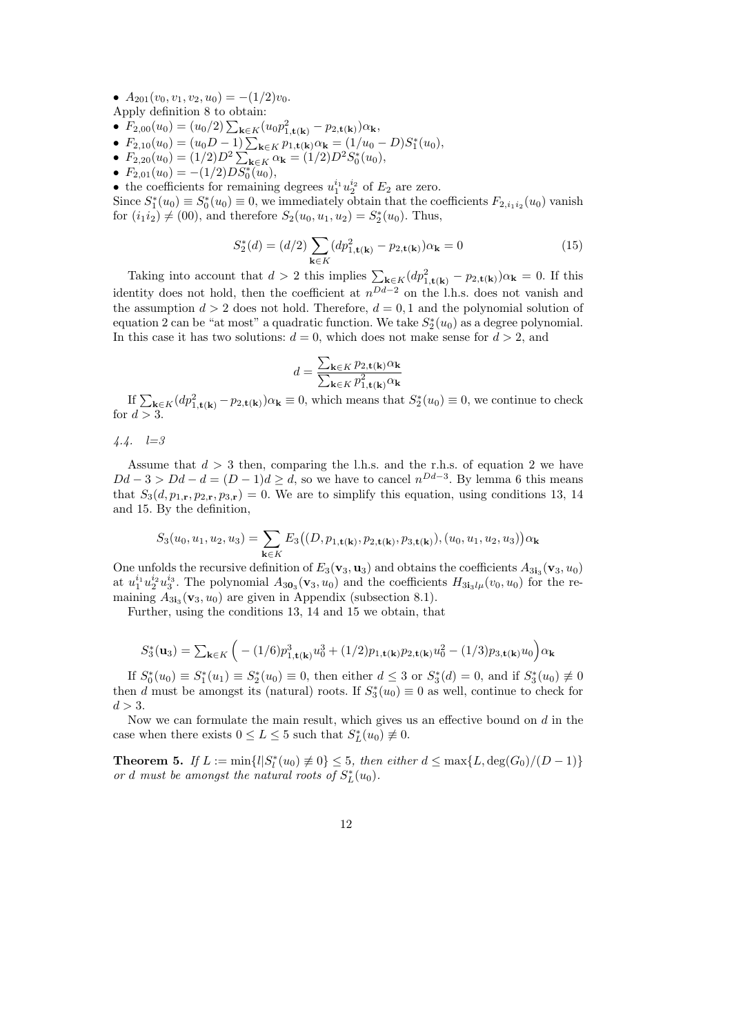- $A_{201}(v_0, v_1, v_2, u_0) = -(1/2)v_0$.

Apply definition 8 to obtain:

- $F_{2,00}(u_0) = (u_0/2)\sum_{\mathbf{k}\in K}(u_0 p^2_{1,\mathbf{t}(\mathbf{k})} - p_{2,\mathbf{t}(\mathbf{k})})\alpha_{\mathbf{k}}$,
- $F_{2,10}(u_0) = (u_0 D - 1)\sum_{\mathbf{k}\in K} p_{1,\mathbf{t}(\mathbf{k})}\alpha_{\mathbf{k}} = (1/u_0 - D)S^*_1(u_0)$,
- $F_{2,20}(u_0) = (1/2)D^2\sum_{\mathbf{k}\in K}\alpha_{\mathbf{k}} = (1/2)D^2 S^*_0(u_0)$,
- $F_{2,01}(u_0) = -(1/2)DS^*_0(u_0)$,
- the coefficients for remaining degrees $u_1^{i_1}u_2^{i_2}$ of $E_2$ are zero.

Since $S^*_1(u_0) \equiv S^*_0(u_0) \equiv 0$, we immediately obtain that the coefficients $F_{2,i_1 i_2}(u_0)$ vanish for $(i_1 i_2) \neq (00)$, and therefore $S_2(u_0, u_1, u_2) = S^*_2(u_0)$. Thus,

$$S^*_2(d) = (d/2)\sum_{\mathbf{k}\in K}(dp^2_{1,\mathbf{t}(\mathbf{k})} - p_{2,\mathbf{t}(\mathbf{k})})\alpha_{\mathbf{k}} = 0 \tag{15}$$

Taking into account that $d > 2$ this implies $\sum_{\mathbf{k}\in K}(dp^2_{1,\mathbf{t}(\mathbf{k})} - p_{2,\mathbf{t}(\mathbf{k})})\alpha_{\mathbf{k}} = 0$. If this identity does not hold, then the coefficient at $n^{Dd-2}$ on the l.h.s. does not vanish and the assumption $d > 2$ does not hold. Therefore, $d = 0, 1$ and the polynomial solution of equation 2 can be "at most" a quadratic function. We take $S^*_2(u_0)$ as a degree polynomial. In this case it has two solutions: $d = 0$, which does not make sense for $d > 2$, and

$$d = \frac{\sum_{\mathbf{k}\in K} p_{2,\mathbf{t}(\mathbf{k})}\alpha_{\mathbf{k}}}{\sum_{\mathbf{k}\in K} p^2_{1,\mathbf{t}(\mathbf{k})}\alpha_{\mathbf{k}}}$$

If $\sum_{\mathbf{k}\in K}(dp^2_{1,\mathbf{t}(\mathbf{k})} - p_{2,\mathbf{t}(\mathbf{k})})\alpha_{\mathbf{k}} \equiv 0$, which means that $S^*_2(u_0) \equiv 0$, we continue to check for $d > 3$.

### 4.4. l=3

Assume that $d > 3$ then, comparing the l.h.s. and the r.h.s. of equation 2 we have $Dd - 3 > Dd - d = (D-1)d \geq d$, so we have to cancel $n^{Dd-3}$. By lemma 6 this means that $S_3(d, p_{1,\mathbf{r}}, p_{2,\mathbf{r}}, p_{3,\mathbf{r}}) = 0$. We are to simplify this equation, using conditions 13, 14 and 15. By the definition,

$$S_3(u_0, u_1, u_2, u_3) = \sum_{\mathbf{k}\in K} E_3\big((D, p_{1,\mathbf{t}(\mathbf{k})}, p_{2,\mathbf{t}(\mathbf{k})}, p_{3,\mathbf{t}(\mathbf{k})}), (u_0, u_1, u_2, u_3)\big)\alpha_{\mathbf{k}}$$

One unfolds the recursive definition of $E_3(\mathbf{v}_3, \mathbf{u}_3)$ and obtains the coefficients $A_{3\mathbf{i}_3}(\mathbf{v}_3, u_0)$ at $u_1^{i_1}u_2^{i_2}u_3^{i_3}$. The polynomial $A_{3\mathbf{0}_3}(\mathbf{v}_3, u_0)$ and the coefficients $H_{3\mathbf{i}_3 l\mu}(v_0, u_0)$ for the remaining $A_{3\mathbf{i}_3}(\mathbf{v}_3, u_0)$ are given in Appendix (subsection 8.1).

Further, using the conditions 13, 14 and 15 we obtain, that

$$S^*_3(\mathbf{u}_3) = \sum_{\mathbf{k}\in K}\Big(-(1/6)p^3_{1,\mathbf{t}(\mathbf{k})}u_0^3 + (1/2)p_{1,\mathbf{t}(\mathbf{k})}p_{2,\mathbf{t}(\mathbf{k})}u_0^2 - (1/3)p_{3,\mathbf{t}(\mathbf{k})}u_0\Big)\alpha_{\mathbf{k}}$$

If $S^*_0(u_0) \equiv S^*_1(u_1) \equiv S^*_2(u_0) \equiv 0$, then either $d \leq 3$ or $S^*_3(d) = 0$, and if $S^*_3(u_0) \not\equiv 0$ then $d$ must be amongst its (natural) roots. If $S^*_3(u_0) \equiv 0$ as well, continue to check for $d > 3$.

Now we can formulate the main result, which gives us an effective bound on $d$ in the case when there exists $0 \leq L \leq 5$ such that $S^*_L(u_0) \not\equiv 0$.

**Theorem 5.** *If $L := \min\{l | S^*_l(u_0) \not\equiv 0\} \leq 5$, then either $d \leq \max\{L, \deg(G_0)/(D-1)\}$ or $d$ must be amongst the natural roots of $S^*_L(u_0)$.*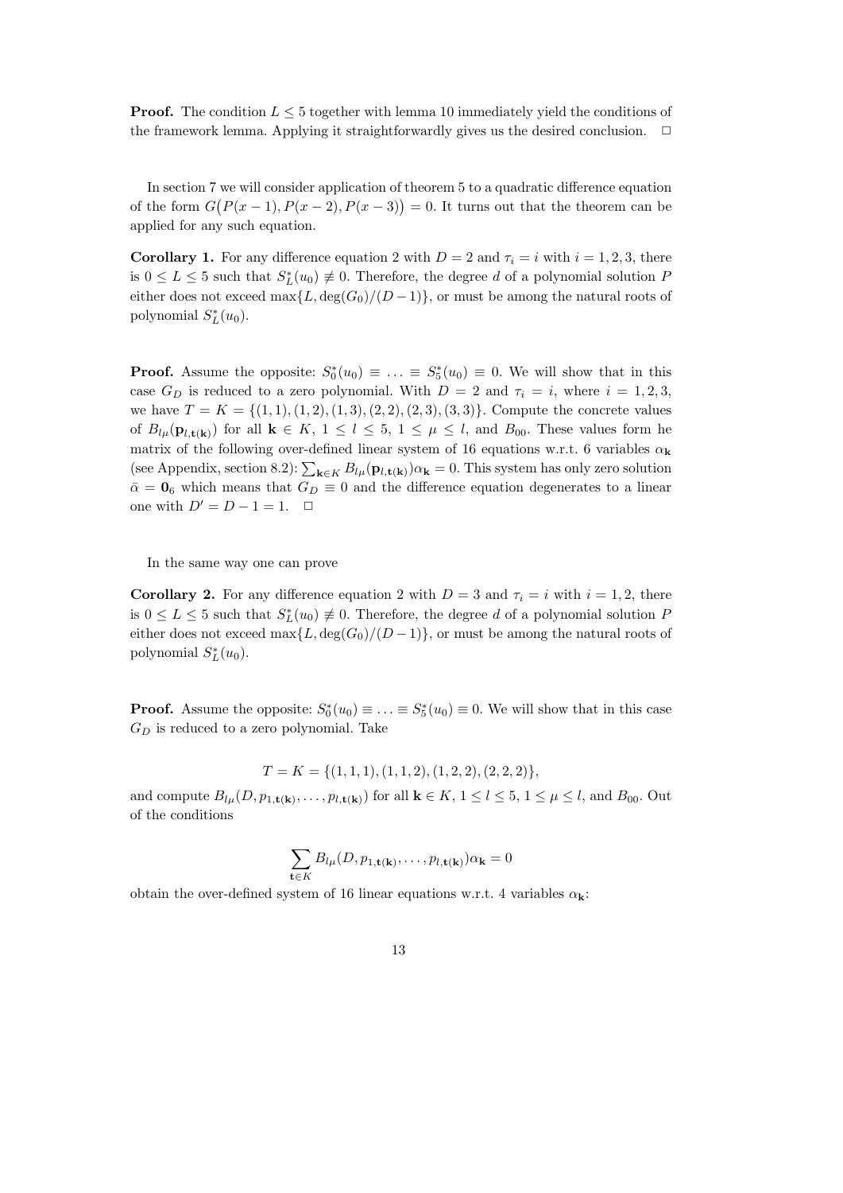**Proof.** The condition $L \leq 5$ together with lemma 10 immediately yield the conditions of the framework lemma. Applying it straightforwardly gives us the desired conclusion. $\square$

In section 7 we will consider application of theorem 5 to a quadratic difference equation of the form $G\big(P(x-1), P(x-2), P(x-3)\big) = 0$. It turns out that the theorem can be applied for any such equation.

**Corollary 1.** For any difference equation 2 with $D = 2$ and $\tau_i = i$ with $i = 1, 2, 3$, there is $0 \leq L \leq 5$ such that $S^*_L(u_0) \not\equiv 0$. Therefore, the degree $d$ of a polynomial solution $P$ either does not exceed $\max\{L, \deg(G_0)/(D-1)\}$, or must be among the natural roots of polynomial $S^*_L(u_0)$.

**Proof.** Assume the opposite: $S^*_0(u_0) \equiv \ldots \equiv S^*_5(u_0) \equiv 0$. We will show that in this case $G_D$ is reduced to a zero polynomial. With $D = 2$ and $\tau_i = i$, where $i = 1, 2, 3$, we have $T = K = \{(1,1), (1,2), (1,3), (2,2), (2,3), (3,3)\}$. Compute the concrete values of $B_{l\mu}(\mathbf{p}_{l,\mathbf{t}(\mathbf{k})})$ for all $\mathbf{k} \in K$, $1 \leq l \leq 5$, $1 \leq \mu \leq l$, and $B_{00}$. These values form he matrix of the following over-defined linear system of 16 equations w.r.t. 6 variables $\alpha_\mathbf{k}$ (see Appendix, section 8.2): $\sum_{\mathbf{k}\in K} B_{l\mu}(\mathbf{p}_{l,\mathbf{t}(\mathbf{k})})\alpha_\mathbf{k} = 0$. This system has only zero solution $\bar{\alpha} = \mathbf{0}_6$ which means that $G_D \equiv 0$ and the difference equation degenerates to a linear one with $D' = D - 1 = 1$. $\square$

In the same way one can prove

**Corollary 2.** For any difference equation 2 with $D = 3$ and $\tau_i = i$ with $i = 1, 2$, there is $0 \leq L \leq 5$ such that $S^*_L(u_0) \not\equiv 0$. Therefore, the degree $d$ of a polynomial solution $P$ either does not exceed $\max\{L, \deg(G_0)/(D-1)\}$, or must be among the natural roots of polynomial $S^*_L(u_0)$.

**Proof.** Assume the opposite: $S^*_0(u_0) \equiv \ldots \equiv S^*_5(u_0) \equiv 0$. We will show that in this case $G_D$ is reduced to a zero polynomial. Take

$$T = K = \{(1,1,1), (1,1,2), (1,2,2), (2,2,2)\},$$

and compute $B_{l\mu}(D, p_{1,\mathbf{t}(\mathbf{k})}, \ldots, p_{l,\mathbf{t}(\mathbf{k})})$ for all $\mathbf{k} \in K$, $1 \leq l \leq 5$, $1 \leq \mu \leq l$, and $B_{00}$. Out of the conditions

$$\sum_{\mathbf{t}\in K} B_{l\mu}(D, p_{1,\mathbf{t}(\mathbf{k})}, \ldots, p_{l,\mathbf{t}(\mathbf{k})})\alpha_\mathbf{k} = 0$$

obtain the over-defined system of 16 linear equations w.r.t. 4 variables $\alpha_\mathbf{k}$: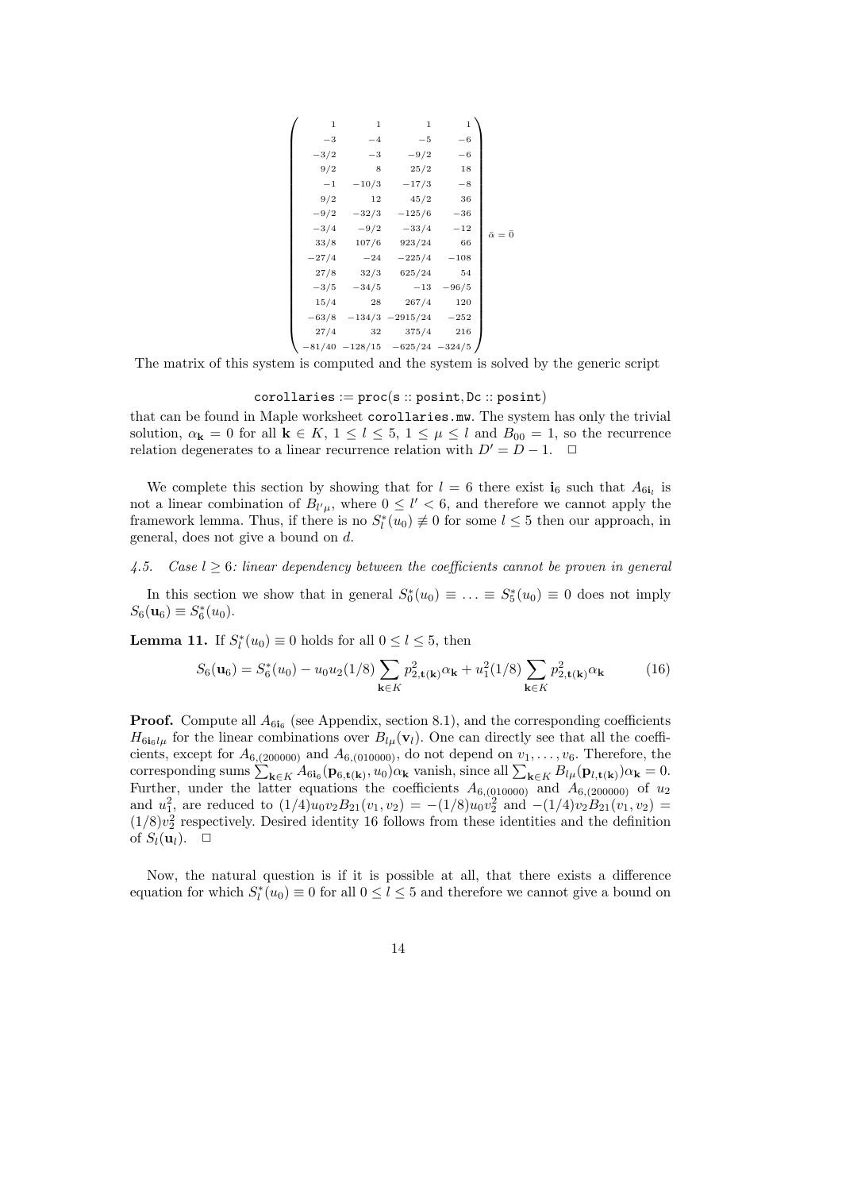$$
\begin{pmatrix}
1 & 1 & 1 & 1 \\
-3 & -4 & -5 & -6 \\
-3/2 & -3 & -9/2 & -6 \\
9/2 & 8 & 25/2 & 18 \\
-1 & -10/3 & -17/3 & -8 \\
9/2 & 12 & 45/2 & 36 \\
-9/2 & -32/3 & -125/6 & -36 \\
-3/4 & -9/2 & -33/4 & -12 \\
33/8 & 107/6 & 923/24 & 66 \\
-27/4 & -24 & -225/4 & -108 \\
27/8 & 32/3 & 625/24 & 54 \\
-3/5 & -34/5 & -13 & -96/5 \\
15/4 & 28 & 267/4 & 120 \\
-63/8 & -134/3 & -2915/24 & -252 \\
27/4 & 32 & 375/4 & 216 \\
-81/40 & -128/15 & -625/24 & -324/5
\end{pmatrix} \bar{\alpha} = \bar{0}
$$

The matrix of this system is computed and the system is solved by the generic script

```
corollaries := proc(s :: posint, Dc :: posint)
```

that can be found in Maple worksheet `corollaries.mw`. The system has only the trivial solution, $\alpha_{\mathbf{k}} = 0$ for all $\mathbf{k} \in K$, $1 \leq l \leq 5$, $1 \leq \mu \leq l$ and $B_{00} = 1$, so the recurrence relation degenerates to a linear recurrence relation with $D' = D - 1$. $\square$

We complete this section by showing that for $l = 6$ there exist $\mathbf{i}_6$ such that $A_{6\mathbf{i}_l}$ is not a linear combination of $B_{l'\mu}$, where $0 \leq l' < 6$, and therefore we cannot apply the framework lemma. Thus, if there is no $S_l^*(u_0) \not\equiv 0$ for some $l \leq 5$ then our approach, in general, does not give a bound on $d$.

### 4.5. *Case $l \geq 6$: linear dependency between the coefficients cannot be proven in general*

In this section we show that in general $S_0^*(u_0) \equiv \ldots \equiv S_5^*(u_0) \equiv 0$ does not imply $S_6(\mathbf{u}_6) \equiv S_6^*(u_0)$.

**Lemma 11.** If $S_l^*(u_0) \equiv 0$ holds for all $0 \leq l \leq 5$, then

$$
S_6(\mathbf{u}_6) = S_6^*(u_0) - u_0 u_2 (1/8) \sum_{\mathbf{k} \in K} p_{2,\mathbf{t}(\mathbf{k})}^2 \alpha_{\mathbf{k}} + u_1^2 (1/8) \sum_{\mathbf{k} \in K} p_{2,\mathbf{t}(\mathbf{k})}^2 \alpha_{\mathbf{k}} \qquad (16)
$$

**Proof.** Compute all $A_{6\mathbf{i}_6}$ (see Appendix, section 8.1), and the corresponding coefficients $H_{6\mathbf{i}_6 l\mu}$ for the linear combinations over $B_{l\mu}(\mathbf{v}_l)$. One can directly see that all the coefficients, except for $A_{6,(200000)}$ and $A_{6,(010000)}$, do not depend on $v_1, \ldots, v_6$. Therefore, the corresponding sums $\sum_{\mathbf{k} \in K} A_{6\mathbf{i}_6}(\mathbf{p}_{6,\mathbf{t}(\mathbf{k})}, u_0)\alpha_{\mathbf{k}}$ vanish, since all $\sum_{\mathbf{k} \in K} B_{l\mu}(\mathbf{p}_{l,\mathbf{t}(\mathbf{k})})\alpha_{\mathbf{k}} = 0$. Further, under the latter equations the coefficients $A_{6,(010000)}$ and $A_{6,(200000)}$ of $u_2$ and $u_1^2$, are reduced to $(1/4)u_0 v_2 B_{21}(v_1, v_2) = -(1/8)u_0 v_2^2$ and $-(1/4)v_2 B_{21}(v_1, v_2) = (1/8)v_2^2$ respectively. Desired identity 16 follows from these identities and the definition of $S_l(\mathbf{u}_l)$. $\square$

Now, the natural question is if it is possible at all, that there exists a difference equation for which $S_l^*(u_0) \equiv 0$ for all $0 \leq l \leq 5$ and therefore we cannot give a bound on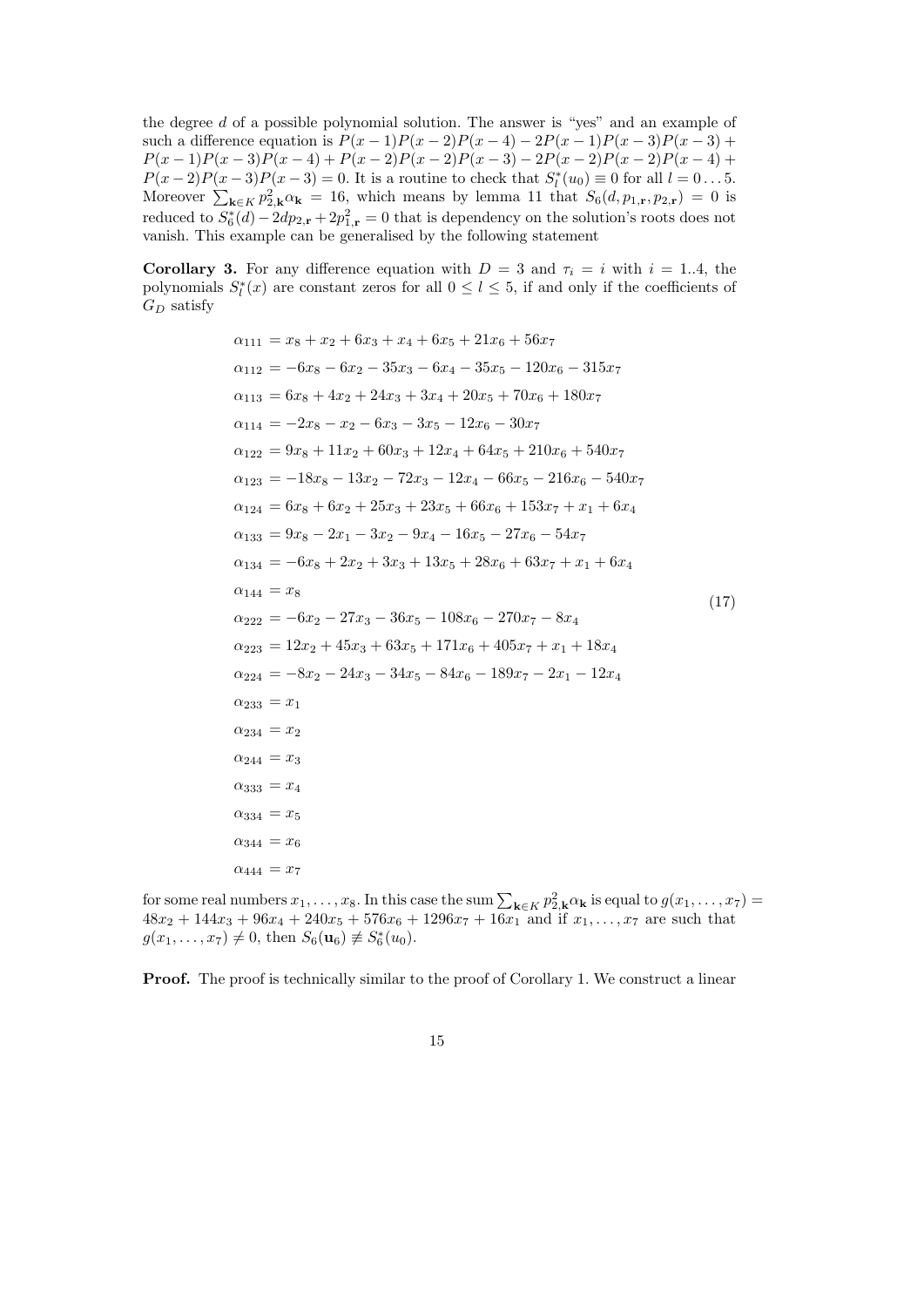the degree $d$ of a possible polynomial solution. The answer is "yes" and an example of such a difference equation is $P(x-1)P(x-2)P(x-4) - 2P(x-1)P(x-3)P(x-3) + P(x-1)P(x-3)P(x-4) + P(x-2)P(x-2)P(x-3) - 2P(x-2)P(x-2)P(x-4) + P(x-2)P(x-3)P(x-3) = 0$. It is a routine to check that $S_l^*(u_0) \equiv 0$ for all $l = 0 \ldots 5$. Moreover $\sum_{\mathbf{k}\in K} p_{2,\mathbf{k}}^2 \alpha_{\mathbf{k}} = 16$, which means by lemma 11 that $S_6(d, p_{1,\mathbf{r}}, p_{2,\mathbf{r}}) = 0$ is reduced to $S_6^*(d) - 2dp_{2,\mathbf{r}} + 2p_{1,\mathbf{r}}^2 = 0$ that is dependency on the solution's roots does not vanish. This example can be generalised by the following statement

**Corollary 3.** For any difference equation with $D = 3$ and $\tau_i = i$ with $i = 1..4$, the polynomials $S_l^*(x)$ are constant zeros for all $0 \le l \le 5$, if and only if the coefficients of $G_D$ satisfy

$$
\begin{aligned}
\alpha_{111} &= x_8 + x_2 + 6x_3 + x_4 + 6x_5 + 21x_6 + 56x_7 \\
\alpha_{112} &= -6x_8 - 6x_2 - 35x_3 - 6x_4 - 35x_5 - 120x_6 - 315x_7 \\
\alpha_{113} &= 6x_8 + 4x_2 + 24x_3 + 3x_4 + 20x_5 + 70x_6 + 180x_7 \\
\alpha_{114} &= -2x_8 - x_2 - 6x_3 - 3x_5 - 12x_6 - 30x_7 \\
\alpha_{122} &= 9x_8 + 11x_2 + 60x_3 + 12x_4 + 64x_5 + 210x_6 + 540x_7 \\
\alpha_{123} &= -18x_8 - 13x_2 - 72x_3 - 12x_4 - 66x_5 - 216x_6 - 540x_7 \\
\alpha_{124} &= 6x_8 + 6x_2 + 25x_3 + 23x_5 + 66x_6 + 153x_7 + x_1 + 6x_4 \\
\alpha_{133} &= 9x_8 - 2x_1 - 3x_2 - 9x_4 - 16x_5 - 27x_6 - 54x_7 \\
\alpha_{134} &= -6x_8 + 2x_2 + 3x_3 + 13x_5 + 28x_6 + 63x_7 + x_1 + 6x_4 \\
\alpha_{144} &= x_8 \\
\alpha_{222} &= -6x_2 - 27x_3 - 36x_5 - 108x_6 - 270x_7 - 8x_4 \\
\alpha_{223} &= 12x_2 + 45x_3 + 63x_5 + 171x_6 + 405x_7 + x_1 + 18x_4 \\
\alpha_{224} &= -8x_2 - 24x_3 - 34x_5 - 84x_6 - 189x_7 - 2x_1 - 12x_4 \\
\alpha_{233} &= x_1 \\
\alpha_{234} &= x_2 \\
\alpha_{244} &= x_3 \\
\alpha_{333} &= x_4 \\
\alpha_{334} &= x_5 \\
\alpha_{344} &= x_6 \\
\alpha_{444} &= x_7
\end{aligned}
\tag{17}
$$

for some real numbers $x_1, \ldots, x_8$. In this case the sum $\sum_{\mathbf{k}\in K} p_{2,\mathbf{k}}^2 \alpha_{\mathbf{k}}$ is equal to $g(x_1, \ldots, x_7) = 48x_2 + 144x_3 + 96x_4 + 240x_5 + 576x_6 + 1296x_7 + 16x_1$ and if $x_1, \ldots, x_7$ are such that $g(x_1, \ldots, x_7) \neq 0$, then $S_6(\mathbf{u}_6) \not\equiv S_6^*(u_0)$.

**Proof.** The proof is technically similar to the proof of Corollary 1. We construct a linear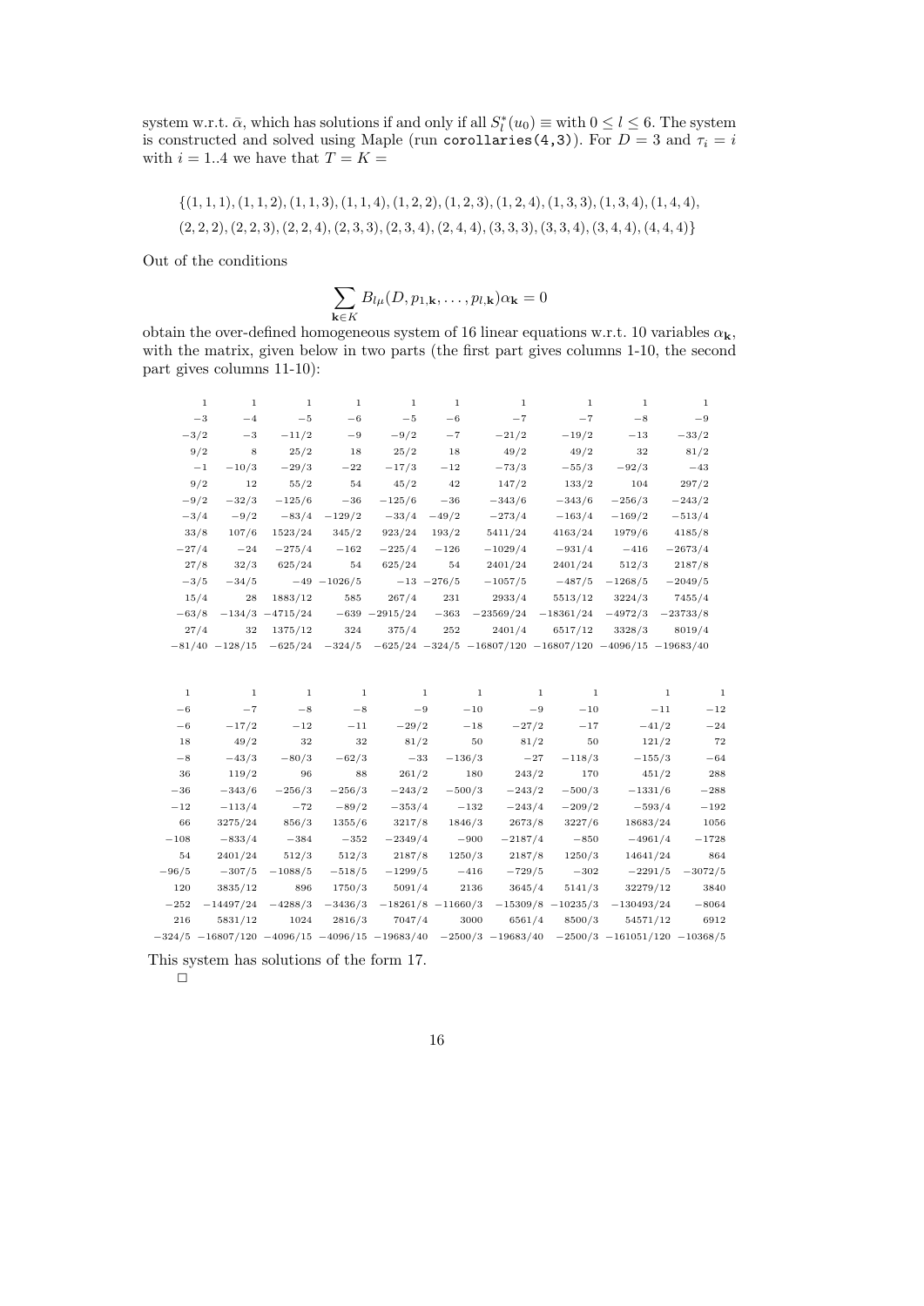system w.r.t. $\bar{\alpha}$, which has solutions if and only if all $S_l^*(u_0) \equiv$ with $0 \le l \le 6$. The system is constructed and solved using Maple (run `corollaries(4,3)`). For $D = 3$ and $\tau_i = i$ with $i = 1..4$ we have that $T = K =$

$$\{(1,1,1),(1,1,2),(1,1,3),(1,1,4),(1,2,2),(1,2,3),(1,2,4),(1,3,3),(1,3,4),(1,4,4),$$
$$(2,2,2),(2,2,3),(2,2,4),(2,3,3),(2,3,4),(2,4,4),(3,3,3),(3,3,4),(3,4,4),(4,4,4)\}$$

Out of the conditions

$$\sum_{\mathbf{k}\in K} B_{l\mu}(D, p_{1,\mathbf{k}}, \dots, p_{l,\mathbf{k}})\alpha_{\mathbf{k}} = 0$$

obtain the over-defined homogeneous system of 16 linear equations w.r.t. 10 variables $\alpha_{\mathbf{k}}$, with the matrix, given below in two parts (the first part gives columns 1-10, the second part gives columns 11-10):

| | | | | | | | | | |
|---|---|---|---|---|---|---|---|---|---|
| 1 | 1 | 1 | 1 | 1 | 1 | 1 | 1 | 1 | 1 |
| −3 | −4 | −5 | −6 | −5 | −6 | −7 | −7 | −8 | −9 |
| −3/2 | −3 | −11/2 | −9 | −9/2 | −7 | −21/2 | −19/2 | −13 | −33/2 |
| 9/2 | 8 | 25/2 | 18 | 25/2 | 18 | 49/2 | 49/2 | 32 | 81/2 |
| −1 | −10/3 | −29/3 | −22 | −17/3 | −12 | −73/3 | −55/3 | −92/3 | −43 |
| 9/2 | 12 | 55/2 | 54 | 45/2 | 42 | 147/2 | 133/2 | 104 | 297/2 |
| −9/2 | −32/3 | −125/6 | −36 | −125/6 | −36 | −343/6 | −343/6 | −256/3 | −243/2 |
| −3/4 | −9/2 | −83/4 | −129/2 | −33/4 | −49/2 | −273/4 | −163/4 | −169/2 | −513/4 |
| 33/8 | 107/6 | 1523/24 | 345/2 | 923/24 | 193/2 | 5411/24 | 4163/24 | 1979/6 | 4185/8 |
| −27/4 | −24 | −275/4 | −162 | −225/4 | −126 | −1029/4 | −931/4 | −416 | −2673/4 |
| 27/8 | 32/3 | 625/24 | 54 | 625/24 | 54 | 2401/24 | 2401/24 | 512/3 | 2187/8 |
| −3/5 | −34/5 | −49 | −1026/5 | −13 | −276/5 | −1057/5 | −487/5 | −1268/5 | −2049/5 |
| 15/4 | 28 | 1883/12 | 585 | 267/4 | 231 | 2933/4 | 5513/12 | 3224/3 | 7455/4 |
| −63/8 | −134/3 | −4715/24 | −639 | −2915/24 | −363 | −23569/24 | −18361/24 | −4972/3 | −23733/8 |
| 27/4 | 32 | 1375/12 | 324 | 375/4 | 252 | 2401/4 | 6517/12 | 3328/3 | 8019/4 |
| −81/40 | −128/15 | −625/24 | −324/5 | −625/24 | −324/5 | −16807/120 | −16807/120 | −4096/15 | −19683/40 |

| | | | | | | | | | |
|---|---|---|---|---|---|---|---|---|---|
| 1 | 1 | 1 | 1 | 1 | 1 | 1 | 1 | 1 | 1 |
| −6 | −7 | −8 | −8 | −9 | −10 | −9 | −10 | −11 | −12 |
| −6 | −17/2 | −12 | −11 | −29/2 | −18 | −27/2 | −17 | −41/2 | −24 |
| 18 | 49/2 | 32 | 32 | 81/2 | 50 | 81/2 | 50 | 121/2 | 72 |
| −8 | −43/3 | −80/3 | −62/3 | −33 | −136/3 | −27 | −118/3 | −155/3 | −64 |
| 36 | 119/2 | 96 | 88 | 261/2 | 180 | 243/2 | 170 | 451/2 | 288 |
| −36 | −343/6 | −256/3 | −256/3 | −243/2 | −500/3 | −243/2 | −500/3 | −1331/6 | −288 |
| −12 | −113/4 | −72 | −89/2 | −353/4 | −132 | −243/4 | −209/2 | −593/4 | −192 |
| 66 | 3275/24 | 856/3 | 1355/6 | 3217/8 | 1846/3 | 2673/8 | 3227/6 | 18683/24 | 1056 |
| −108 | −833/4 | −384 | −352 | −2349/4 | −900 | −2187/4 | −850 | −4961/4 | −1728 |
| 54 | 2401/24 | 512/3 | 512/3 | 2187/8 | 1250/3 | 2187/8 | 1250/3 | 14641/24 | 864 |
| −96/5 | −307/5 | −1088/5 | −518/5 | −1299/5 | −416 | −729/5 | −302 | −2291/5 | −3072/5 |
| 120 | 3835/12 | 896 | 1750/3 | 5091/4 | 2136 | 3645/4 | 5141/3 | 32279/12 | 3840 |
| −252 | −14497/24 | −4288/3 | −3436/3 | −18261/8 | −11660/3 | −15309/8 | −10235/3 | −130493/24 | −8064 |
| 216 | 5831/12 | 1024 | 2816/3 | 7047/4 | 3000 | 6561/4 | 8500/3 | 54571/12 | 6912 |
| −324/5 | −16807/120 | −4096/15 | −4096/15 | −19683/40 | −2500/3 | −19683/40 | −2500/3 | −161051/120 | −10368/5 |

This system has solutions of the form 17.

□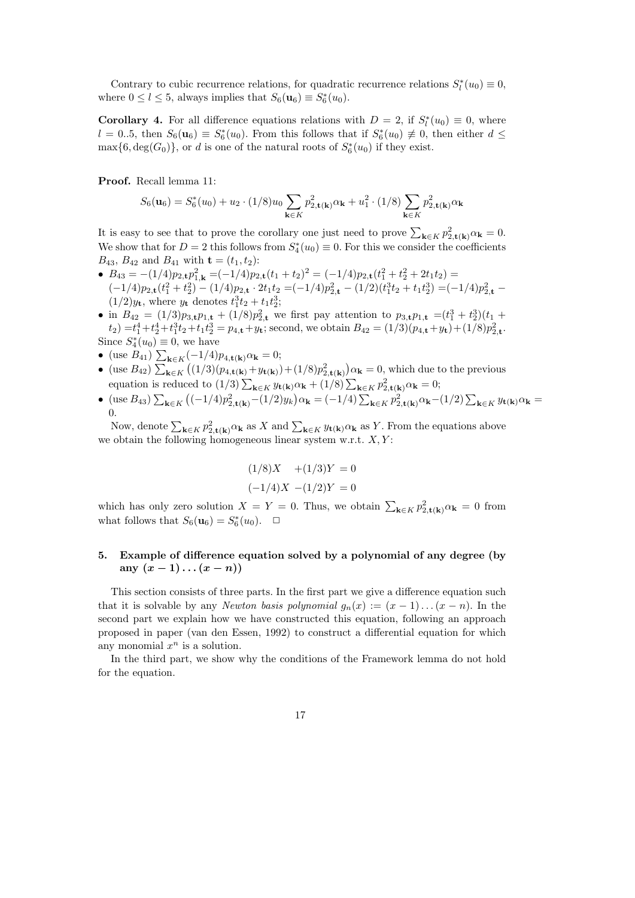Contrary to cubic recurrence relations, for quadratic recurrence relations $S_l^*(u_0) \equiv 0$, where $0 \le l \le 5$, always implies that $S_6(\mathbf{u}_6) \equiv S_6^*(u_0)$.

**Corollary 4.** For all difference equations relations with $D = 2$, if $S_l^*(u_0) \equiv 0$, where $l = 0..5$, then $S_6(\mathbf{u}_6) \equiv S_6^*(u_0)$. From this follows that if $S_6^*(u_0) \not\equiv 0$, then either $d \le \max\{6, \deg(G_0)\}$, or $d$ is one of the natural roots of $S_6^*(u_0)$ if they exist.

**Proof.** Recall lemma 11:

$$S_6(\mathbf{u}_6) = S_6^*(u_0) + u_2 \cdot (1/8)u_0 \sum_{\mathbf{k}\in K} p_{2,\mathbf{t}(\mathbf{k})}^2 \alpha_{\mathbf{k}} + u_1^2 \cdot (1/8) \sum_{\mathbf{k}\in K} p_{2,\mathbf{t}(\mathbf{k})}^2 \alpha_{\mathbf{k}}$$

It is easy to see that to prove the corollary one just need to prove $\sum_{\mathbf{k}\in K} p_{2,\mathbf{t}(\mathbf{k})}^2 \alpha_{\mathbf{k}} = 0$. We show that for $D = 2$ this follows from $S_4^*(u_0) \equiv 0$. For this we consider the coefficients $B_{43}$, $B_{42}$ and $B_{41}$ with $\mathbf{t} = (t_1, t_2)$:

- $B_{43} = -(1/4)p_{2,\mathbf{t}} p_{1,\mathbf{k}}^2 = (-1/4)p_{2,\mathbf{t}}(t_1 + t_2)^2 = (-1/4)p_{2,\mathbf{t}}(t_1^2 + t_2^2 + 2t_1t_2) = (-1/4)p_{2,\mathbf{t}}(t_1^2 + t_2^2) - (1/4)p_{2,\mathbf{t}} \cdot 2t_1t_2 = (-1/4)p_{2,\mathbf{t}}^2 - (1/2)(t_1^3t_2 + t_1t_2^3) = (-1/4)p_{2,\mathbf{t}}^2 - (1/2)y_{\mathbf{t}}$, where $y_{\mathbf{t}}$ denotes $t_1^3t_2 + t_1t_2^3$;
- in $B_{42} = (1/3)p_{3,\mathbf{t}}p_{1,\mathbf{t}} + (1/8)p_{2,\mathbf{t}}^2$ we first pay attention to $p_{3,\mathbf{t}}p_{1,\mathbf{t}} = (t_1^3 + t_2^3)(t_1 + t_2) = t_1^4 + t_2^4 + t_1^3t_2 + t_1t_2^3 = p_{4,\mathbf{t}} + y_{\mathbf{t}}$; second, we obtain $B_{42} = (1/3)(p_{4,\mathbf{t}} + y_{\mathbf{t}}) + (1/8)p_{2,\mathbf{t}}^2$.

Since $S_4^*(u_0) \equiv 0$, we have

- (use $B_{41}$) $\sum_{\mathbf{k}\in K}(-1/4)p_{4,\mathbf{t}(\mathbf{k})}\alpha_{\mathbf{k}} = 0$;
- (use $B_{42}$) $\sum_{\mathbf{k}\in K}\big((1/3)(p_{4,\mathbf{t}(\mathbf{k})} + y_{\mathbf{t}(\mathbf{k})}) + (1/8)p_{2,\mathbf{t}(\mathbf{k})}^2\big)\alpha_{\mathbf{k}} = 0$, which due to the previous equation is reduced to $(1/3)\sum_{\mathbf{k}\in K} y_{\mathbf{t}(\mathbf{k})}\alpha_{\mathbf{k}} + (1/8)\sum_{\mathbf{k}\in K} p_{2,\mathbf{t}(\mathbf{k})}^2\alpha_{\mathbf{k}} = 0$;
- (use $B_{43}$) $\sum_{\mathbf{k}\in K}\big((-1/4)p_{2,\mathbf{t}(\mathbf{k})}^2 - (1/2)y_k\big)\alpha_{\mathbf{k}} = (-1/4)\sum_{\mathbf{k}\in K} p_{2,\mathbf{t}(\mathbf{k})}^2\alpha_{\mathbf{k}} - (1/2)\sum_{\mathbf{k}\in K} y_{\mathbf{t}(\mathbf{k})}\alpha_{\mathbf{k}} = 0$.

Now, denote $\sum_{\mathbf{k}\in K} p_{2,\mathbf{t}(\mathbf{k})}^2\alpha_{\mathbf{k}}$ as $X$ and $\sum_{\mathbf{k}\in K} y_{\mathbf{t}(\mathbf{k})}\alpha_{\mathbf{k}}$ as $Y$. From the equations above we obtain the following homogeneous linear system w.r.t. $X, Y$:

$$\begin{aligned}(1/8)X \quad &+ (1/3)Y = 0\\ (-1/4)X \; &- (1/2)Y = 0\end{aligned}$$

which has only zero solution $X = Y = 0$. Thus, we obtain $\sum_{\mathbf{k}\in K} p_{2,\mathbf{t}(\mathbf{k})}^2\alpha_{\mathbf{k}} = 0$ from what follows that $S_6(\mathbf{u}_6) = S_6^*(u_0)$. $\square$

## 5. Example of difference equation solved by a polynomial of any degree (by any $(x-1)\dots(x-n)$)

This section consists of three parts. In the first part we give a difference equation such that it is solvable by any *Newton basis polynomial* $g_n(x) := (x-1)\dots(x-n)$. In the second part we explain how we have constructed this equation, following an approach proposed in paper (van den Essen, 1992) to construct a differential equation for which any monomial $x^n$ is a solution.

In the third part, we show why the conditions of the Framework lemma do not hold for the equation.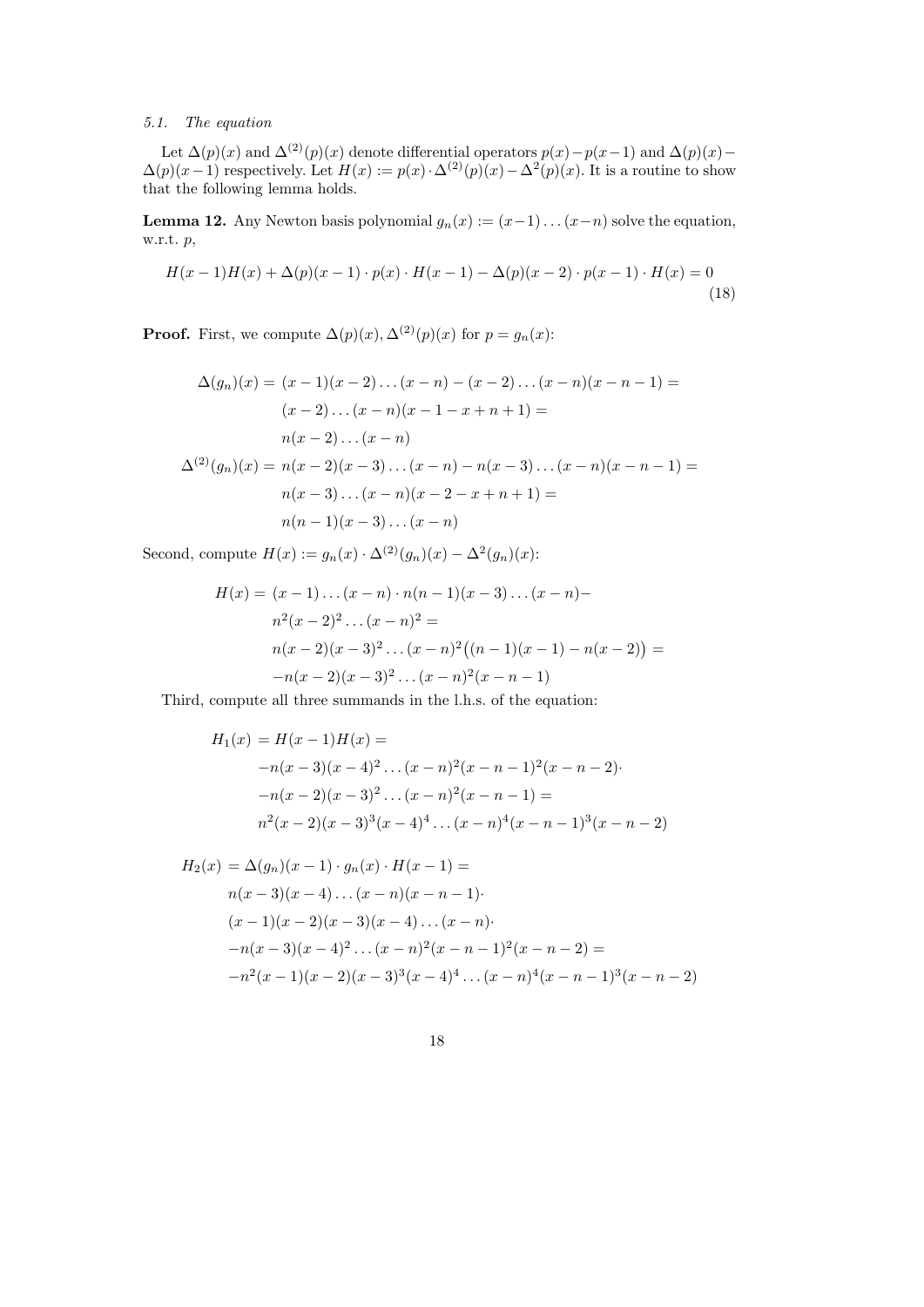*5.1. The equation*

Let $\Delta(p)(x)$ and $\Delta^{(2)}(p)(x)$ denote differential operators $p(x)-p(x-1)$ and $\Delta(p)(x)-\Delta(p)(x-1)$ respectively. Let $H(x) := p(x)\cdot\Delta^{(2)}(p)(x) - \Delta^2(p)(x)$. It is a routine to show that the following lemma holds.

**Lemma 12.** Any Newton basis polynomial $g_n(x) := (x-1)\dots(x-n)$ solve the equation, w.r.t. $p$,

$$H(x-1)H(x) + \Delta(p)(x-1)\cdot p(x)\cdot H(x-1) - \Delta(p)(x-2)\cdot p(x-1)\cdot H(x) = 0 \tag{18}$$

**Proof.** First, we compute $\Delta(p)(x), \Delta^{(2)}(p)(x)$ for $p = g_n(x)$:

$$\begin{aligned}
\Delta(g_n)(x) = {} & (x-1)(x-2)\dots(x-n) - (x-2)\dots(x-n)(x-n-1) = \\
& (x-2)\dots(x-n)(x-1-x+n+1) = \\
& n(x-2)\dots(x-n) \\
\Delta^{(2)}(g_n)(x) = {} & n(x-2)(x-3)\dots(x-n) - n(x-3)\dots(x-n)(x-n-1) = \\
& n(x-3)\dots(x-n)(x-2-x+n+1) = \\
& n(n-1)(x-3)\dots(x-n)
\end{aligned}$$

Second, compute $H(x) := g_n(x)\cdot\Delta^{(2)}(g_n)(x) - \Delta^2(g_n)(x)$:

$$\begin{aligned}
H(x) = {} & (x-1)\dots(x-n)\cdot n(n-1)(x-3)\dots(x-n) - \\
& n^2(x-2)^2\dots(x-n)^2 = \\
& n(x-2)(x-3)^2\dots(x-n)^2\big((n-1)(x-1) - n(x-2)\big) = \\
& -n(x-2)(x-3)^2\dots(x-n)^2(x-n-1)
\end{aligned}$$

Third, compute all three summands in the l.h.s. of the equation:

$$\begin{aligned}
H_1(x) = {} & H(x-1)H(x) = \\
& -n(x-3)(x-4)^2\dots(x-n)^2(x-n-1)^2(x-n-2)\cdot \\
& -n(x-2)(x-3)^2\dots(x-n)^2(x-n-1) = \\
& n^2(x-2)(x-3)^3(x-4)^4\dots(x-n)^4(x-n-1)^3(x-n-2)
\end{aligned}$$

$$\begin{aligned}
H_2(x) = {} & \Delta(g_n)(x-1)\cdot g_n(x)\cdot H(x-1) = \\
& n(x-3)(x-4)\dots(x-n)(x-n-1)\cdot \\
& (x-1)(x-2)(x-3)(x-4)\dots(x-n)\cdot \\
& -n(x-3)(x-4)^2\dots(x-n)^2(x-n-1)^2(x-n-2) = \\
& -n^2(x-1)(x-2)(x-3)^3(x-4)^4\dots(x-n)^4(x-n-1)^3(x-n-2)
\end{aligned}$$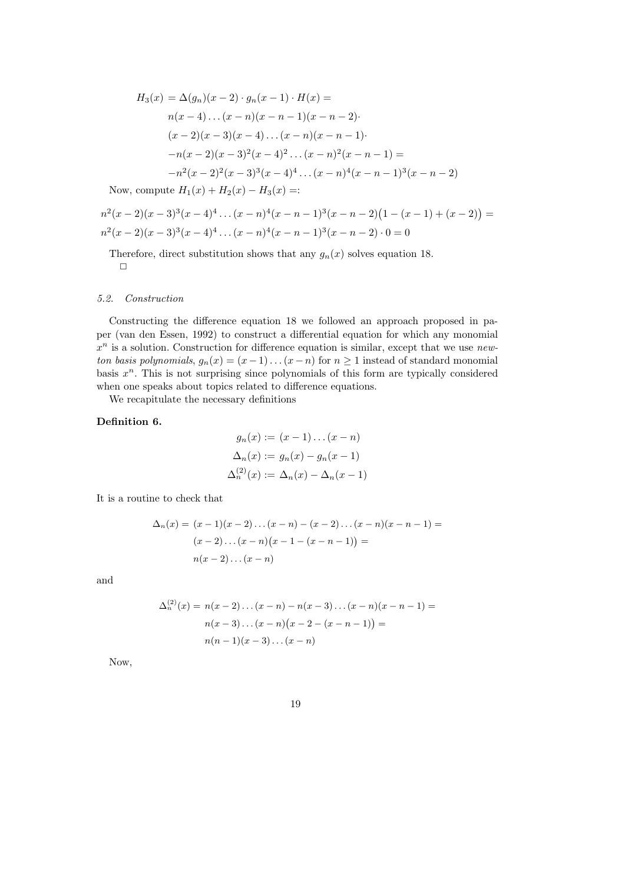$$
\begin{aligned}
H_3(x) &= \Delta(g_n)(x-2) \cdot g_n(x-1) \cdot H(x) = \\
&\quad n(x-4)\dots(x-n)(x-n-1)(x-n-2) \cdot \\
&\quad (x-2)(x-3)(x-4)\dots(x-n)(x-n-1) \cdot \\
&\quad -n(x-2)(x-3)^2(x-4)^2\dots(x-n)^2(x-n-1) = \\
&\quad -n^2(x-2)^2(x-3)^3(x-4)^4\dots(x-n)^4(x-n-1)^3(x-n-2)
\end{aligned}
$$

Now, compute $H_1(x) + H_2(x) - H_3(x) =:$

$$
\begin{aligned}
&n^2(x-2)(x-3)^3(x-4)^4\dots(x-n)^4(x-n-1)^3(x-n-2)\big(1-(x-1)+(x-2)\big) = \\
&n^2(x-2)(x-3)^3(x-4)^4\dots(x-n)^4(x-n-1)^3(x-n-2)\cdot 0 = 0
\end{aligned}
$$

Therefore, direct substitution shows that any $g_n(x)$ solves equation 18.
□

### 5.2. *Construction*

Constructing the difference equation 18 we followed an approach proposed in paper (van den Essen, 1992) to construct a differential equation for which any monomial $x^n$ is a solution. Construction for difference equation is similar, except that we use *newton basis polynomials*, $g_n(x) = (x-1)\dots(x-n)$ for $n \geq 1$ instead of standard monomial basis $x^n$. This is not surprising since polynomials of this form are typically considered when one speaks about topics related to difference equations.

We recapitulate the necessary definitions

**Definition 6.**

$$
\begin{aligned}
g_n(x) &:= (x-1)\dots(x-n) \\
\Delta_n(x) &:= g_n(x) - g_n(x-1) \\
\Delta_n^{(2)}(x) &:= \Delta_n(x) - \Delta_n(x-1)
\end{aligned}
$$

It is a routine to check that

$$
\begin{aligned}
\Delta_n(x) &= (x-1)(x-2)\dots(x-n) - (x-2)\dots(x-n)(x-n-1) = \\
&\quad (x-2)\dots(x-n)\big(x-1-(x-n-1)\big) = \\
&\quad n(x-2)\dots(x-n)
\end{aligned}
$$

and

$$
\begin{aligned}
\Delta_n^{(2)}(x) &= n(x-2)\dots(x-n) - n(x-3)\dots(x-n)(x-n-1) = \\
&\quad n(x-3)\dots(x-n)\big(x-2-(x-n-1)\big) = \\
&\quad n(n-1)(x-3)\dots(x-n)
\end{aligned}
$$

Now,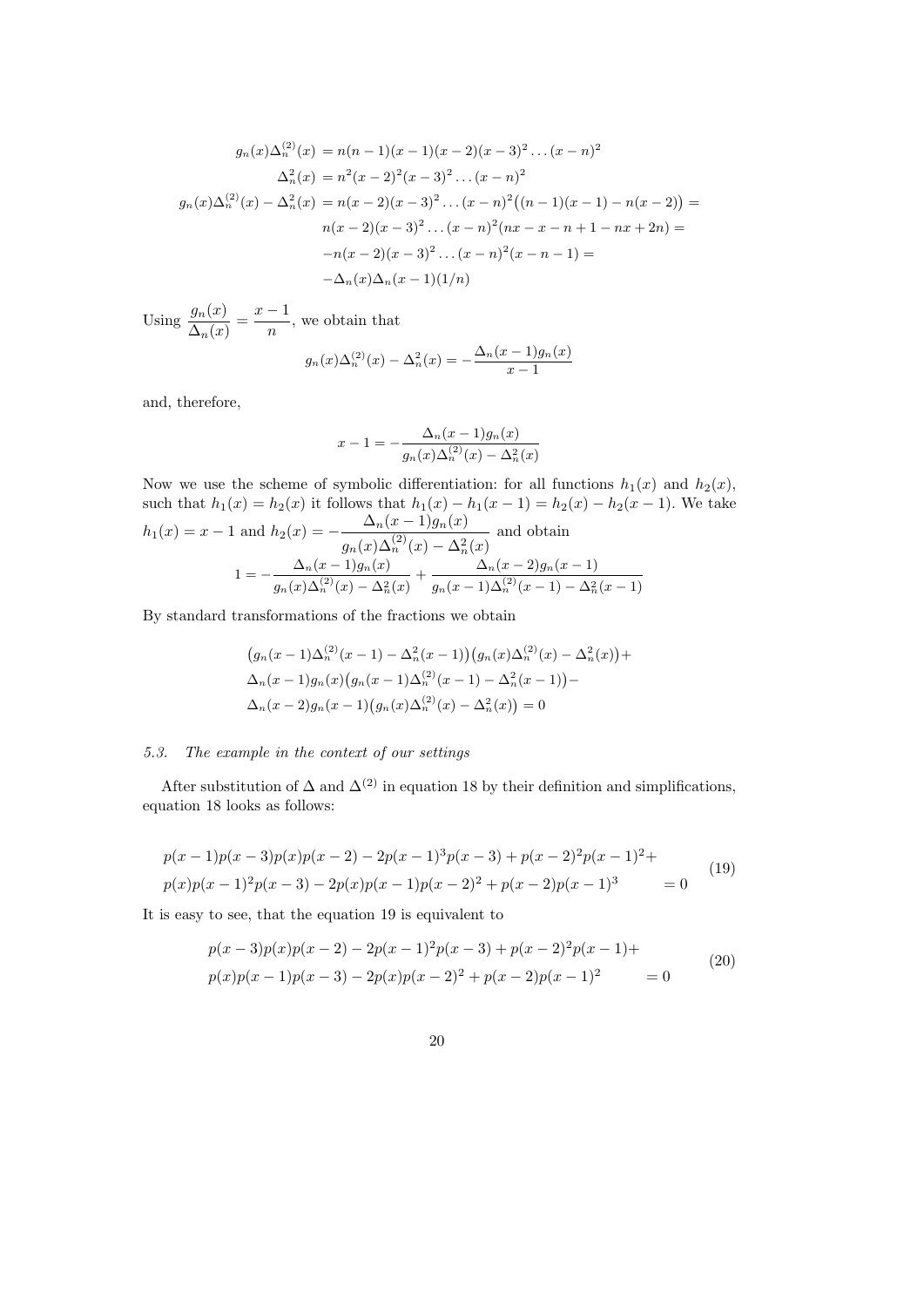$$
\begin{aligned}
g_n(x)\Delta_n^{(2)}(x) &= n(n-1)(x-1)(x-2)(x-3)^2\dots(x-n)^2\\
\Delta_n^2(x) &= n^2(x-2)^2(x-3)^2\dots(x-n)^2\\
g_n(x)\Delta_n^{(2)}(x) - \Delta_n^2(x) &= n(x-2)(x-3)^2\dots(x-n)^2\big((n-1)(x-1)-n(x-2)\big) =\\
&n(x-2)(x-3)^2\dots(x-n)^2(nx-x-n+1-nx+2n) =\\
&-n(x-2)(x-3)^2\dots(x-n)^2(x-n-1) =\\
&-\Delta_n(x)\Delta_n(x-1)(1/n)
\end{aligned}
$$

Using $\dfrac{g_n(x)}{\Delta_n(x)} = \dfrac{x-1}{n}$, we obtain that

$$
g_n(x)\Delta_n^{(2)}(x) - \Delta_n^2(x) = -\frac{\Delta_n(x-1)g_n(x)}{x-1}
$$

and, therefore,

$$
x-1 = -\frac{\Delta_n(x-1)g_n(x)}{g_n(x)\Delta_n^{(2)}(x) - \Delta_n^2(x)}
$$

Now we use the scheme of symbolic differentiation: for all functions $h_1(x)$ and $h_2(x)$, such that $h_1(x) = h_2(x)$ it follows that $h_1(x) - h_1(x-1) = h_2(x) - h_2(x-1)$. We take $h_1(x) = x-1$ and $h_2(x) = -\dfrac{\Delta_n(x-1)g_n(x)}{g_n(x)\Delta_n^{(2)}(x) - \Delta_n^2(x)}$ and obtain

$$
1 = -\frac{\Delta_n(x-1)g_n(x)}{g_n(x)\Delta_n^{(2)}(x) - \Delta_n^2(x)} + \frac{\Delta_n(x-2)g_n(x-1)}{g_n(x-1)\Delta_n^{(2)}(x-1) - \Delta_n^2(x-1)}
$$

By standard transformations of the fractions we obtain

$$
\begin{aligned}
&\big(g_n(x-1)\Delta_n^{(2)}(x-1) - \Delta_n^2(x-1)\big)\big(g_n(x)\Delta_n^{(2)}(x) - \Delta_n^2(x)\big)+\\
&\Delta_n(x-1)g_n(x)\big(g_n(x-1)\Delta_n^{(2)}(x-1) - \Delta_n^2(x-1)\big)-\\
&\Delta_n(x-2)g_n(x-1)\big(g_n(x)\Delta_n^{(2)}(x) - \Delta_n^2(x)\big) = 0
\end{aligned}
$$

### 5.3. *The example in the context of our settings*

After substitution of $\Delta$ and $\Delta^{(2)}$ in equation 18 by their definition and simplifications, equation 18 looks as follows:

$$
\begin{aligned}
&p(x-1)p(x-3)p(x)p(x-2) - 2p(x-1)^3p(x-3) + p(x-2)^2p(x-1)^2+\\
&p(x)p(x-1)^2p(x-3) - 2p(x)p(x-1)p(x-2)^2 + p(x-2)p(x-1)^3 \qquad = 0
\end{aligned}
\tag{19}
$$

It is easy to see, that the equation 19 is equivalent to

$$
\begin{aligned}
&p(x-3)p(x)p(x-2) - 2p(x-1)^2p(x-3) + p(x-2)^2p(x-1)+\\
&p(x)p(x-1)p(x-3) - 2p(x)p(x-2)^2 + p(x-2)p(x-1)^2 \qquad = 0
\end{aligned}
\tag{20}
$$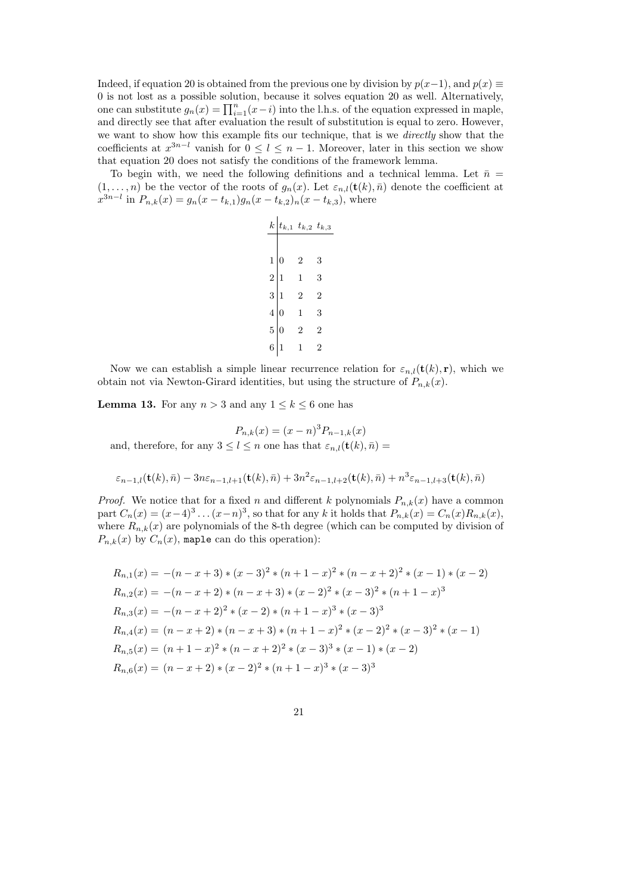Indeed, if equation 20 is obtained from the previous one by division by $p(x-1)$, and $p(x) \equiv 0$ is not lost as a possible solution, because it solves equation 20 as well. Alternatively, one can substitute $g_n(x) = \prod_{i=1}^{n}(x-i)$ into the l.h.s. of the equation expressed in maple, and directly see that after evaluation the result of substitution is equal to zero. However, we want to show how this example fits our technique, that is we *directly* show that the coefficients at $x^{3n-l}$ vanish for $0 \le l \le n-1$. Moreover, later in this section we show that equation 20 does not satisfy the conditions of the framework lemma.

To begin with, we need the following definitions and a technical lemma. Let $\bar{n} = (1, \ldots, n)$ be the vector of the roots of $g_n(x)$. Let $\varepsilon_{n,l}(\mathbf{t}(k), \bar{n})$ denote the coefficient at $x^{3n-l}$ in $P_{n,k}(x) = g_n(x - t_{k,1})g_n(x - t_{k,2})_n(x - t_{k,3})$, where

| $k$ | $t_{k,1}$ | $t_{k,2}$ | $t_{k,3}$ |
|---|---|---|---|
| 1 | 0 | 2 | 3 |
| 2 | 1 | 1 | 3 |
| 3 | 1 | 2 | 2 |
| 4 | 0 | 1 | 3 |
| 5 | 0 | 2 | 2 |
| 6 | 1 | 1 | 2 |

Now we can establish a simple linear recurrence relation for $\varepsilon_{n,l}(\mathbf{t}(k), \mathbf{r})$, which we obtain not via Newton-Girard identities, but using the structure of $P_{n,k}(x)$.

**Lemma 13.** For any $n > 3$ and any $1 \le k \le 6$ one has

$$P_{n,k}(x) = (x-n)^3 P_{n-1,k}(x)$$

and, therefore, for any $3 \le l \le n$ one has that $\varepsilon_{n,l}(\mathbf{t}(k), \bar{n}) =$

$$\varepsilon_{n-1,l}(\mathbf{t}(k), \bar{n}) - 3n\varepsilon_{n-1,l+1}(\mathbf{t}(k), \bar{n}) + 3n^2\varepsilon_{n-1,l+2}(\mathbf{t}(k), \bar{n}) + n^3\varepsilon_{n-1,l+3}(\mathbf{t}(k), \bar{n})$$

*Proof.* We notice that for a fixed $n$ and different $k$ polynomials $P_{n,k}(x)$ have a common part $C_n(x) = (x-4)^3 \ldots (x-n)^3$, so that for any $k$ it holds that $P_{n,k}(x) = C_n(x)R_{n,k}(x)$, where $R_{n,k}(x)$ are polynomials of the 8-th degree (which can be computed by division of $P_{n,k}(x)$ by $C_n(x)$, `maple` can do this operation):

$$R_{n,1}(x) = -(n-x+3)*(x-3)^2*(n+1-x)^2*(n-x+2)^2*(x-1)*(x-2)$$
$$R_{n,2}(x) = -(n-x+2)*(n-x+3)*(x-2)^2*(x-3)^2*(n+1-x)^3$$
$$R_{n,3}(x) = -(n-x+2)^2*(x-2)*(n+1-x)^3*(x-3)^3$$
$$R_{n,4}(x) = (n-x+2)*(n-x+3)*(n+1-x)^2*(x-2)^2*(x-3)^2*(x-1)$$
$$R_{n,5}(x) = (n+1-x)^2*(n-x+2)^2*(x-3)^3*(x-1)*(x-2)$$
$$R_{n,6}(x) = (n-x+2)*(x-2)^2*(n+1-x)^3*(x-3)^3$$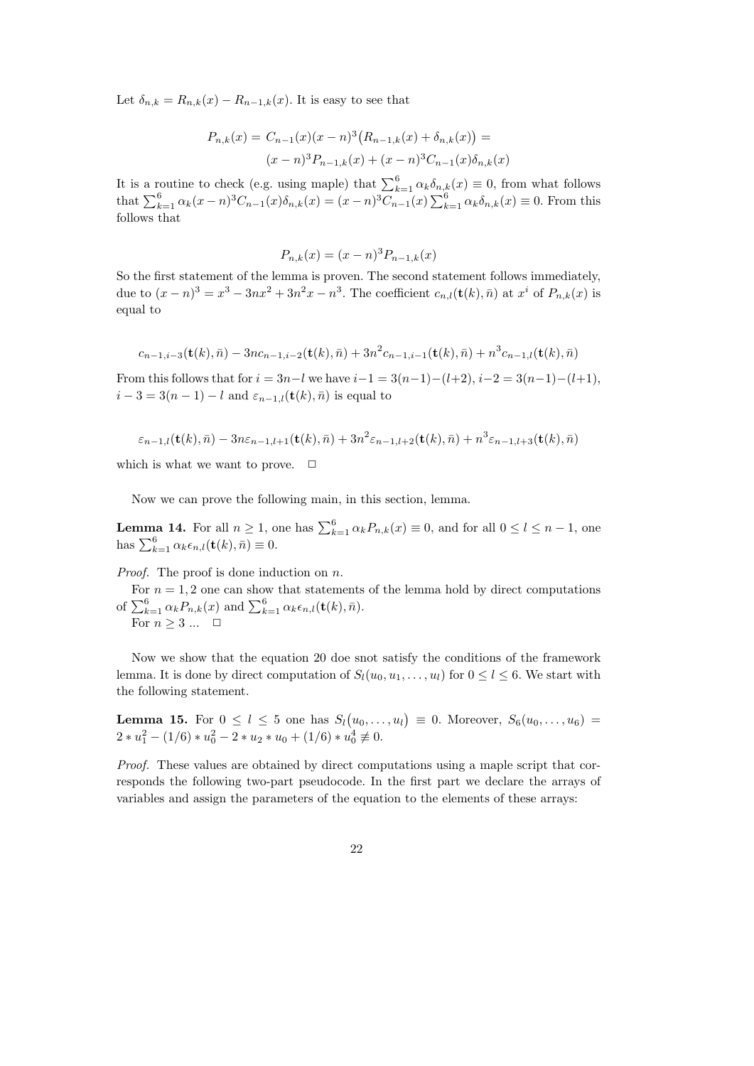Let $\delta_{n,k} = R_{n,k}(x) - R_{n-1,k}(x)$. It is easy to see that

$$P_{n,k}(x) = C_{n-1}(x)(x-n)^3\big(R_{n-1,k}(x) + \delta_{n,k}(x)\big) =$$
$$(x-n)^3 P_{n-1,k}(x) + (x-n)^3 C_{n-1}(x)\delta_{n,k}(x)$$

It is a routine to check (e.g. using maple) that $\sum_{k=1}^{6} \alpha_k \delta_{n,k}(x) \equiv 0$, from what follows that $\sum_{k=1}^{6} \alpha_k (x-n)^3 C_{n-1}(x)\delta_{n,k}(x) = (x-n)^3 C_{n-1}(x) \sum_{k=1}^{6} \alpha_k \delta_{n,k}(x) \equiv 0$. From this follows that

$$P_{n,k}(x) = (x-n)^3 P_{n-1,k}(x)$$

So the first statement of the lemma is proven. The second statement follows immediately, due to $(x-n)^3 = x^3 - 3nx^2 + 3n^2x - n^3$. The coefficient $c_{n,l}(\mathbf{t}(k), \bar{n})$ at $x^i$ of $P_{n,k}(x)$ is equal to

$$c_{n-1,i-3}(\mathbf{t}(k), \bar{n}) - 3nc_{n-1,i-2}(\mathbf{t}(k), \bar{n}) + 3n^2 c_{n-1,i-1}(\mathbf{t}(k), \bar{n}) + n^3 c_{n-1,l}(\mathbf{t}(k), \bar{n})$$

From this follows that for $i = 3n-l$ we have $i-1 = 3(n-1)-(l+2)$, $i-2 = 3(n-1)-(l+1)$, $i-3 = 3(n-1)-l$ and $\varepsilon_{n-1,l}(\mathbf{t}(k), \bar{n})$ is equal to

$$\varepsilon_{n-1,l}(\mathbf{t}(k), \bar{n}) - 3n\varepsilon_{n-1,l+1}(\mathbf{t}(k), \bar{n}) + 3n^2 \varepsilon_{n-1,l+2}(\mathbf{t}(k), \bar{n}) + n^3 \varepsilon_{n-1,l+3}(\mathbf{t}(k), \bar{n})$$

which is what we want to prove. $\square$

Now we can prove the following main, in this section, lemma.

**Lemma 14.** For all $n \geq 1$, one has $\sum_{k=1}^{6} \alpha_k P_{n,k}(x) \equiv 0$, and for all $0 \leq l \leq n-1$, one has $\sum_{k=1}^{6} \alpha_k \epsilon_{n,l}(\mathbf{t}(k), \bar{n}) \equiv 0$.

*Proof.* The proof is done induction on $n$.

For $n = 1, 2$ one can show that statements of the lemma hold by direct computations of $\sum_{k=1}^{6} \alpha_k P_{n,k}(x)$ and $\sum_{k=1}^{6} \alpha_k \epsilon_{n,l}(\mathbf{t}(k), \bar{n})$.

For $n \geq 3$ ... $\square$

Now we show that the equation 20 doe snot satisfy the conditions of the framework lemma. It is done by direct computation of $S_l(u_0, u_1, \ldots, u_l)$ for $0 \leq l \leq 6$. We start with the following statement.

**Lemma 15.** For $0 \leq l \leq 5$ one has $S_l\big(u_0, \ldots, u_l\big) \equiv 0$. Moreover, $S_6(u_0, \ldots, u_6) = 2 * u_1^2 - (1/6) * u_0^2 - 2 * u_2 * u_0 + (1/6) * u_0^4 \not\equiv 0$.

*Proof.* These values are obtained by direct computations using a maple script that corresponds the following two-part pseudocode. In the first part we declare the arrays of variables and assign the parameters of the equation to the elements of these arrays: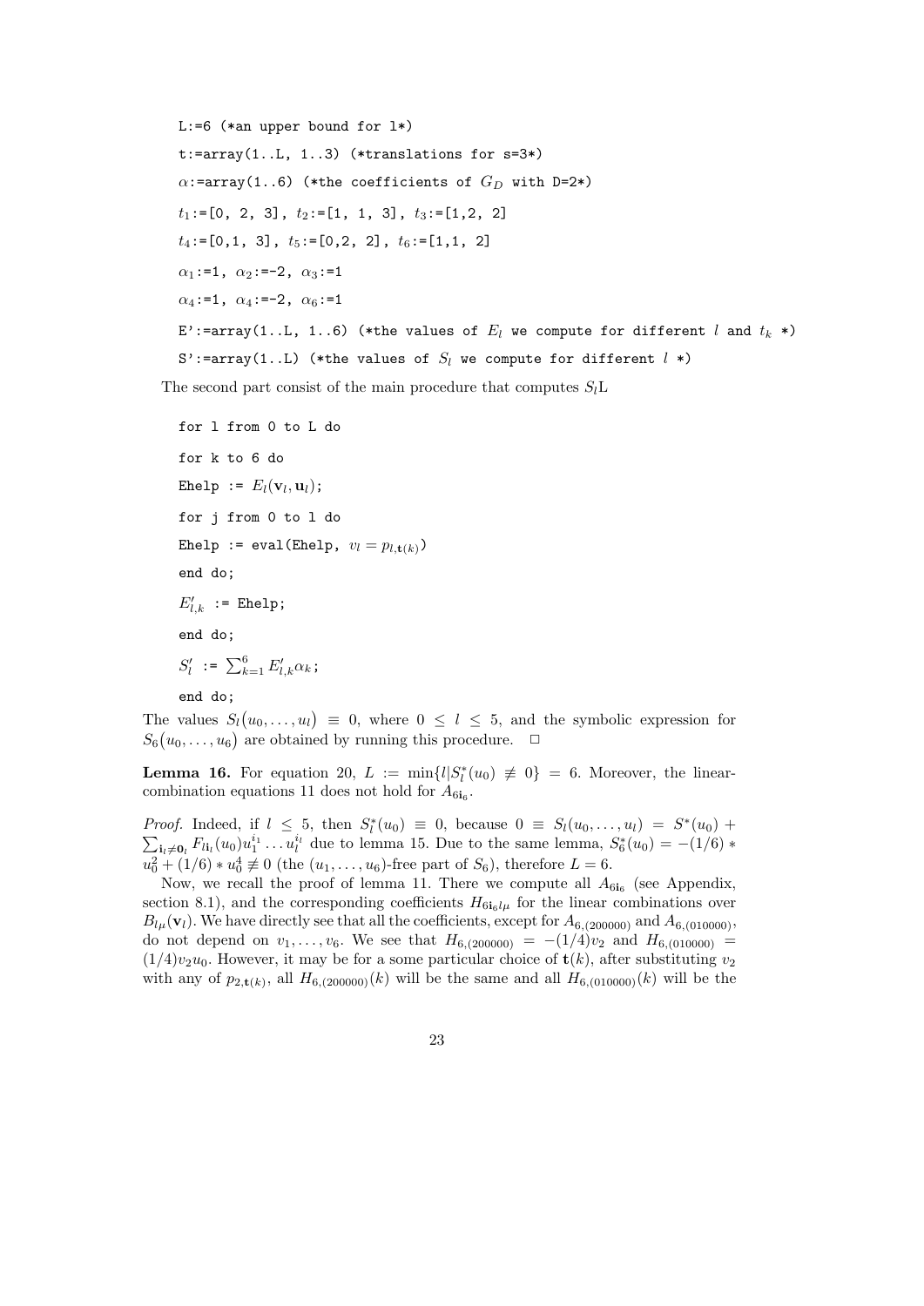```
L:=6 (*an upper bound for l*)
t:=array(1..L, 1..3) (*translations for s=3*)
α:=array(1..6) (*the coefficients of G_D with D=2*)
t_1:=[0, 2, 3], t_2:=[1, 1, 3], t_3:=[1,2, 2]
t_4:=[0,1, 3], t_5:=[0,2, 2], t_6:=[1,1, 2]
α_1:=1, α_2:=-2, α_3:=1
α_4:=1, α_4:=-2, α_6:=1
E':=array(1..L, 1..6) (*the values of E_l we compute for different l and t_k *)
S':=array(1..L) (*the values of S_l we compute for different l *)
```

The second part consist of the main procedure that computes $S_l$L

```
for l from 0 to L do
for k to 6 do
Ehelp := E_l(v_l, u_l);
for j from 0 to l do
Ehelp := eval(Ehelp, v_l = p_{l,t(k)})
end do;
E'_{l,k} := Ehelp;
end do;
S'_l := Σ_{k=1}^{6} E'_{l,k} α_k;
end do;
```

The values $S_l(u_0, \ldots, u_l) \equiv 0$, where $0 \leq l \leq 5$, and the symbolic expression for $S_6(u_0, \ldots, u_6)$ are obtained by running this procedure. □

**Lemma 16.** For equation 20, $L := \min\{l | S_l^*(u_0) \not\equiv 0\} = 6$. Moreover, the linear-combination equations 11 does not hold for $A_{6\mathbf{i}_6}$.

*Proof.* Indeed, if $l \leq 5$, then $S_l^*(u_0) \equiv 0$, because $0 \equiv S_l(u_0, \ldots, u_l) = S^*(u_0) + \sum_{\mathbf{i}_l \neq \mathbf{0}_l} F_{l\mathbf{i}_l}(u_0) u_1^{i_1} \ldots u_l^{i_l}$ due to lemma 15. Due to the same lemma, $S_6^*(u_0) = -(1/6) * u_0^2 + (1/6) * u_0^4 \not\equiv 0$ (the $(u_1, \ldots, u_6)$-free part of $S_6$), therefore $L = 6$.

Now, we recall the proof of lemma 11. There we compute all $A_{6\mathbf{i}_6}$ (see Appendix, section 8.1), and the corresponding coefficients $H_{6\mathbf{i}_6 l\mu}$ for the linear combinations over $B_{l\mu}(\mathbf{v}_l)$. We have directly see that all the coefficients, except for $A_{6,(200000)}$ and $A_{6,(010000)}$, do not depend on $v_1, \ldots, v_6$. We see that $H_{6,(200000)} = -(1/4)v_2$ and $H_{6,(010000)} = (1/4)v_2 u_0$. However, it may be for a some particular choice of $\mathbf{t}(k)$, after substituting $v_2$ with any of $p_{2,\mathbf{t}(k)}$, all $H_{6,(200000)}(k)$ will be the same and all $H_{6,(010000)}(k)$ will be the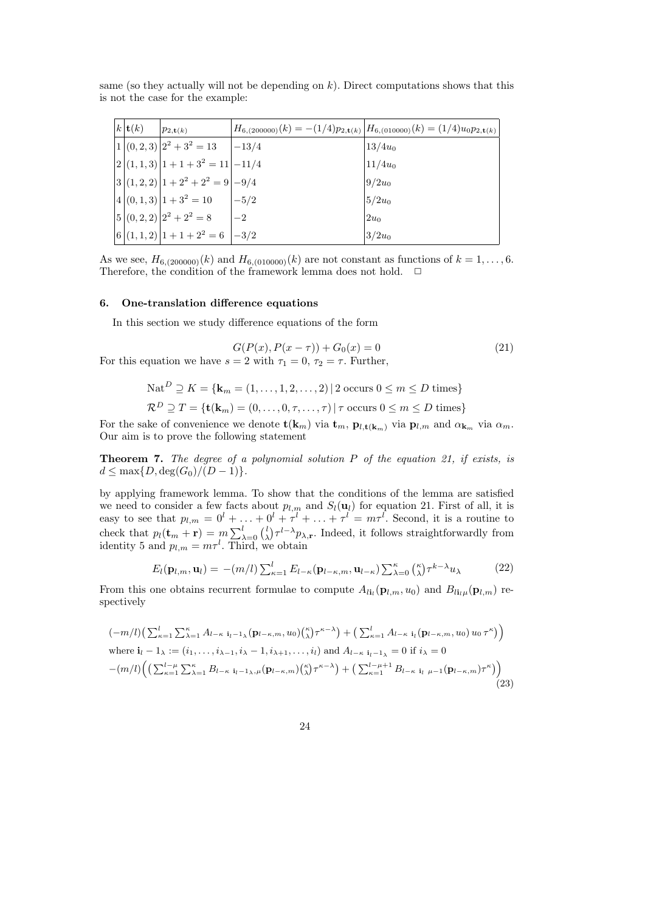same (so they actually will not be depending on $k$). Direct computations shows that this is not the case for the example:

| $k$ | $\mathbf{t}(k)$ | $p_{2,\mathbf{t}(k)}$ | $H_{6,(200000)}(k) = -(1/4)p_{2,\mathbf{t}(k)}$ | $H_{6,(010000)}(k) = (1/4)u_0 p_{2,\mathbf{t}(k)}$ |
|---|---|---|---|---|
| 1 | $(0,2,3)$ | $2^2+3^2=13$ | $-13/4$ | $13/4u_0$ |
| 2 | $(1,1,3)$ | $1+1+3^2=11$ | $-11/4$ | $11/4u_0$ |
| 3 | $(1,2,2)$ | $1+2^2+2^2=9$ | $-9/4$ | $9/2u_0$ |
| 4 | $(0,1,3)$ | $1+3^2=10$ | $-5/2$ | $5/2u_0$ |
| 5 | $(0,2,2)$ | $2^2+2^2=8$ | $-2$ | $2u_0$ |
| 6 | $(1,1,2)$ | $1+1+2^2=6$ | $-3/2$ | $3/2u_0$ |

As we see, $H_{6,(200000)}(k)$ and $H_{6,(010000)}(k)$ are not constant as functions of $k = 1,\ldots,6$. Therefore, the condition of the framework lemma does not hold. $\square$

### 6. One-translation difference equations

In this section we study difference equations of the form

$$G(P(x), P(x-\tau)) + G_0(x) = 0 \tag{21}$$

For this equation we have $s = 2$ with $\tau_1 = 0$, $\tau_2 = \tau$. Further,

$$\mathrm{Nat}^D \supseteq K = \{\mathbf{k}_m = (1,\ldots,1,2,\ldots,2) \,|\, 2 \text{ occurs } 0 \le m \le D \text{ times}\}$$

$$\mathcal{R}^D \supseteq T = \{\mathbf{t}(\mathbf{k}_m) = (0,\ldots,0,\tau,\ldots,\tau) \,|\, \tau \text{ occurs } 0 \le m \le D \text{ times}\}$$

For the sake of convenience we denote $\mathbf{t}(\mathbf{k}_m)$ via $\mathbf{t}_m$, $\mathbf{p}_{l,\mathbf{t}(\mathbf{k}_m)}$ via $\mathbf{p}_{l,m}$ and $\alpha_{\mathbf{k}_m}$ via $\alpha_m$. Our aim is to prove the following statement

**Theorem 7.** *The degree of a polynomial solution $P$ of the equation 21, if exists, is $d \le \max\{D, \deg(G_0)/(D-1)\}$.*

by applying framework lemma. To show that the conditions of the lemma are satisfied we need to consider a few facts about $p_{l,m}$ and $S_l(\mathbf{u}_l)$ for equation 21. First of all, it is easy to see that $p_{l,m} = 0^l + \ldots + 0^l + \tau^l + \ldots + \tau^l = m\tau^l$. Second, it is a routine to check that $p_l(\mathbf{t}_m + \mathbf{r}) = m\sum_{\lambda=0}^{l}\binom{l}{\lambda}\tau^{l-\lambda}p_{\lambda,\mathbf{r}}$. Indeed, it follows straightforwardly from identity 5 and $p_{l,m} = m\tau^l$. Third, we obtain

$$E_l(\mathbf{p}_{l,m}, \mathbf{u}_l) = -(m/l)\sum_{\kappa=1}^{l} E_{l-\kappa}(\mathbf{p}_{l-\kappa,m}, \mathbf{u}_{l-\kappa})\sum_{\lambda=0}^{\kappa}\binom{\kappa}{\lambda}\tau^{k-\lambda}u_\lambda \tag{22}$$

From this one obtains recurrent formulae to compute $A_{l\mathbf{i}_l}(\mathbf{p}_{l,m}, u_0)$ and $B_{l\mathbf{i}_l\mu}(\mathbf{p}_{l,m})$ respectively

$$(-m/l)\Big(\sum_{\kappa=1}^{l}\sum_{\lambda=1}^{\kappa} A_{l-\kappa\ \mathbf{i}_l-1_\lambda}(\mathbf{p}_{l-\kappa,m}, u_0)\tbinom{\kappa}{\lambda}\tau^{\kappa-\lambda}\Big) + \Big(\sum_{\kappa=1}^{l} A_{l-\kappa\ \mathbf{i}_l}(\mathbf{p}_{l-\kappa,m}, u_0)\, u_0\, \tau^{\kappa}\Big)$$

where $\mathbf{i}_l - 1_\lambda := (i_1,\ldots,i_{\lambda-1}, i_\lambda - 1, i_{\lambda+1},\ldots,i_l)$ and $A_{l-\kappa\ \mathbf{i}_l-1_\lambda} = 0$ if $i_\lambda = 0$

$$-(m/l)\Big(\Big(\sum_{\kappa=1}^{l-\mu}\sum_{\lambda=1}^{\kappa} B_{l-\kappa\ \mathbf{i}_l-1_\lambda,\mu}(\mathbf{p}_{l-\kappa,m})\tbinom{\kappa}{\lambda}\tau^{\kappa-\lambda}\Big) + \Big(\sum_{\kappa=1}^{l-\mu+1} B_{l-\kappa\ \mathbf{i}_l\ \mu-1}(\mathbf{p}_{l-\kappa,m})\tau^{\kappa}\Big)\Big) \tag{23}$$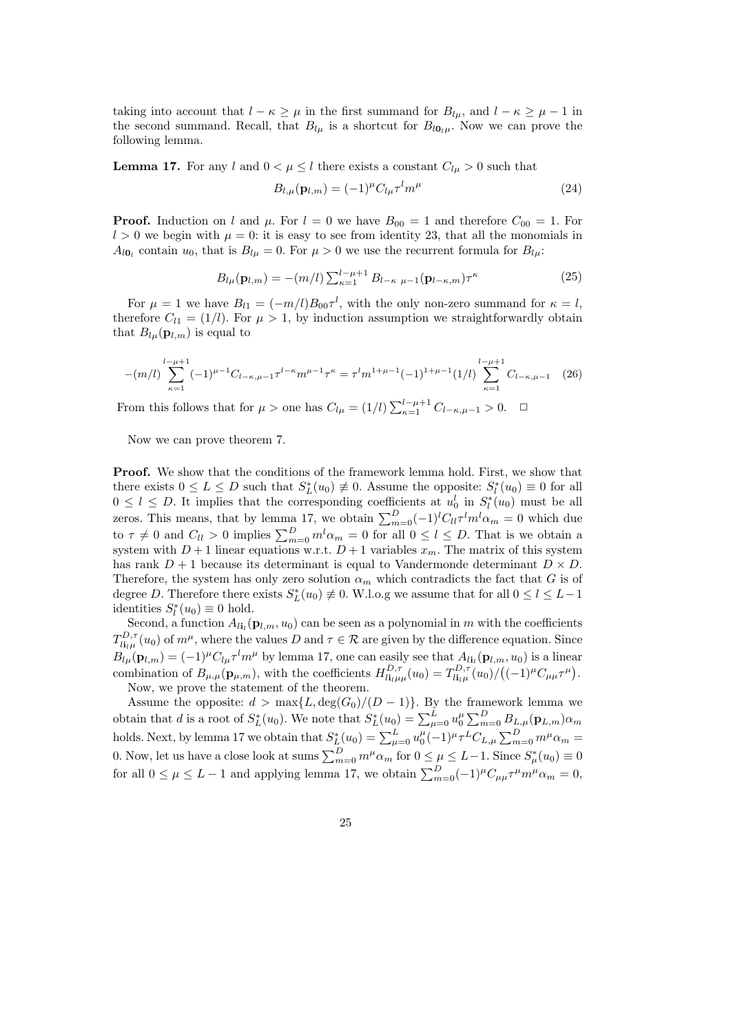taking into account that $l - \kappa \geq \mu$ in the first summand for $B_{l\mu}$, and $l - \kappa \geq \mu - 1$ in the second summand. Recall, that $B_{l\mu}$ is a shortcut for $B_{l\mathbf{0}_l\mu}$. Now we can prove the following lemma.

**Lemma 17.** For any $l$ and $0 < \mu \leq l$ there exists a constant $C_{l\mu} > 0$ such that

$$B_{l,\mu}(\mathbf{p}_{l,m}) = (-1)^\mu C_{l\mu} \tau^l m^\mu \tag{24}$$

**Proof.** Induction on $l$ and $\mu$. For $l = 0$ we have $B_{00} = 1$ and therefore $C_{00} = 1$. For $l > 0$ we begin with $\mu = 0$: it is easy to see from identity 23, that all the monomials in $A_{l\mathbf{0}_l}$ contain $u_0$, that is $B_{l\mu} = 0$. For $\mu > 0$ we use the recurrent formula for $B_{l\mu}$:

$$B_{l\mu}(\mathbf{p}_{l,m}) = -(m/l) \textstyle\sum_{\kappa=1}^{l-\mu+1} B_{l-\kappa\ \mu-1}(\mathbf{p}_{l-\kappa,m})\tau^\kappa \tag{25}$$

For $\mu = 1$ we have $B_{l1} = (-m/l)B_{00}\tau^l$, with the only non-zero summand for $\kappa = l$, therefore $C_{l1} = (1/l)$. For $\mu > 1$, by induction assumption we straightforwardly obtain that $B_{l\mu}(\mathbf{p}_{l,m})$ is equal to

$$-(m/l) \sum_{\kappa=1}^{l-\mu+1} (-1)^{\mu-1} C_{l-\kappa,\mu-1} \tau^{l-\kappa} m^{\mu-1} \tau^\kappa = \tau^l m^{1+\mu-1} (-1)^{1+\mu-1} (1/l) \sum_{\kappa=1}^{l-\mu+1} C_{l-\kappa,\mu-1} \tag{26}$$

From this follows that for $\mu >$ one has $C_{l\mu} = (1/l) \sum_{\kappa=1}^{l-\mu+1} C_{l-\kappa,\mu-1} > 0$. $\square$

Now we can prove theorem 7.

**Proof.** We show that the conditions of the framework lemma hold. First, we show that there exists $0 \leq L \leq D$ such that $S^*_L(u_0) \not\equiv 0$. Assume the opposite: $S^*_l(u_0) \equiv 0$ for all $0 \leq l \leq D$. It implies that the corresponding coefficients at $u_0^l$ in $S^*_l(u_0)$ must be all zeros. This means, that by lemma 17, we obtain $\sum_{m=0}^{D} (-1)^l C_{ll} \tau^l m^l \alpha_m = 0$ which due to $\tau \neq 0$ and $C_{ll} > 0$ implies $\sum_{m=0}^{D} m^l \alpha_m = 0$ for all $0 \leq l \leq D$. That is we obtain a system with $D+1$ linear equations w.r.t. $D+1$ variables $x_m$. The matrix of this system has rank $D+1$ because its determinant is equal to Vandermonde determinant $D \times D$. Therefore, the system has only zero solution $\alpha_m$ which contradicts the fact that $G$ is of degree $D$. Therefore there exists $S^*_L(u_0) \not\equiv 0$. W.l.o.g we assume that for all $0 \leq l \leq L-1$ identities $S^*_l(u_0) \equiv 0$ hold.

Second, a function $A_{l\mathbf{i}_l}(\mathbf{p}_{l,m}, u_0)$ can be seen as a polynomial in $m$ with the coefficients $T^{D,\tau}_{l\mathbf{i}_l\mu}(u_0)$ of $m^\mu$, where the values $D$ and $\tau \in \mathcal{R}$ are given by the difference equation. Since $B_{l\mu}(\mathbf{p}_{l,m}) = (-1)^\mu C_{l\mu} \tau^l m^\mu$ by lemma 17, one can easily see that $A_{l\mathbf{i}_l}(\mathbf{p}_{l,m}, u_0)$ is a linear combination of $B_{\mu,\mu}(\mathbf{p}_{\mu,m})$, with the coefficients $H^{D,\tau}_{l\mathbf{i}_l\mu\mu}(u_0) = T^{D,\tau}_{l\mathbf{i}_l\mu}(u_0) / \big((-1)^\mu C_{\mu\mu} \tau^\mu\big)$.

Now, we prove the statement of the theorem.

Assume the opposite: $d > \max\{L, \deg(G_0)/(D-1)\}$. By the framework lemma we obtain that $d$ is a root of $S^*_L(u_0)$. We note that $S^*_L(u_0) = \sum_{\mu=0}^{L} u_0^\mu \sum_{m=0}^{D} B_{L,\mu}(\mathbf{p}_{L,m})\alpha_m$ holds. Next, by lemma 17 we obtain that $S^*_L(u_0) = \sum_{\mu=0}^{L} u_0^\mu (-1)^\mu \tau^L C_{L,\mu} \sum_{m=0}^{D} m^\mu \alpha_m = 0$. Now, let us have a close look at sums $\sum_{m=0}^{D} m^\mu \alpha_m$ for $0 \leq \mu \leq L-1$. Since $S^*_\mu(u_0) \equiv 0$ for all $0 \leq \mu \leq L-1$ and applying lemma 17, we obtain $\sum_{m=0}^{D} (-1)^\mu C_{\mu\mu} \tau^\mu m^\mu \alpha_m = 0$,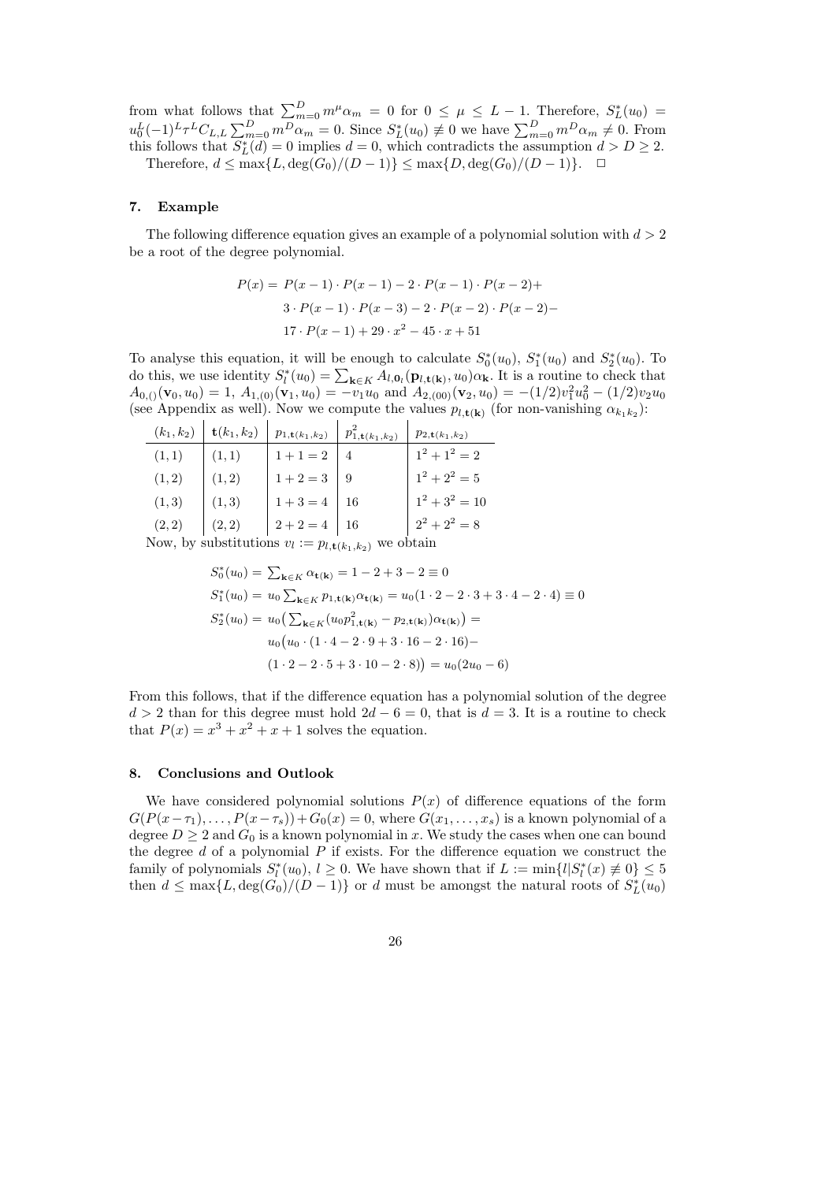from what follows that $\sum_{m=0}^{D} m^{\mu}\alpha_m = 0$ for $0 \le \mu \le L-1$. Therefore, $S_L^*(u_0) = u_0^L(-1)^L\tau^L C_{L,L}\sum_{m=0}^{D} m^D\alpha_m = 0$. Since $S_L^*(u_0) \not\equiv 0$ we have $\sum_{m=0}^{D} m^D\alpha_m \neq 0$. From this follows that $S_L^*(d) = 0$ implies $d = 0$, which contradicts the assumption $d > D \ge 2$.

Therefore, $d \le \max\{L, \deg(G_0)/(D-1)\} \le \max\{D, \deg(G_0)/(D-1)\}$. $\square$

## 7. Example

The following difference equation gives an example of a polynomial solution with $d > 2$ be a root of the degree polynomial.

$$
\begin{aligned}
P(x) = &\ P(x-1)\cdot P(x-1) - 2\cdot P(x-1)\cdot P(x-2) + \\
&\ 3\cdot P(x-1)\cdot P(x-3) - 2\cdot P(x-2)\cdot P(x-2) - \\
&\ 17\cdot P(x-1) + 29\cdot x^2 - 45\cdot x + 51
\end{aligned}
$$

To analyse this equation, it will be enough to calculate $S_0^*(u_0)$, $S_1^*(u_0)$ and $S_2^*(u_0)$. To do this, we use identity $S_l^*(u_0) = \sum_{\mathbf{k}\in K} A_{l,\mathbf{0}_l}(\mathbf{p}_{l,\mathbf{t}(\mathbf{k})}, u_0)\alpha_{\mathbf{k}}$. It is a routine to check that $A_{0,()}(\mathbf{v}_0, u_0) = 1$, $A_{1,(0)}(\mathbf{v}_1, u_0) = -v_1u_0$ and $A_{2,(00)}(\mathbf{v}_2, u_0) = -(1/2)v_1^2u_0^2 - (1/2)v_2u_0$ (see Appendix as well). Now we compute the values $p_{l,\mathbf{t}(\mathbf{k})}$ (for non-vanishing $\alpha_{k_1k_2}$):

| $(k_1,k_2)$ | $\mathbf{t}(k_1,k_2)$ | $p_{1,\mathbf{t}(k_1,k_2)}$ | $p_{1,\mathbf{t}(k_1,k_2)}^2$ | $p_{2,\mathbf{t}(k_1,k_2)}$ |
|---|---|---|---|---|
| $(1,1)$ | $(1,1)$ | $1+1=2$ | $4$ | $1^2+1^2=2$ |
| $(1,2)$ | $(1,2)$ | $1+2=3$ | $9$ | $1^2+2^2=5$ |
| $(1,3)$ | $(1,3)$ | $1+3=4$ | $16$ | $1^2+3^2=10$ |
| $(2,2)$ | $(2,2)$ | $2+2=4$ | $16$ | $2^2+2^2=8$ |

Now, by substitutions $v_l := p_{l,\mathbf{t}(k_1,k_2)}$ we obtain

$$
\begin{aligned}
S_0^*(u_0) = &\ \textstyle\sum_{\mathbf{k}\in K}\alpha_{\mathbf{t}(\mathbf{k})} = 1 - 2 + 3 - 2 \equiv 0 \\
S_1^*(u_0) = &\ u_0\textstyle\sum_{\mathbf{k}\in K} p_{1,\mathbf{t}(\mathbf{k})}\alpha_{\mathbf{t}(\mathbf{k})} = u_0(1\cdot 2 - 2\cdot 3 + 3\cdot 4 - 2\cdot 4) \equiv 0 \\
S_2^*(u_0) = &\ u_0\big(\textstyle\sum_{\mathbf{k}\in K}(u_0p_{1,\mathbf{t}(\mathbf{k})}^2 - p_{2,\mathbf{t}(\mathbf{k})})\alpha_{\mathbf{t}(\mathbf{k})}\big) = \\
&\ u_0\big(u_0\cdot(1\cdot 4 - 2\cdot 9 + 3\cdot 16 - 2\cdot 16) - \\
&\ (1\cdot 2 - 2\cdot 5 + 3\cdot 10 - 2\cdot 8)\big) = u_0(2u_0 - 6)
\end{aligned}
$$

From this follows, that if the difference equation has a polynomial solution of the degree $d > 2$ than for this degree must hold $2d - 6 = 0$, that is $d = 3$. It is a routine to check that $P(x) = x^3 + x^2 + x + 1$ solves the equation.

## 8. Conclusions and Outlook

We have considered polynomial solutions $P(x)$ of difference equations of the form $G(P(x-\tau_1),\ldots,P(x-\tau_s)) + G_0(x) = 0$, where $G(x_1,\ldots,x_s)$ is a known polynomial of a degree $D \ge 2$ and $G_0$ is a known polynomial in $x$. We study the cases when one can bound the degree $d$ of a polynomial $P$ if exists. For the difference equation we construct the family of polynomials $S_l^*(u_0)$, $l \ge 0$. We have shown that if $L := \min\{l | S_l^*(x) \not\equiv 0\} \le 5$ then $d \le \max\{L, \deg(G_0)/(D-1)\}$ or $d$ must be amongst the natural roots of $S_L^*(u_0)$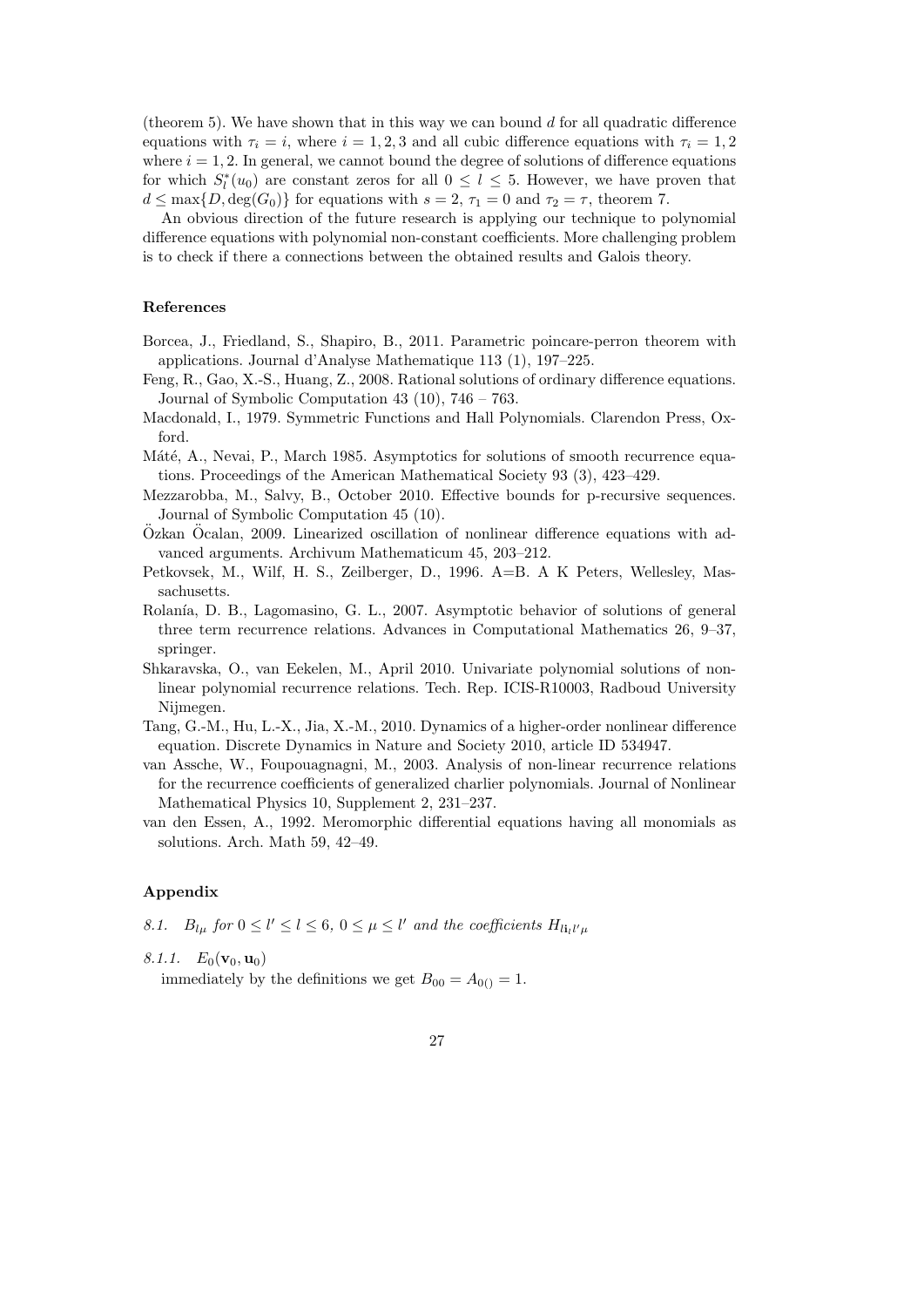(theorem 5). We have shown that in this way we can bound $d$ for all quadratic difference equations with $\tau_i = i$, where $i = 1, 2, 3$ and all cubic difference equations with $\tau_i = 1, 2$ where $i = 1, 2$. In general, we cannot bound the degree of solutions of difference equations for which $S^*_l(u_0)$ are constant zeros for all $0 \leq l \leq 5$. However, we have proven that $d \leq \max\{D, \deg(G_0)\}$ for equations with $s = 2$, $\tau_1 = 0$ and $\tau_2 = \tau$, theorem 7.

An obvious direction of the future research is applying our technique to polynomial difference equations with polynomial non-constant coefficients. More challenging problem is to check if there a connections between the obtained results and Galois theory.

### References

Borcea, J., Friedland, S., Shapiro, B., 2011. Parametric poincare-perron theorem with applications. Journal d'Analyse Mathematique 113 (1), 197–225.

Feng, R., Gao, X.-S., Huang, Z., 2008. Rational solutions of ordinary difference equations. Journal of Symbolic Computation 43 (10), 746 – 763.

Macdonald, I., 1979. Symmetric Functions and Hall Polynomials. Clarendon Press, Oxford.

Máté, A., Nevai, P., March 1985. Asymptotics for solutions of smooth recurrence equations. Proceedings of the American Mathematical Society 93 (3), 423–429.

Mezzarobba, M., Salvy, B., October 2010. Effective bounds for p-recursive sequences. Journal of Symbolic Computation 45 (10).

Özkan Öcalan, 2009. Linearized oscillation of nonlinear difference equations with advanced arguments. Archivum Mathematicum 45, 203–212.

Petkovsek, M., Wilf, H. S., Zeilberger, D., 1996. A=B. A K Peters, Wellesley, Massachusetts.

Rolanía, D. B., Lagomasino, G. L., 2007. Asymptotic behavior of solutions of general three term recurrence relations. Advances in Computational Mathematics 26, 9–37, springer.

Shkaravska, O., van Eekelen, M., April 2010. Univariate polynomial solutions of nonlinear polynomial recurrence relations. Tech. Rep. ICIS-R10003, Radboud University Nijmegen.

Tang, G.-M., Hu, L.-X., Jia, X.-M., 2010. Dynamics of a higher-order nonlinear difference equation. Discrete Dynamics in Nature and Society 2010, article ID 534947.

van Assche, W., Foupouagnagni, M., 2003. Analysis of non-linear recurrence relations for the recurrence coefficients of generalized charlier polynomials. Journal of Nonlinear Mathematical Physics 10, Supplement 2, 231–237.

van den Essen, A., 1992. Meromorphic differential equations having all monomials as solutions. Arch. Math 59, 42–49.

### Appendix

*8.1.* $B_{l\mu}$ *for* $0 \leq l' \leq l \leq 6$*,* $0 \leq \mu \leq l'$ *and the coefficients* $H_{l\mathbf{i}_l l'\mu}$

*8.1.1.* $E_0(\mathbf{v}_0, \mathbf{u}_0)$

immediately by the definitions we get $B_{00} = A_{0()} = 1$.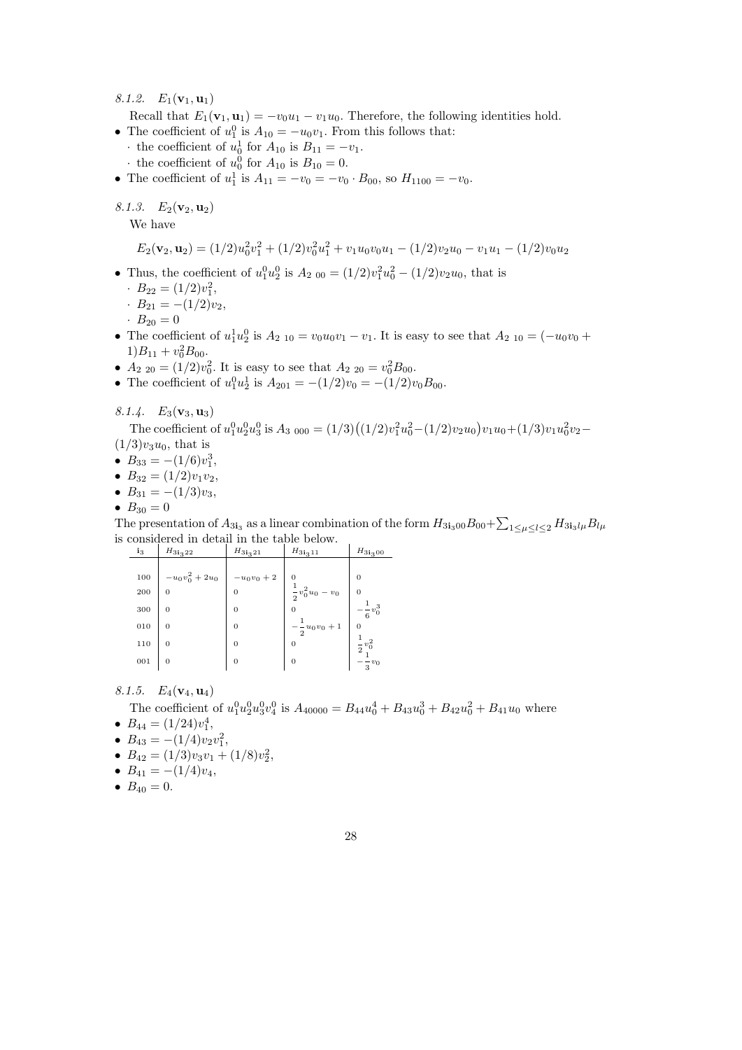*8.1.2. $E_1(\mathbf{v}_1, \mathbf{u}_1)$*

Recall that $E_1(\mathbf{v}_1, \mathbf{u}_1) = -v_0u_1 - v_1u_0$. Therefore, the following identities hold.

- The coefficient of $u_1^0$ is $A_{10} = -u_0v_1$. From this follows that:
  - the coefficient of $u_0^1$ for $A_{10}$ is $B_{11} = -v_1$.
  - the coefficient of $u_0^0$ for $A_{10}$ is $B_{10} = 0$.
- The coefficient of $u_1^1$ is $A_{11} = -v_0 = -v_0 \cdot B_{00}$, so $H_{1100} = -v_0$.

*8.1.3. $E_2(\mathbf{v}_2, \mathbf{u}_2)$*

We have

$$E_2(\mathbf{v}_2, \mathbf{u}_2) = (1/2)u_0^2v_1^2 + (1/2)v_0^2u_1^2 + v_1u_0v_0u_1 - (1/2)v_2u_0 - v_1u_1 - (1/2)v_0u_2$$

- Thus, the coefficient of $u_1^0u_2^0$ is $A_{2\ 00} = (1/2)v_1^2u_0^2 - (1/2)v_2u_0$, that is
  - $B_{22} = (1/2)v_1^2$,
  - $B_{21} = -(1/2)v_2$,
  - $B_{20} = 0$
- The coefficient of $u_1^1u_2^0$ is $A_{2\ 10} = v_0u_0v_1 - v_1$. It is easy to see that $A_{2\ 10} = (-u_0v_0 + 1)B_{11} + v_0^2B_{00}$.
- $A_{2\ 20} = (1/2)v_0^2$. It is easy to see that $A_{2\ 20} = v_0^2B_{00}$.
- The coefficient of $u_1^0u_2^1$ is $A_{201} = -(1/2)v_0 = -(1/2)v_0B_{00}$.

*8.1.4. $E_3(\mathbf{v}_3, \mathbf{u}_3)$*

The coefficient of $u_1^0u_2^0u_3^0$ is $A_{3\ 000} = (1/3)\big((1/2)v_1^2u_0^2 - (1/2)v_2u_0\big)v_1u_0 + (1/3)v_1u_0^2v_2 - (1/3)v_3u_0$, that is

- $B_{33} = -(1/6)v_1^3$,
- $B_{32} = (1/2)v_1v_2$,
- $B_{31} = -(1/3)v_3$,
- $B_{30} = 0$

The presentation of $A_{3\mathbf{i}_3}$ as a linear combination of the form $H_{3\mathbf{i}_300}B_{00} + \sum_{1\le\mu\le l\le 2} H_{3\mathbf{i}_3l\mu}B_{l\mu}$ is considered in detail in the table below.

| $\mathbf{i}_3$ | $H_{3\mathbf{i}_322}$ | $H_{3\mathbf{i}_321}$ | $H_{3\mathbf{i}_311}$ | $H_{3\mathbf{i}_300}$ |
|---|---|---|---|---|
| 100 | $-u_0v_0^2 + 2u_0$ | $-u_0v_0 + 2$ | $0$ | $0$ |
| 200 | $0$ | $0$ | $\frac{1}{2}v_0^2u_0 - v_0$ | $0$ |
| 300 | $0$ | $0$ | $0$ | $-\frac{1}{6}v_0^3$ |
| 010 | $0$ | $0$ | $-\frac{1}{2}u_0v_0 + 1$ | $0$ |
| 110 | $0$ | $0$ | $0$ | $\frac{1}{2}v_0^2$ |
| 001 | $0$ | $0$ | $0$ | $-\frac{1}{3}v_0$ |

*8.1.5. $E_4(\mathbf{v}_4, \mathbf{u}_4)$*

The coefficient of $u_1^0u_2^0u_3^0v_4^0$ is $A_{40000} = B_{44}u_0^4 + B_{43}u_0^3 + B_{42}u_0^2 + B_{41}u_0$ where

- $B_{44} = (1/24)v_1^4$,
- $B_{43} = -(1/4)v_2v_1^2$,
- $B_{42} = (1/3)v_3v_1 + (1/8)v_2^2$,
- $B_{41} = -(1/4)v_4$,
- $B_{40} = 0$.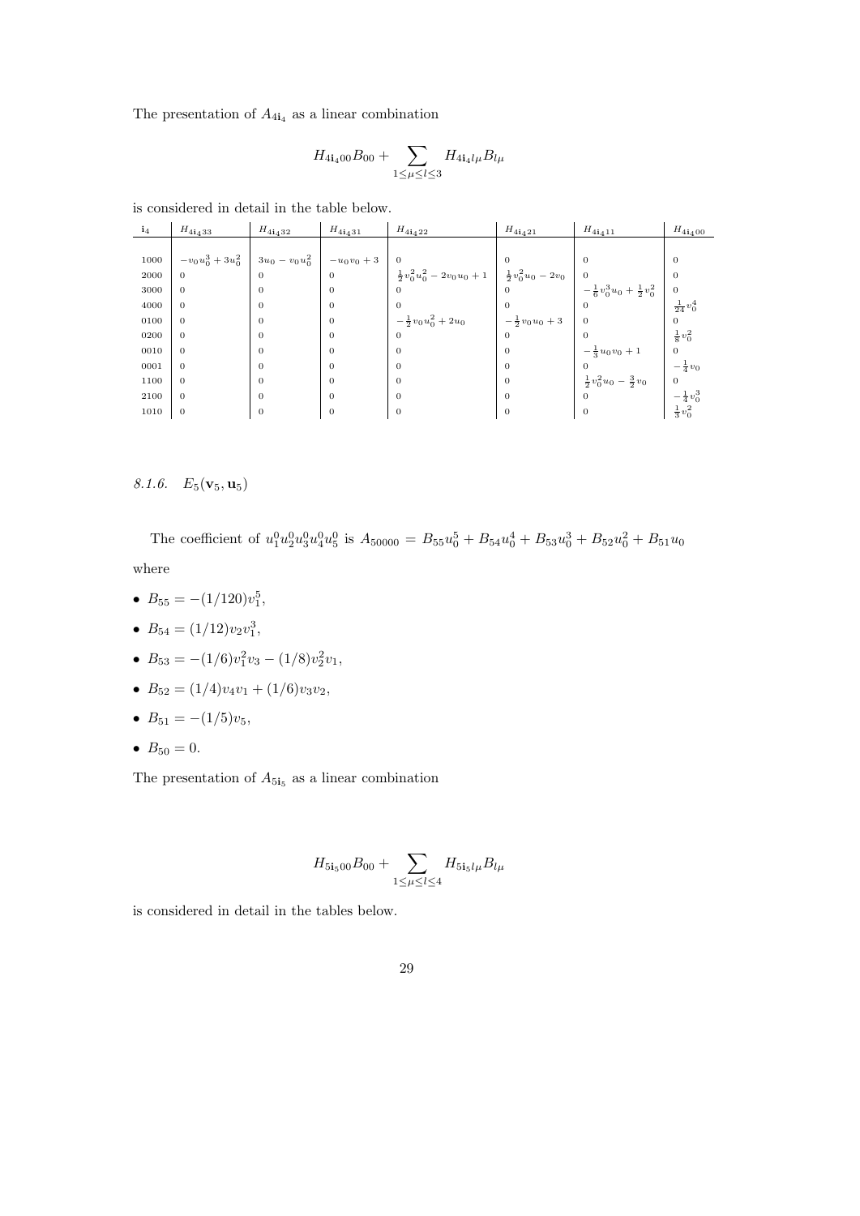The presentation of $A_{4\mathbf{i}_4}$ as a linear combination

$$H_{4\mathbf{i}_4 00}B_{00} + \sum_{1\le\mu\le l\le 3} H_{4\mathbf{i}_4 l\mu}B_{l\mu}$$

is considered in detail in the table below.

| $\mathbf{i}_4$ | $H_{4\mathbf{i}_4 33}$ | $H_{4\mathbf{i}_4 32}$ | $H_{4\mathbf{i}_4 31}$ | $H_{4\mathbf{i}_4 22}$ | $H_{4\mathbf{i}_4 21}$ | $H_{4\mathbf{i}_4 11}$ | $H_{4\mathbf{i}_4 00}$ |
|---|---|---|---|---|---|---|---|
| 1000 | $-v_0u_0^3+3u_0^2$ | $3u_0-v_0u_0^2$ | $-u_0v_0+3$ | 0 | 0 | 0 | 0 |
| 2000 | 0 | 0 | 0 | $\frac{1}{2}v_0^2u_0^2-2v_0u_0+1$ | $\frac{1}{2}v_0^2u_0-2v_0$ | 0 | 0 |
| 3000 | 0 | 0 | 0 | 0 | 0 | $-\frac{1}{6}v_0^3u_0+\frac{1}{2}v_0^2$ | 0 |
| 4000 | 0 | 0 | 0 | 0 | 0 | 0 | $\frac{1}{24}v_0^4$ |
| 0100 | 0 | 0 | 0 | $-\frac{1}{2}v_0u_0^2+2u_0$ | $-\frac{1}{2}v_0u_0+3$ | 0 | 0 |
| 0200 | 0 | 0 | 0 | 0 | 0 | 0 | $\frac{1}{8}v_0^2$ |
| 0010 | 0 | 0 | 0 | 0 | 0 | $-\frac{1}{3}u_0v_0+1$ | 0 |
| 0001 | 0 | 0 | 0 | 0 | 0 | 0 | $-\frac{1}{4}v_0$ |
| 1100 | 0 | 0 | 0 | 0 | 0 | $\frac{1}{2}v_0^2u_0-\frac{3}{2}v_0$ | 0 |
| 2100 | 0 | 0 | 0 | 0 | 0 | 0 | $-\frac{1}{4}v_0^3$ |
| 1010 | 0 | 0 | 0 | 0 | 0 | 0 | $\frac{1}{3}v_0^2$ |

#### *8.1.6.* $E_5(\mathbf{v}_5, \mathbf{u}_5)$

The coefficient of $u_1^0u_2^0u_3^0u_4^0u_5^0$ is $A_{50000} = B_{55}u_0^5 + B_{54}u_0^4 + B_{53}u_0^3 + B_{52}u_0^2 + B_{51}u_0$ where

- $B_{55} = -(1/120)v_1^5$,
- $B_{54} = (1/12)v_2v_1^3$,
- $B_{53} = -(1/6)v_1^2v_3 - (1/8)v_2^2v_1$,
- $B_{52} = (1/4)v_4v_1 + (1/6)v_3v_2$,
- $B_{51} = -(1/5)v_5$,
- $B_{50} = 0$.

The presentation of $A_{5\mathbf{i}_5}$ as a linear combination

$$H_{5\mathbf{i}_5 00}B_{00} + \sum_{1\le\mu\le l\le 4} H_{5\mathbf{i}_5 l\mu}B_{l\mu}$$

is considered in detail in the tables below.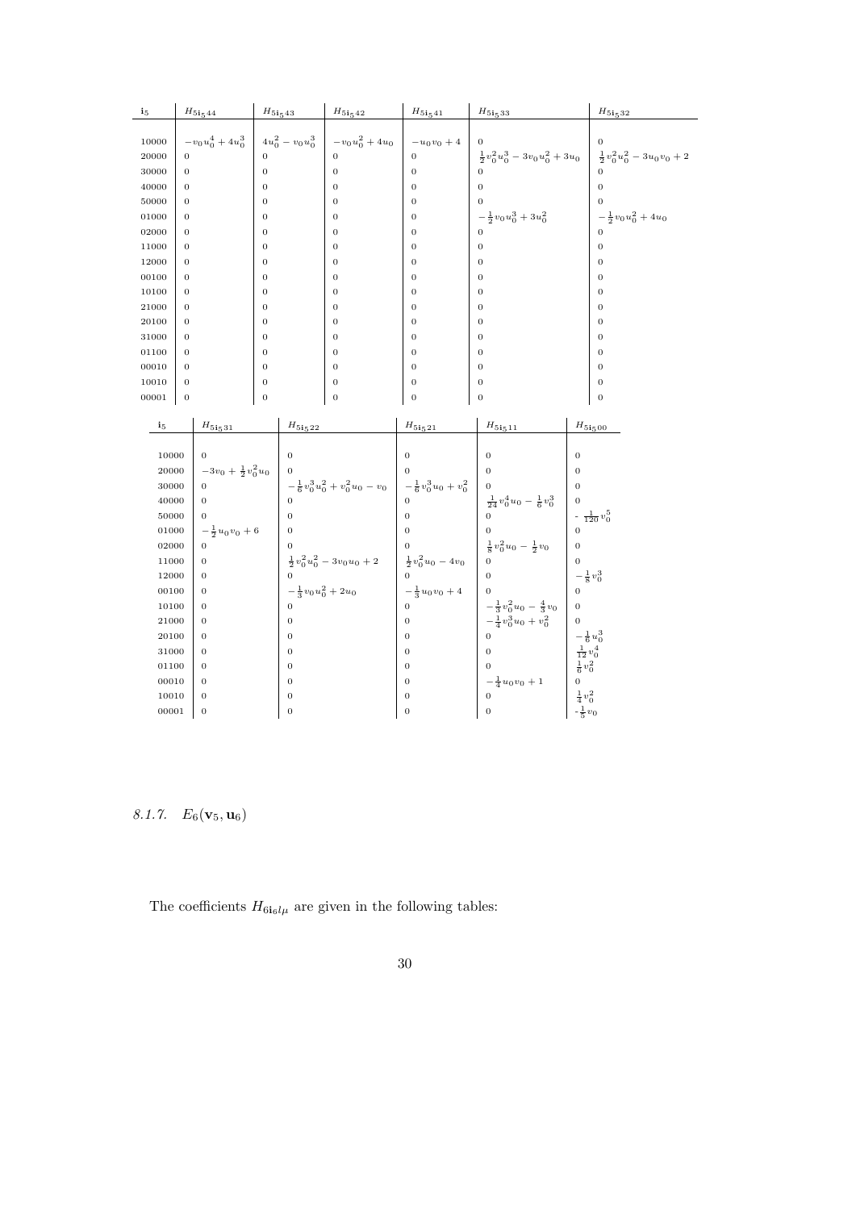| $\mathbf{i}_5$ | $H_{5\mathbf{i}_5 44}$ | $H_{5\mathbf{i}_5 43}$ | $H_{5\mathbf{i}_5 42}$ | $H_{5\mathbf{i}_5 41}$ | $H_{5\mathbf{i}_5 33}$ | $H_{5\mathbf{i}_5 32}$ |
|---|---|---|---|---|---|---|
| 10000 | $-v_0u_0^4 + 4u_0^3$ | $4u_0^2 - v_0u_0^3$ | $-v_0u_0^2 + 4u_0$ | $-u_0v_0 + 4$ | 0 | 0 |
| 20000 | 0 | 0 | 0 | 0 | $\frac{1}{2}v_0^2u_0^3 - 3v_0u_0^2 + 3u_0$ | $\frac{1}{2}v_0^2u_0^2 - 3u_0v_0 + 2$ |
| 30000 | 0 | 0 | 0 | 0 | 0 | 0 |
| 40000 | 0 | 0 | 0 | 0 | 0 | 0 |
| 50000 | 0 | 0 | 0 | 0 | 0 | 0 |
| 01000 | 0 | 0 | 0 | 0 | $-\frac{1}{2}v_0u_0^3 + 3u_0^2$ | $-\frac{1}{2}v_0u_0^2 + 4u_0$ |
| 02000 | 0 | 0 | 0 | 0 | 0 | 0 |
| 11000 | 0 | 0 | 0 | 0 | 0 | 0 |
| 12000 | 0 | 0 | 0 | 0 | 0 | 0 |
| 00100 | 0 | 0 | 0 | 0 | 0 | 0 |
| 10100 | 0 | 0 | 0 | 0 | 0 | 0 |
| 21000 | 0 | 0 | 0 | 0 | 0 | 0 |
| 20100 | 0 | 0 | 0 | 0 | 0 | 0 |
| 31000 | 0 | 0 | 0 | 0 | 0 | 0 |
| 01100 | 0 | 0 | 0 | 0 | 0 | 0 |
| 00010 | 0 | 0 | 0 | 0 | 0 | 0 |
| 10010 | 0 | 0 | 0 | 0 | 0 | 0 |
| 00001 | 0 | 0 | 0 | 0 | 0 | 0 |

| $\mathbf{i}_5$ | $H_{5\mathbf{i}_5 31}$ | $H_{5\mathbf{i}_5 22}$ | $H_{5\mathbf{i}_5 21}$ | $H_{5\mathbf{i}_5 11}$ | $H_{5\mathbf{i}_5 00}$ |
|---|---|---|---|---|---|
| 10000 | 0 | 0 | 0 | 0 | 0 |
| 20000 | $-3v_0 + \frac{1}{2}v_0^2u_0$ | 0 | 0 | 0 | 0 |
| 30000 | 0 | $-\frac{1}{6}v_0^3u_0^2 + v_0^2u_0 - v_0$ | $-\frac{1}{6}v_0^3u_0 + v_0^2$ | 0 | 0 |
| 40000 | 0 | 0 | 0 | $\frac{1}{24}v_0^4u_0 - \frac{1}{6}v_0^3$ | 0 |
| 50000 | 0 | 0 | 0 | 0 | $-\frac{1}{120}v_0^5$ |
| 01000 | $-\frac{1}{2}u_0v_0 + 6$ | 0 | 0 | 0 | 0 |
| 02000 | 0 | 0 | 0 | $\frac{1}{8}v_0^2u_0 - \frac{1}{2}v_0$ | 0 |
| 11000 | 0 | $\frac{1}{2}v_0^2u_0^2 - 3v_0u_0 + 2$ | $\frac{1}{2}v_0^2u_0 - 4v_0$ | 0 | 0 |
| 12000 | 0 | 0 | 0 | 0 | $-\frac{1}{8}v_0^3$ |
| 00100 | 0 | $-\frac{1}{3}v_0u_0^2 + 2u_0$ | $-\frac{1}{3}u_0v_0 + 4$ | 0 | 0 |
| 10100 | 0 | 0 | 0 | $-\frac{1}{3}v_0^2u_0 - \frac{4}{3}v_0$ | 0 |
| 21000 | 0 | 0 | 0 | $-\frac{1}{4}v_0^3u_0 + v_0^2$ | 0 |
| 20100 | 0 | 0 | 0 | 0 | $-\frac{1}{6}u_0^3$ |
| 31000 | 0 | 0 | 0 | 0 | $\frac{1}{12}v_0^4$ |
| 01100 | 0 | 0 | 0 | 0 | $\frac{1}{6}v_0^2$ |
| 00010 | 0 | 0 | 0 | $-\frac{1}{4}u_0v_0 + 1$ | 0 |
| 10010 | 0 | 0 | 0 | 0 | $\frac{1}{4}v_0^2$ |
| 00001 | 0 | 0 | 0 | 0 | $-\frac{1}{5}v_0$ |

### 8.1.7. $E_6(\mathbf{v}_5, \mathbf{u}_6)$

The coefficients $H_{6\mathbf{i}_6 l\mu}$ are given in the following tables: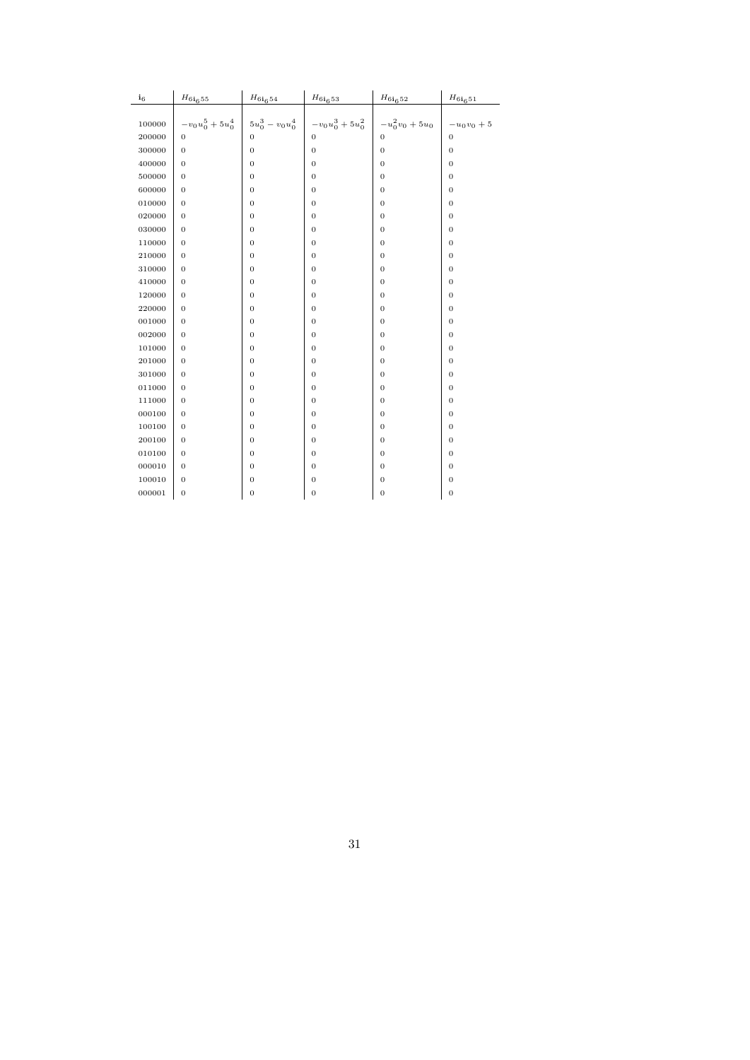| $\mathbf{i}_6$ | $H_{6\mathbf{i}_6 55}$ | $H_{6\mathbf{i}_6 54}$ | $H_{6\mathbf{i}_6 53}$ | $H_{6\mathbf{i}_6 52}$ | $H_{6\mathbf{i}_6 51}$ |
|---|---|---|---|---|---|
| 100000 | $-v_0u_0^5 + 5u_0^4$ | $5u_0^3 - v_0u_0^4$ | $-v_0u_0^3 + 5u_0^2$ | $-u_0^2v_0 + 5u_0$ | $-u_0v_0 + 5$ |
| 200000 | 0 | 0 | 0 | 0 | 0 |
| 300000 | 0 | 0 | 0 | 0 | 0 |
| 400000 | 0 | 0 | 0 | 0 | 0 |
| 500000 | 0 | 0 | 0 | 0 | 0 |
| 600000 | 0 | 0 | 0 | 0 | 0 |
| 010000 | 0 | 0 | 0 | 0 | 0 |
| 020000 | 0 | 0 | 0 | 0 | 0 |
| 030000 | 0 | 0 | 0 | 0 | 0 |
| 110000 | 0 | 0 | 0 | 0 | 0 |
| 210000 | 0 | 0 | 0 | 0 | 0 |
| 310000 | 0 | 0 | 0 | 0 | 0 |
| 410000 | 0 | 0 | 0 | 0 | 0 |
| 120000 | 0 | 0 | 0 | 0 | 0 |
| 220000 | 0 | 0 | 0 | 0 | 0 |
| 001000 | 0 | 0 | 0 | 0 | 0 |
| 002000 | 0 | 0 | 0 | 0 | 0 |
| 101000 | 0 | 0 | 0 | 0 | 0 |
| 201000 | 0 | 0 | 0 | 0 | 0 |
| 301000 | 0 | 0 | 0 | 0 | 0 |
| 011000 | 0 | 0 | 0 | 0 | 0 |
| 111000 | 0 | 0 | 0 | 0 | 0 |
| 000100 | 0 | 0 | 0 | 0 | 0 |
| 100100 | 0 | 0 | 0 | 0 | 0 |
| 200100 | 0 | 0 | 0 | 0 | 0 |
| 010100 | 0 | 0 | 0 | 0 | 0 |
| 000010 | 0 | 0 | 0 | 0 | 0 |
| 100010 | 0 | 0 | 0 | 0 | 0 |
| 000001 | 0 | 0 | 0 | 0 | 0 |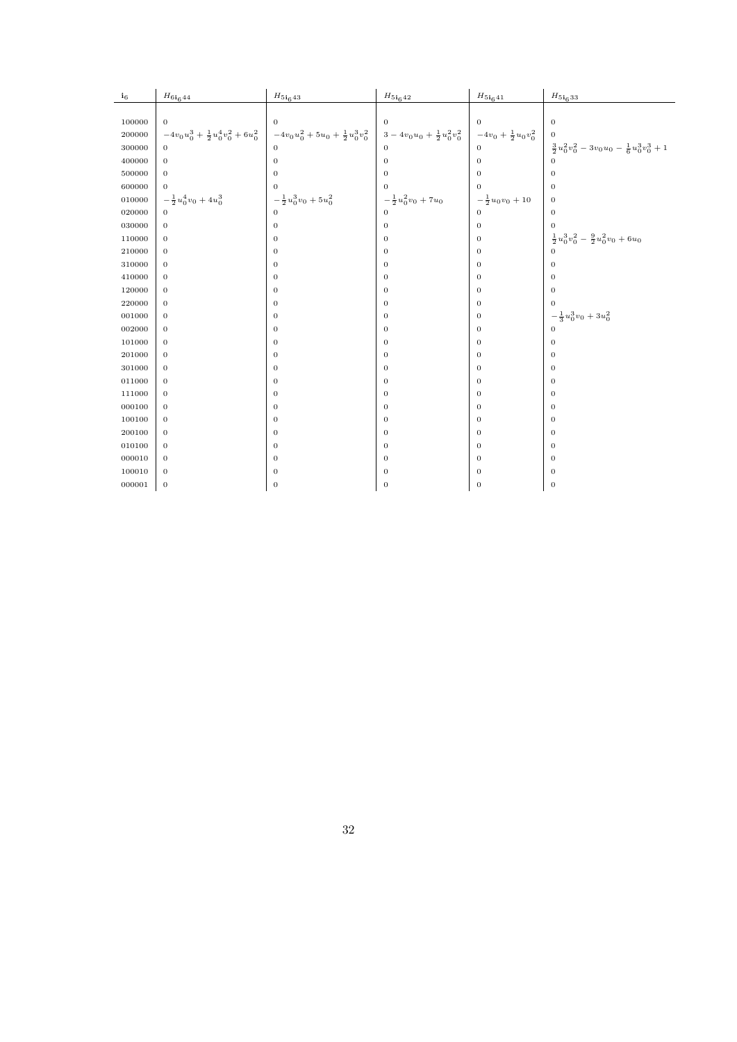| $\mathbf{i}_6$ | $H_{6\mathbf{i}_6 44}$ | $H_{5\mathbf{i}_6 43}$ | $H_{5\mathbf{i}_6 42}$ | $H_{5\mathbf{i}_6 41}$ | $H_{5\mathbf{i}_6 33}$ |
|---|---|---|---|---|---|
| 100000 | 0 | 0 | 0 | 0 | 0 |
| 200000 | $-4v_0u_0^3 + \frac{1}{2}u_0^4v_0^2 + 6u_0^2$ | $-4v_0u_0^2 + 5u_0 + \frac{1}{2}u_0^3v_0^2$ | $3 - 4v_0u_0 + \frac{1}{2}u_0^2v_0^2$ | $-4v_0 + \frac{1}{2}u_0v_0^2$ | 0 |
| 300000 | 0 | 0 | 0 | 0 | $\frac{3}{2}u_0^2v_0^2 - 3v_0u_0 - \frac{1}{6}u_0^3v_0^3 + 1$ |
| 400000 | 0 | 0 | 0 | 0 | 0 |
| 500000 | 0 | 0 | 0 | 0 | 0 |
| 600000 | 0 | 0 | 0 | 0 | 0 |
| 010000 | $-\frac{1}{2}u_0^4v_0 + 4u_0^3$ | $-\frac{1}{2}u_0^3v_0 + 5u_0^2$ | $-\frac{1}{2}u_0^2v_0 + 7u_0$ | $-\frac{1}{2}u_0v_0 + 10$ | 0 |
| 020000 | 0 | 0 | 0 | 0 | 0 |
| 030000 | 0 | 0 | 0 | 0 | 0 |
| 110000 | 0 | 0 | 0 | 0 | $\frac{1}{2}u_0^3v_0^2 - \frac{9}{2}u_0^2v_0 + 6u_0$ |
| 210000 | 0 | 0 | 0 | 0 | 0 |
| 310000 | 0 | 0 | 0 | 0 | 0 |
| 410000 | 0 | 0 | 0 | 0 | 0 |
| 120000 | 0 | 0 | 0 | 0 | 0 |
| 220000 | 0 | 0 | 0 | 0 | 0 |
| 001000 | 0 | 0 | 0 | 0 | $-\frac{1}{3}u_0^3v_0 + 3u_0^2$ |
| 002000 | 0 | 0 | 0 | 0 | 0 |
| 101000 | 0 | 0 | 0 | 0 | 0 |
| 201000 | 0 | 0 | 0 | 0 | 0 |
| 301000 | 0 | 0 | 0 | 0 | 0 |
| 011000 | 0 | 0 | 0 | 0 | 0 |
| 111000 | 0 | 0 | 0 | 0 | 0 |
| 000100 | 0 | 0 | 0 | 0 | 0 |
| 100100 | 0 | 0 | 0 | 0 | 0 |
| 200100 | 0 | 0 | 0 | 0 | 0 |
| 010100 | 0 | 0 | 0 | 0 | 0 |
| 000010 | 0 | 0 | 0 | 0 | 0 |
| 100010 | 0 | 0 | 0 | 0 | 0 |
| 000001 | 0 | 0 | 0 | 0 | 0 |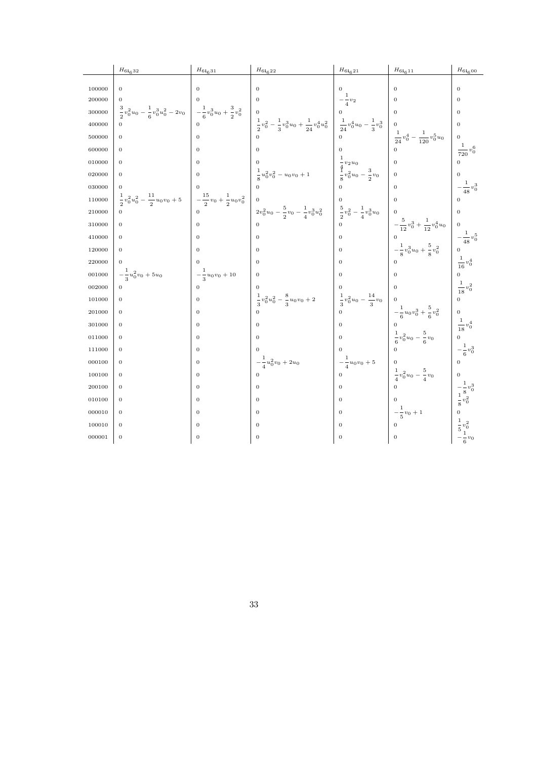| | $H_{6\mathbf{i}_6 32}$ | $H_{6\mathbf{i}_6 31}$ | $H_{6\mathbf{i}_6 22}$ | $H_{6\mathbf{i}_6 21}$ | $H_{6\mathbf{i}_6 11}$ | $H_{6\mathbf{i}_6 00}$ |
|---|---|---|---|---|---|---|
| 100000 | $0$ | $0$ | $0$ | $0$ | $0$ | $0$ |
| 200000 | $0$ | $0$ | $0$ | $-\frac{1}{4}v_2$ | $0$ | $0$ |
| 300000 | $\frac{3}{2}v_0^2u_0 - \frac{1}{6}v_0^3u_0^2 - 2v_0$ | $-\frac{1}{6}v_0^3u_0 + \frac{3}{2}v_0^2$ | $0$ | $0$ | $0$ | $0$ |
| 400000 | $0$ | $0$ | $\frac{1}{2}v_0^2 - \frac{1}{3}v_0^3u_0 + \frac{1}{24}v_0^4u_0^2$ | $\frac{1}{24}v_0^4u_0 - \frac{1}{3}v_0^3$ | $0$ | $0$ |
| 500000 | $0$ | $0$ | $0$ | $0$ | $\frac{1}{24}v_0^4 - \frac{1}{120}v_0^5u_0$ | $0$ |
| 600000 | $0$ | $0$ | $0$ | $0$ | $0$ | $\frac{1}{720}v_0^6$ |
| 010000 | $0$ | $0$ | $0$ | $\frac{1}{4}v_2u_0$ | $0$ | $0$ |
| 020000 | $0$ | $0$ | $\frac{1}{8}u_0^2v_0^2 - u_0v_0 + 1$ | $\frac{1}{8}v_0^2u_0 - \frac{3}{2}v_0$ | $0$ | $0$ |
| 030000 | $0$ | $0$ | $0$ | $0$ | $0$ | $-\frac{1}{48}v_0^3$ |
| 110000 | $\frac{1}{2}v_0^2u_0^2 - \frac{11}{2}u_0v_0 + 5$ | $-\frac{15}{2}v_0 + \frac{1}{2}u_0v_0^2$ | $0$ | $0$ | $0$ | $0$ |
| 210000 | $0$ | $0$ | $2v_0^2u_0 - \frac{5}{2}v_0 - \frac{1}{4}v_0^3u_0^2$ | $\frac{5}{2}v_0^2 - \frac{1}{4}v_0^3u_0$ | $0$ | $0$ |
| 310000 | $0$ | $0$ | $0$ | $0$ | $-\frac{5}{12}v_0^3 + \frac{1}{12}v_0^4u_0$ | $0$ |
| 410000 | $0$ | $0$ | $0$ | $0$ | $0$ | $-\frac{1}{48}v_0^5$ |
| 120000 | $0$ | $0$ | $0$ | $0$ | $-\frac{1}{8}v_0^3u_0 + \frac{5}{8}v_0^2$ | $0$ |
| 220000 | $0$ | $0$ | $0$ | $0$ | $0$ | $\frac{1}{16}v_0^4$ |
| 001000 | $-\frac{1}{3}u_0^2v_0 + 5u_0$ | $-\frac{1}{3}u_0v_0 + 10$ | $0$ | $0$ | $0$ | $0$ |
| 002000 | $0$ | $0$ | $0$ | $0$ | $0$ | $\frac{1}{18}v_0^2$ |
| 101000 | $0$ | $0$ | $\frac{1}{3}v_0^2u_0^2 - \frac{8}{3}u_0v_0 + 2$ | $\frac{1}{3}v_0^2u_0 - \frac{14}{3}v_0$ | $0$ | $0$ |
| 201000 | $0$ | $0$ | $0$ | $0$ | $-\frac{1}{6}u_0v_0^3 + \frac{5}{6}v_0^2$ | $0$ |
| 301000 | $0$ | $0$ | $0$ | $0$ | $0$ | $\frac{1}{18}v_0^4$ |
| 011000 | $0$ | $0$ | $0$ | $0$ | $\frac{1}{6}v_0^2u_0 - \frac{5}{6}v_0$ | $0$ |
| 111000 | $0$ | $0$ | $0$ | $0$ | $0$ | $-\frac{1}{6}v_0^3$ |
| 000100 | $0$ | $0$ | $-\frac{1}{4}u_0^2v_0 + 2u_0$ | $-\frac{1}{4}u_0v_0 + 5$ | $0$ | $0$ |
| 100100 | $0$ | $0$ | $0$ | $0$ | $\frac{1}{4}v_0^2u_0 - \frac{5}{4}v_0$ | $0$ |
| 200100 | $0$ | $0$ | $0$ | $0$ | $0$ | $-\frac{1}{8}v_0^3$ |
| 010100 | $0$ | $0$ | $0$ | $0$ | $0$ | $\frac{1}{8}v_0^2$ |
| 000010 | $0$ | $0$ | $0$ | $0$ | $-\frac{1}{5}v_0 + 1$ | $0$ |
| 100010 | $0$ | $0$ | $0$ | $0$ | $0$ | $\frac{1}{5}v_0^2$ |
| 000001 | $0$ | $0$ | $0$ | $0$ | $0$ | $-\frac{1}{6}v_0$ |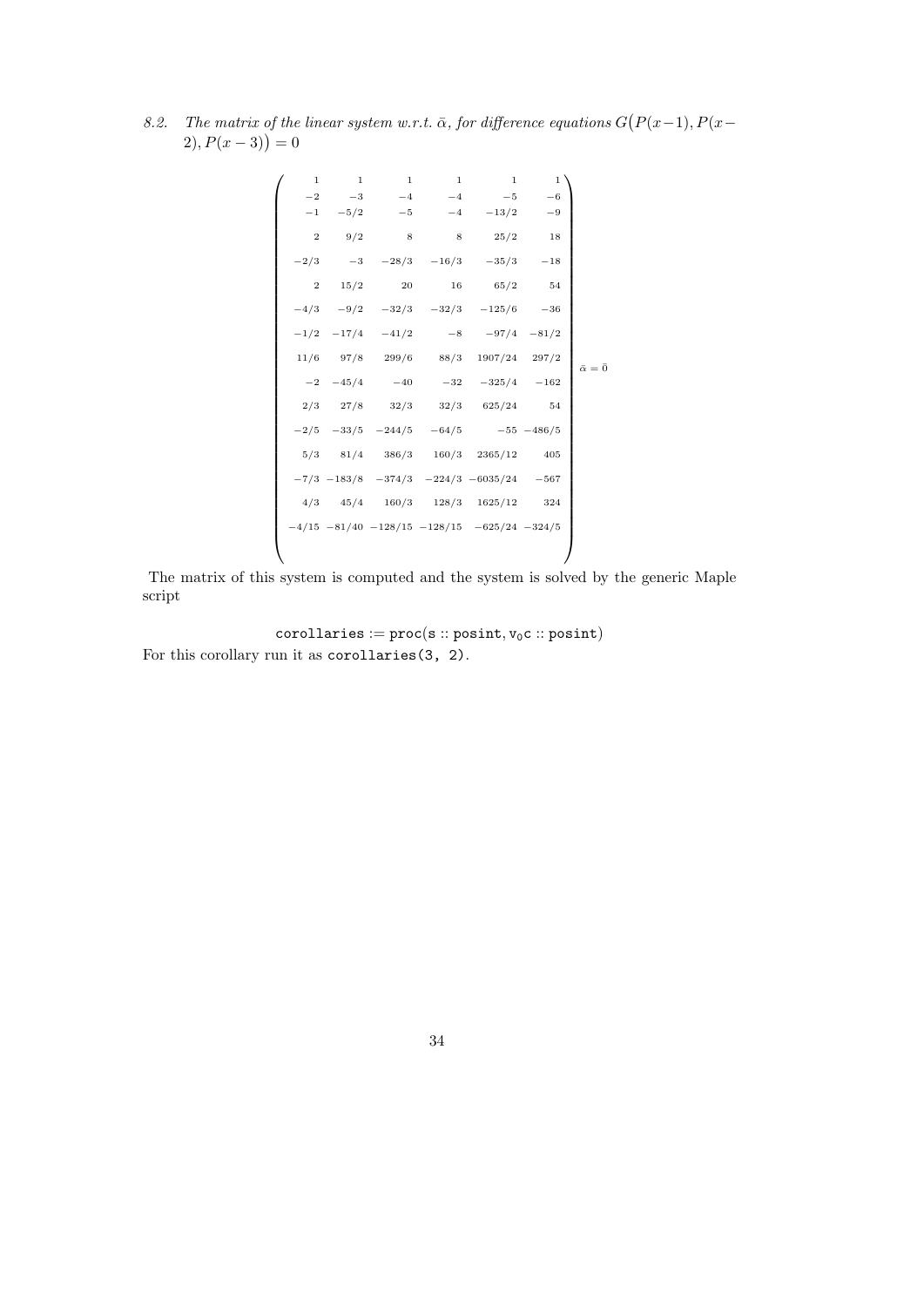*8.2. The matrix of the linear system w.r.t. $\bar{\alpha}$, for difference equations $G\big(P(x-1), P(x-2), P(x-3)\big) = 0$*

$$
\begin{pmatrix}
1 & 1 & 1 & 1 & 1 & 1 \\
-2 & -3 & -4 & -4 & -5 & -6 \\
-1 & -5/2 & -5 & -4 & -13/2 & -9 \\
2 & 9/2 & 8 & 8 & 25/2 & 18 \\
-2/3 & -3 & -28/3 & -16/3 & -35/3 & -18 \\
2 & 15/2 & 20 & 16 & 65/2 & 54 \\
-4/3 & -9/2 & -32/3 & -32/3 & -125/6 & -36 \\
-1/2 & -17/4 & -41/2 & -8 & -97/4 & -81/2 \\
11/6 & 97/8 & 299/6 & 88/3 & 1907/24 & 297/2 \\
-2 & -45/4 & -40 & -32 & -325/4 & -162 \\
2/3 & 27/8 & 32/3 & 32/3 & 625/24 & 54 \\
-2/5 & -33/5 & -244/5 & -64/5 & -55 & -486/5 \\
5/3 & 81/4 & 386/3 & 160/3 & 2365/12 & 405 \\
-7/3 & -183/8 & -374/3 & -224/3 & -6035/24 & -567 \\
4/3 & 45/4 & 160/3 & 128/3 & 1625/12 & 324 \\
-4/15 & -81/40 & -128/15 & -128/15 & -625/24 & -324/5
\end{pmatrix}
\bar{\alpha} = \bar{0}
$$

The matrix of this system is computed and the system is solved by the generic Maple script

$$\texttt{corollaries} := \texttt{proc}(\texttt{s} :: \texttt{posint}, \texttt{v}_0\texttt{c} :: \texttt{posint})$$

For this corollary run it as `corollaries(3, 2)`.